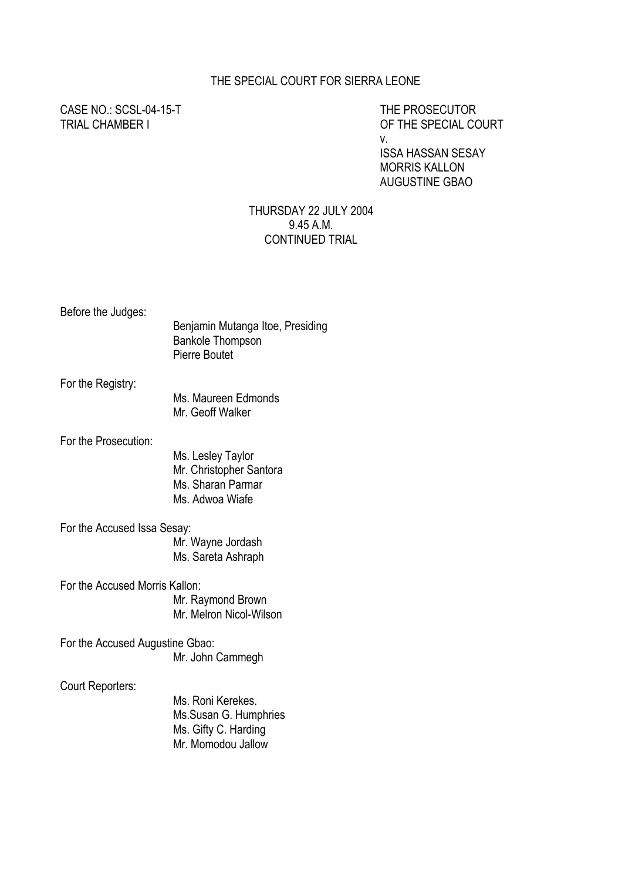THE SPECIAL COURT FOR SIERRA LEONE

CASE NO.: SCSL-04-15-T
TRIAL CHAMBER I

THE PROSECUTOR
OF THE SPECIAL COURT
v.
ISSA HASSAN SESAY
MORRIS KALLON
AUGUSTINE GBAO

THURSDAY 22 JULY 2004
9.45 A.M.
CONTINUED TRIAL

Before the Judges:
Benjamin Mutanga Itoe, Presiding
Bankole Thompson
Pierre Boutet

For the Registry:
Ms. Maureen Edmonds
Mr. Geoff Walker

For the Prosecution:
Ms. Lesley Taylor
Mr. Christopher Santora
Ms. Sharan Parmar
Ms. Adwoa Wiafe

For the Accused Issa Sesay:
Mr. Wayne Jordash
Ms. Sareta Ashraph

For the Accused Morris Kallon:
Mr. Raymond Brown
Mr. Melron Nicol-Wilson

For the Accused Augustine Gbao:
Mr. John Cammegh

Court Reporters:
Ms. Roni Kerekes.
Ms.Susan G. Humphries
Ms. Gifty C. Harding
Mr. Momodou Jallow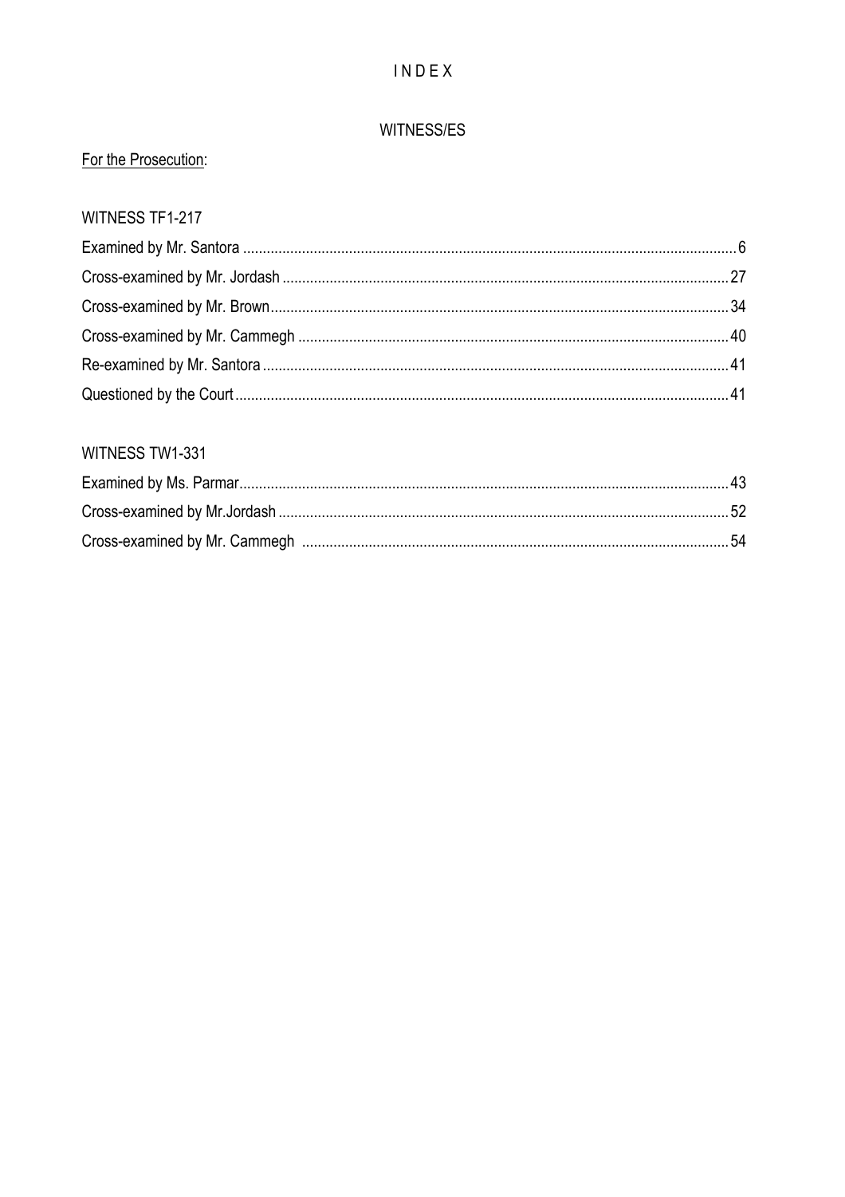# I N D E X

## WITNESS/ES

For the Prosecution:

WITNESS TF1-217

Examined by Mr. Santora ............................................................ 6
Cross-examined by Mr. Jordash ............................................................ 27
Cross-examined by Mr. Brown ............................................................ 34
Cross-examined by Mr. Cammegh ............................................................ 40
Re-examined by Mr. Santora ............................................................ 41
Questioned by the Court ............................................................ 41

WITNESS TW1-331

Examined by Ms. Parmar ............................................................ 43
Cross-examined by Mr.Jordash ............................................................ 52
Cross-examined by Mr. Cammegh ............................................................ 54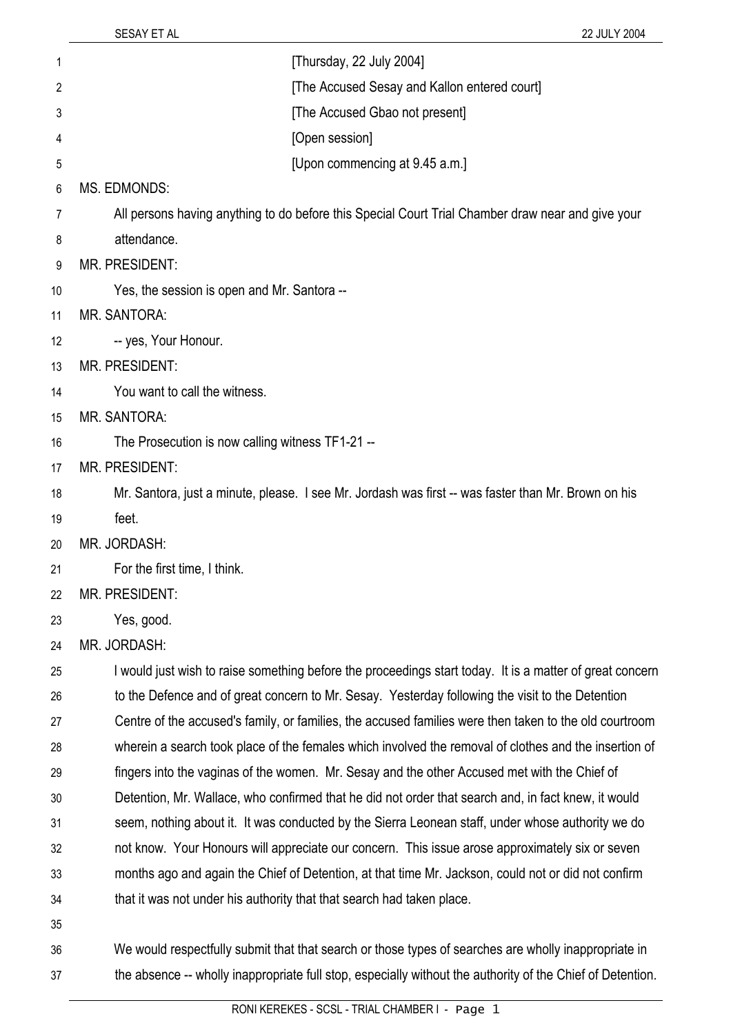[Thursday, 22 July 2004]

[The Accused Sesay and Kallon entered court]

[The Accused Gbao not present]

[Open session]

[Upon commencing at 9.45 a.m.]

MS. EDMONDS:

All persons having anything to do before this Special Court Trial Chamber draw near and give your attendance.

MR. PRESIDENT:

Yes, the session is open and Mr. Santora --

MR. SANTORA:

-- yes, Your Honour.

MR. PRESIDENT:

You want to call the witness.

MR. SANTORA:

The Prosecution is now calling witness TF1-21 --

MR. PRESIDENT:

Mr. Santora, just a minute, please. I see Mr. Jordash was first -- was faster than Mr. Brown on his feet.

MR. JORDASH:

For the first time, I think.

MR. PRESIDENT:

Yes, good.

MR. JORDASH:

I would just wish to raise something before the proceedings start today. It is a matter of great concern to the Defence and of great concern to Mr. Sesay. Yesterday following the visit to the Detention Centre of the accused's family, or families, the accused families were then taken to the old courtroom wherein a search took place of the females which involved the removal of clothes and the insertion of fingers into the vaginas of the women. Mr. Sesay and the other Accused met with the Chief of Detention, Mr. Wallace, who confirmed that he did not order that search and, in fact knew, it would seem, nothing about it. It was conducted by the Sierra Leonean staff, under whose authority we do not know. Your Honours will appreciate our concern. This issue arose approximately six or seven months ago and again the Chief of Detention, at that time Mr. Jackson, could not or did not confirm that it was not under his authority that that search had taken place.

We would respectfully submit that that search or those types of searches are wholly inappropriate in the absence -- wholly inappropriate full stop, especially without the authority of the Chief of Detention.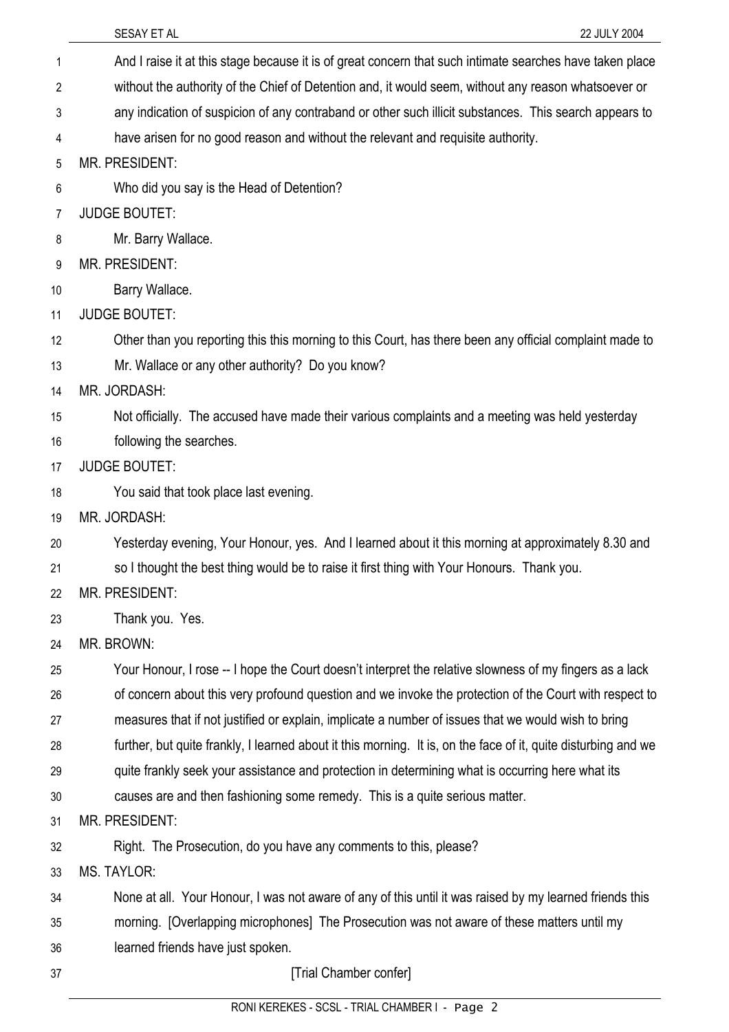And I raise it at this stage because it is of great concern that such intimate searches have taken place without the authority of the Chief of Detention and, it would seem, without any reason whatsoever or any indication of suspicion of any contraband or other such illicit substances. This search appears to have arisen for no good reason and without the relevant and requisite authority.

MR. PRESIDENT:

Who did you say is the Head of Detention?

JUDGE BOUTET:

Mr. Barry Wallace.

MR. PRESIDENT:

Barry Wallace.

JUDGE BOUTET:

Other than you reporting this this morning to this Court, has there been any official complaint made to Mr. Wallace or any other authority? Do you know?

MR. JORDASH:

Not officially. The accused have made their various complaints and a meeting was held yesterday following the searches.

JUDGE BOUTET:

You said that took place last evening.

MR. JORDASH:

Yesterday evening, Your Honour, yes. And I learned about it this morning at approximately 8.30 and so I thought the best thing would be to raise it first thing with Your Honours. Thank you.

MR. PRESIDENT:

Thank you. Yes.

MR. BROWN:

Your Honour, I rose -- I hope the Court doesn't interpret the relative slowness of my fingers as a lack of concern about this very profound question and we invoke the protection of the Court with respect to measures that if not justified or explain, implicate a number of issues that we would wish to bring further, but quite frankly, I learned about it this morning. It is, on the face of it, quite disturbing and we quite frankly seek your assistance and protection in determining what is occurring here what its causes are and then fashioning some remedy. This is a quite serious matter.

MR. PRESIDENT:

Right. The Prosecution, do you have any comments to this, please?

MS. TAYLOR:

None at all. Your Honour, I was not aware of any of this until it was raised by my learned friends this morning. [Overlapping microphones] The Prosecution was not aware of these matters until my learned friends have just spoken.

[Trial Chamber confer]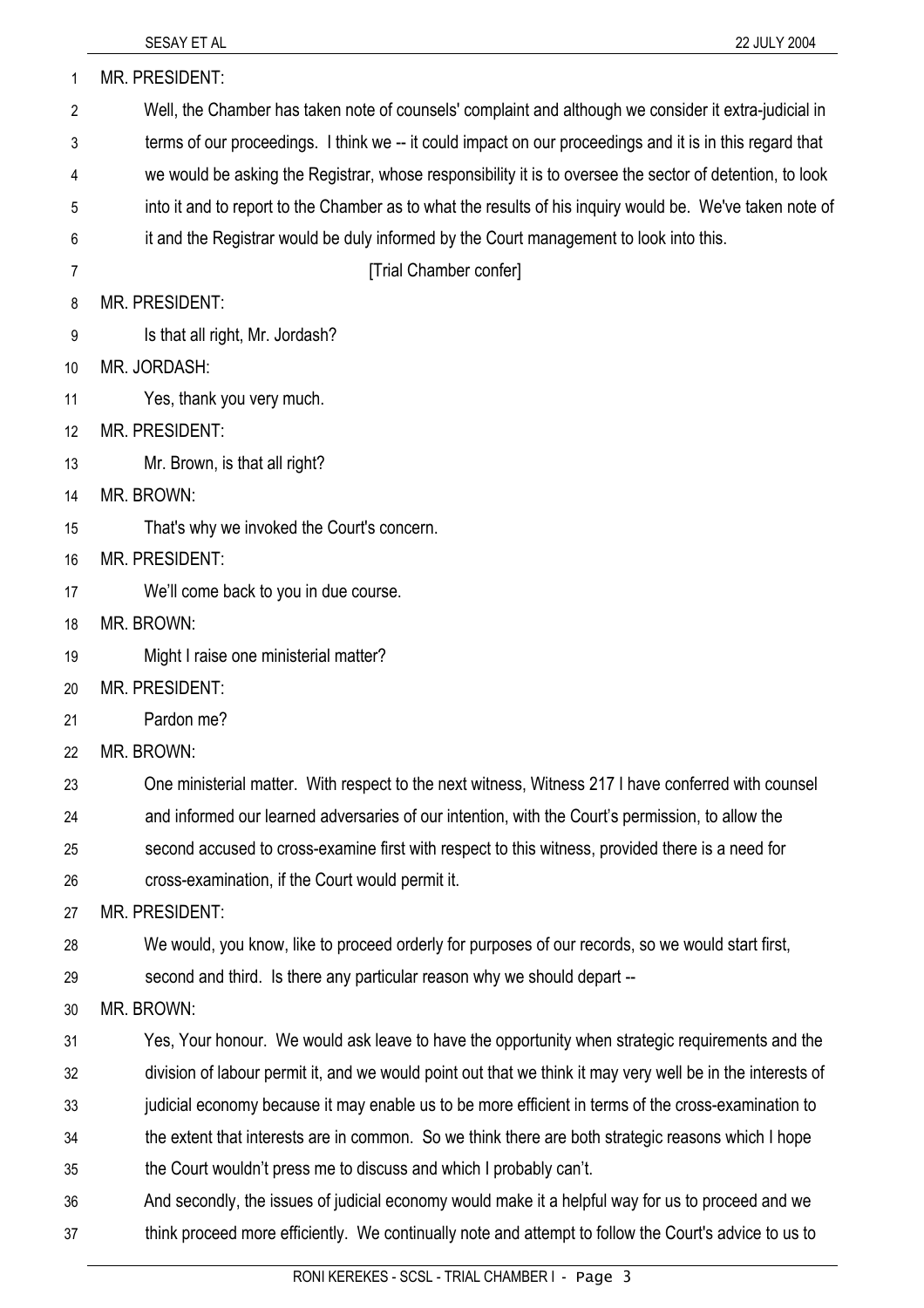MR. PRESIDENT:

Well, the Chamber has taken note of counsels' complaint and although we consider it extra-judicial in terms of our proceedings. I think we -- it could impact on our proceedings and it is in this regard that we would be asking the Registrar, whose responsibility it is to oversee the sector of detention, to look into it and to report to the Chamber as to what the results of his inquiry would be. We've taken note of it and the Registrar would be duly informed by the Court management to look into this.

[Trial Chamber confer]

MR. PRESIDENT:

Is that all right, Mr. Jordash?

MR. JORDASH:

Yes, thank you very much.

MR. PRESIDENT:

Mr. Brown, is that all right?

MR. BROWN:

That's why we invoked the Court's concern.

MR. PRESIDENT:

We'll come back to you in due course.

MR. BROWN:

Might I raise one ministerial matter?

MR. PRESIDENT:

Pardon me?

MR. BROWN:

One ministerial matter. With respect to the next witness, Witness 217 I have conferred with counsel and informed our learned adversaries of our intention, with the Court's permission, to allow the second accused to cross-examine first with respect to this witness, provided there is a need for cross-examination, if the Court would permit it.

MR. PRESIDENT:

We would, you know, like to proceed orderly for purposes of our records, so we would start first, second and third. Is there any particular reason why we should depart --

MR. BROWN:

Yes, Your honour. We would ask leave to have the opportunity when strategic requirements and the division of labour permit it, and we would point out that we think it may very well be in the interests of judicial economy because it may enable us to be more efficient in terms of the cross-examination to the extent that interests are in common. So we think there are both strategic reasons which I hope the Court wouldn't press me to discuss and which I probably can't.

And secondly, the issues of judicial economy would make it a helpful way for us to proceed and we think proceed more efficiently. We continually note and attempt to follow the Court's advice to us to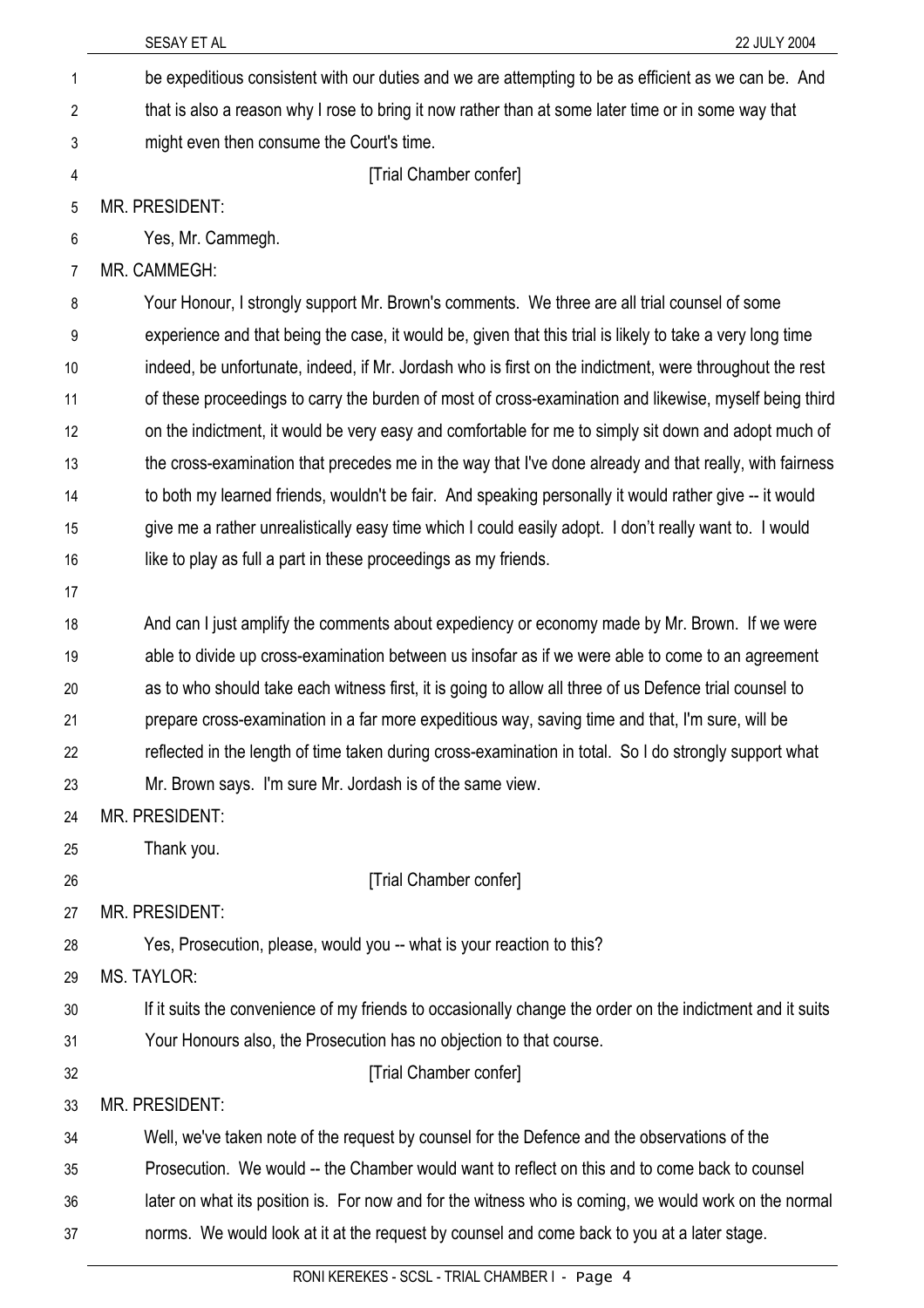be expeditious consistent with our duties and we are attempting to be as efficient as we can be. And that is also a reason why I rose to bring it now rather than at some later time or in some way that might even then consume the Court's time.

[Trial Chamber confer]

MR. PRESIDENT:

Yes, Mr. Cammegh.

MR. CAMMEGH:

Your Honour, I strongly support Mr. Brown's comments. We three are all trial counsel of some experience and that being the case, it would be, given that this trial is likely to take a very long time indeed, be unfortunate, indeed, if Mr. Jordash who is first on the indictment, were throughout the rest of these proceedings to carry the burden of most of cross-examination and likewise, myself being third on the indictment, it would be very easy and comfortable for me to simply sit down and adopt much of the cross-examination that precedes me in the way that I've done already and that really, with fairness to both my learned friends, wouldn't be fair. And speaking personally it would rather give -- it would give me a rather unrealistically easy time which I could easily adopt. I don't really want to. I would like to play as full a part in these proceedings as my friends.

And can I just amplify the comments about expediency or economy made by Mr. Brown. If we were able to divide up cross-examination between us insofar as if we were able to come to an agreement as to who should take each witness first, it is going to allow all three of us Defence trial counsel to prepare cross-examination in a far more expeditious way, saving time and that, I'm sure, will be reflected in the length of time taken during cross-examination in total. So I do strongly support what Mr. Brown says. I'm sure Mr. Jordash is of the same view.

MR. PRESIDENT:

Thank you.

[Trial Chamber confer]

MR. PRESIDENT:

Yes, Prosecution, please, would you -- what is your reaction to this?

MS. TAYLOR:

If it suits the convenience of my friends to occasionally change the order on the indictment and it suits Your Honours also, the Prosecution has no objection to that course.

[Trial Chamber confer]

MR. PRESIDENT:

Well, we've taken note of the request by counsel for the Defence and the observations of the Prosecution. We would -- the Chamber would want to reflect on this and to come back to counsel later on what its position is. For now and for the witness who is coming, we would work on the normal norms. We would look at it at the request by counsel and come back to you at a later stage.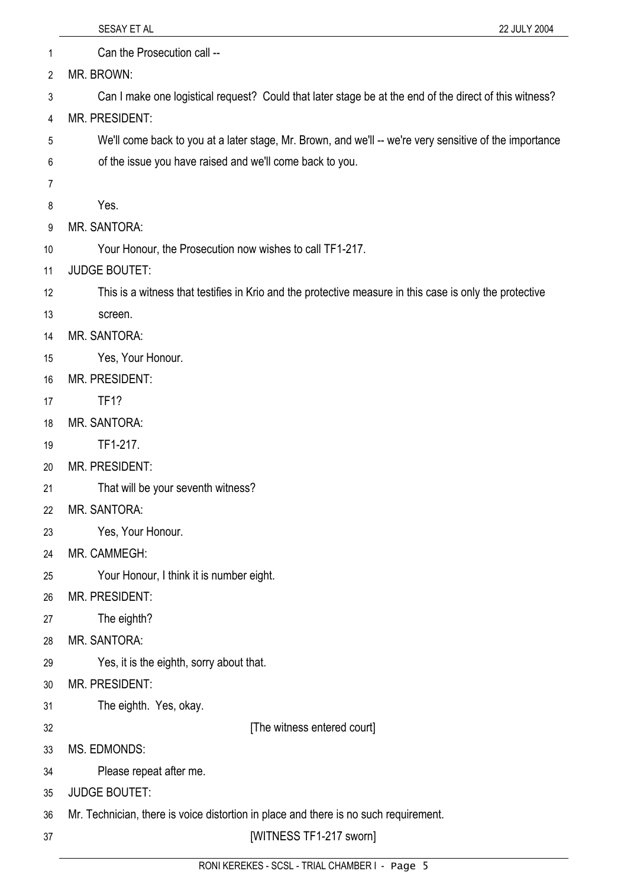Can the Prosecution call --

MR. BROWN:

Can I make one logistical request? Could that later stage be at the end of the direct of this witness?

MR. PRESIDENT:

We'll come back to you at a later stage, Mr. Brown, and we'll -- we're very sensitive of the importance of the issue you have raised and we'll come back to you.

Yes.

MR. SANTORA:

Your Honour, the Prosecution now wishes to call TF1-217.

JUDGE BOUTET:

This is a witness that testifies in Krio and the protective measure in this case is only the protective screen.

MR. SANTORA:

Yes, Your Honour.

MR. PRESIDENT:

TF1?

MR. SANTORA:

TF1-217.

MR. PRESIDENT:

That will be your seventh witness?

MR. SANTORA:

Yes, Your Honour.

MR. CAMMEGH:

Your Honour, I think it is number eight.

MR. PRESIDENT:

The eighth?

MR. SANTORA:

Yes, it is the eighth, sorry about that.

MR. PRESIDENT:

The eighth. Yes, okay.

[The witness entered court]

MS. EDMONDS:

Please repeat after me.

JUDGE BOUTET:

Mr. Technician, there is voice distortion in place and there is no such requirement.

[WITNESS TF1-217 sworn]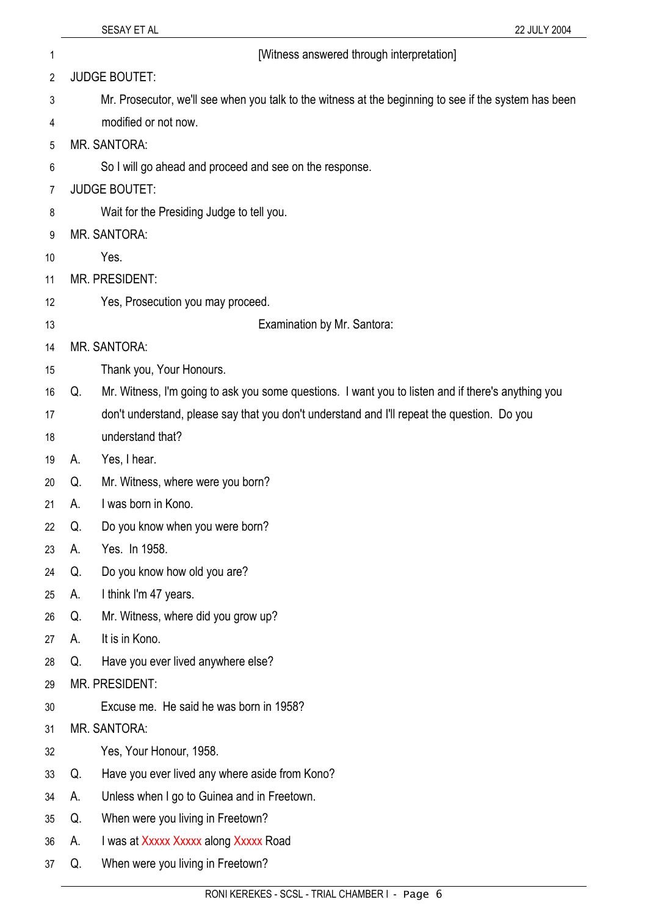[Witness answered through interpretation]

JUDGE BOUTET:

Mr. Prosecutor, we'll see when you talk to the witness at the beginning to see if the system has been modified or not now.

MR. SANTORA:

So I will go ahead and proceed and see on the response.

JUDGE BOUTET:

Wait for the Presiding Judge to tell you.

MR. SANTORA:

Yes.

MR. PRESIDENT:

Yes, Prosecution you may proceed.

Examination by Mr. Santora:

MR. SANTORA:

Thank you, Your Honours.

Q. Mr. Witness, I'm going to ask you some questions. I want you to listen and if there's anything you don't understand, please say that you don't understand and I'll repeat the question. Do you understand that?

A. Yes, I hear.

Q. Mr. Witness, where were you born?

A. I was born in Kono.

Q. Do you know when you were born?

A. Yes. In 1958.

Q. Do you know how old you are?

A. I think I'm 47 years.

Q. Mr. Witness, where did you grow up?

A. It is in Kono.

Q. Have you ever lived anywhere else?

MR. PRESIDENT:

Excuse me. He said he was born in 1958?

MR. SANTORA:

Yes, Your Honour, 1958.

Q. Have you ever lived any where aside from Kono?

A. Unless when I go to Guinea and in Freetown.

Q. When were you living in Freetown?

A. I was at Xxxxx Xxxxx along Xxxxx Road

Q. When were you living in Freetown?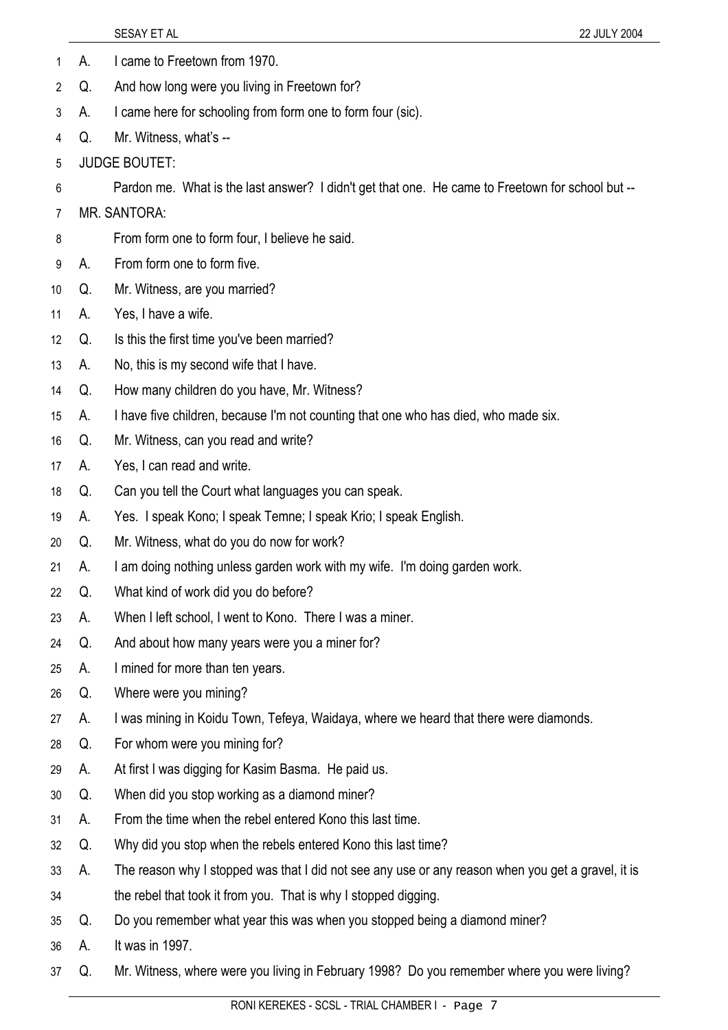A. I came to Freetown from 1970.

Q. And how long were you living in Freetown for?

A. I came here for schooling from form one to form four (sic).

Q. Mr. Witness, what's --

JUDGE BOUTET:

Pardon me. What is the last answer? I didn't get that one. He came to Freetown for school but --

MR. SANTORA:

From form one to form four, I believe he said.

A. From form one to form five.

Q. Mr. Witness, are you married?

A. Yes, I have a wife.

Q. Is this the first time you've been married?

A. No, this is my second wife that I have.

Q. How many children do you have, Mr. Witness?

A. I have five children, because I'm not counting that one who has died, who made six.

Q. Mr. Witness, can you read and write?

A. Yes, I can read and write.

Q. Can you tell the Court what languages you can speak.

A. Yes. I speak Kono; I speak Temne; I speak Krio; I speak English.

Q. Mr. Witness, what do you do now for work?

A. I am doing nothing unless garden work with my wife. I'm doing garden work.

Q. What kind of work did you do before?

A. When I left school, I went to Kono. There I was a miner.

Q. And about how many years were you a miner for?

A. I mined for more than ten years.

Q. Where were you mining?

A. I was mining in Koidu Town, Tefeya, Waidaya, where we heard that there were diamonds.

Q. For whom were you mining for?

A. At first I was digging for Kasim Basma. He paid us.

Q. When did you stop working as a diamond miner?

A. From the time when the rebel entered Kono this last time.

Q. Why did you stop when the rebels entered Kono this last time?

A. The reason why I stopped was that I did not see any use or any reason when you get a gravel, it is the rebel that took it from you. That is why I stopped digging.

Q. Do you remember what year this was when you stopped being a diamond miner?

A. It was in 1997.

Q. Mr. Witness, where were you living in February 1998? Do you remember where you were living?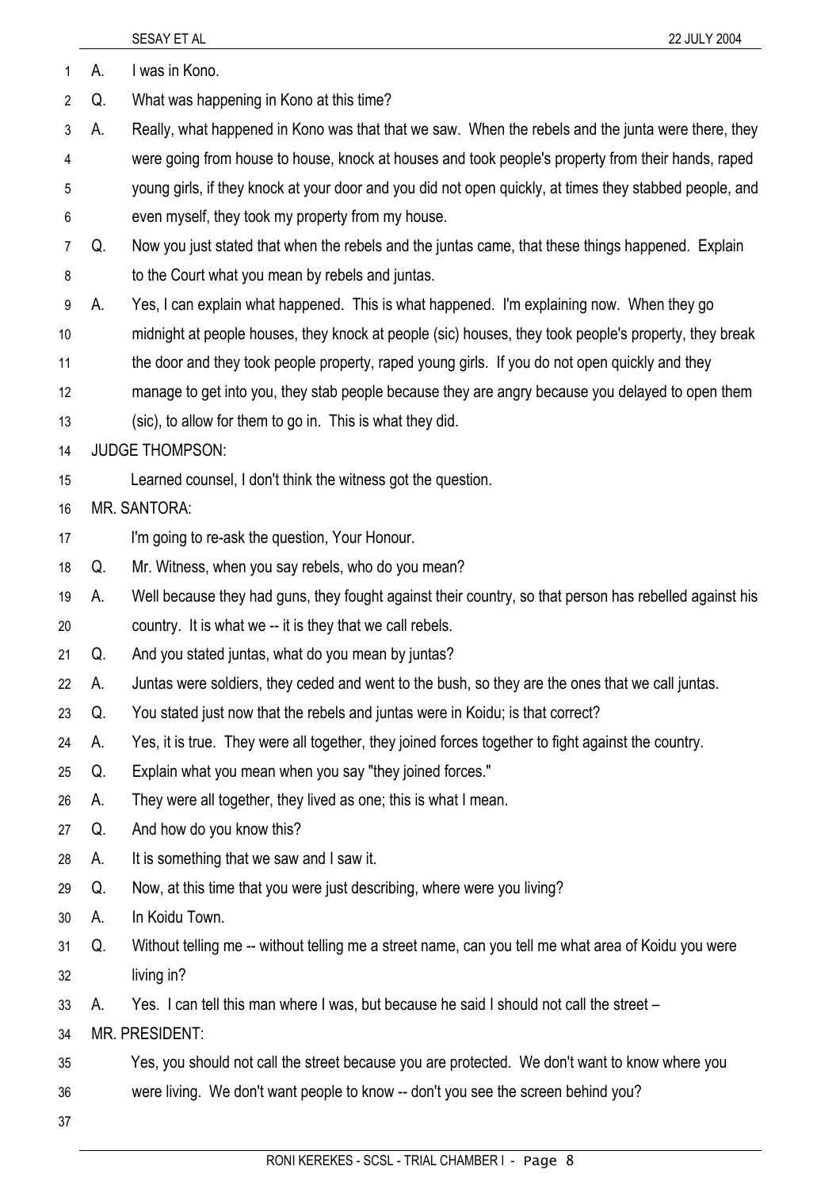A. I was in Kono.

Q. What was happening in Kono at this time?

A. Really, what happened in Kono was that that we saw. When the rebels and the junta were there, they were going from house to house, knock at houses and took people's property from their hands, raped young girls, if they knock at your door and you did not open quickly, at times they stabbed people, and even myself, they took my property from my house.

Q. Now you just stated that when the rebels and the juntas came, that these things happened. Explain to the Court what you mean by rebels and juntas.

A. Yes, I can explain what happened. This is what happened. I'm explaining now. When they go midnight at people houses, they knock at people (sic) houses, they took people's property, they break the door and they took people property, raped young girls. If you do not open quickly and they manage to get into you, they stab people because they are angry because you delayed to open them (sic), to allow for them to go in. This is what they did.

JUDGE THOMPSON:

Learned counsel, I don't think the witness got the question.

MR. SANTORA:

I'm going to re-ask the question, Your Honour.

Q. Mr. Witness, when you say rebels, who do you mean?

A. Well because they had guns, they fought against their country, so that person has rebelled against his country. It is what we -- it is they that we call rebels.

Q. And you stated juntas, what do you mean by juntas?

A. Juntas were soldiers, they ceded and went to the bush, so they are the ones that we call juntas.

Q. You stated just now that the rebels and juntas were in Koidu; is that correct?

A. Yes, it is true. They were all together, they joined forces together to fight against the country.

Q. Explain what you mean when you say "they joined forces."

A. They were all together, they lived as one; this is what I mean.

Q. And how do you know this?

A. It is something that we saw and I saw it.

Q. Now, at this time that you were just describing, where were you living?

A. In Koidu Town.

Q. Without telling me -- without telling me a street name, can you tell me what area of Koidu you were living in?

A. Yes. I can tell this man where I was, but because he said I should not call the street –

MR. PRESIDENT:

Yes, you should not call the street because you are protected. We don't want to know where you were living. We don't want people to know -- don't you see the screen behind you?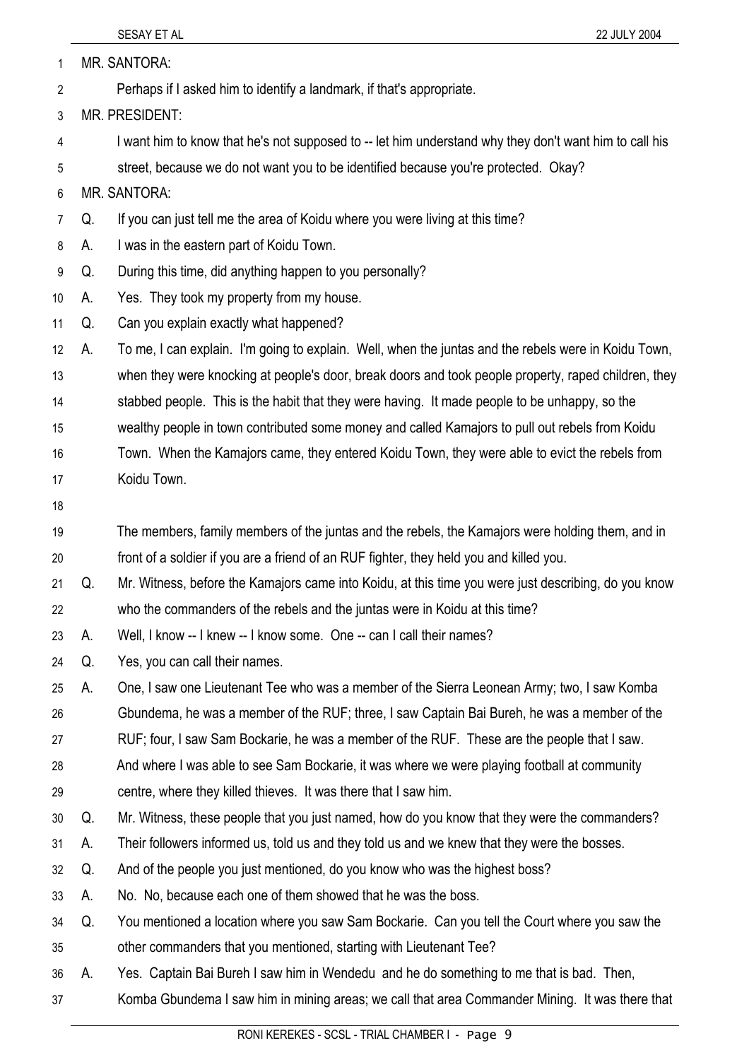MR. SANTORA:

Perhaps if I asked him to identify a landmark, if that's appropriate.

MR. PRESIDENT:

I want him to know that he's not supposed to -- let him understand why they don't want him to call his street, because we do not want you to be identified because you're protected. Okay?

MR. SANTORA:

Q. If you can just tell me the area of Koidu where you were living at this time?

A. I was in the eastern part of Koidu Town.

Q. During this time, did anything happen to you personally?

A. Yes. They took my property from my house.

Q. Can you explain exactly what happened?

A. To me, I can explain. I'm going to explain. Well, when the juntas and the rebels were in Koidu Town, when they were knocking at people's door, break doors and took people property, raped children, they stabbed people. This is the habit that they were having. It made people to be unhappy, so the wealthy people in town contributed some money and called Kamajors to pull out rebels from Koidu Town. When the Kamajors came, they entered Koidu Town, they were able to evict the rebels from Koidu Town.

The members, family members of the juntas and the rebels, the Kamajors were holding them, and in front of a soldier if you are a friend of an RUF fighter, they held you and killed you.

Q. Mr. Witness, before the Kamajors came into Koidu, at this time you were just describing, do you know who the commanders of the rebels and the juntas were in Koidu at this time?

A. Well, I know -- I knew -- I know some. One -- can I call their names?

Q. Yes, you can call their names.

A. One, I saw one Lieutenant Tee who was a member of the Sierra Leonean Army; two, I saw Komba Gbundema, he was a member of the RUF; three, I saw Captain Bai Bureh, he was a member of the RUF; four, I saw Sam Bockarie, he was a member of the RUF. These are the people that I saw. And where I was able to see Sam Bockarie, it was where we were playing football at community centre, where they killed thieves. It was there that I saw him.

Q. Mr. Witness, these people that you just named, how do you know that they were the commanders?

A. Their followers informed us, told us and they told us and we knew that they were the bosses.

Q. And of the people you just mentioned, do you know who was the highest boss?

A. No. No, because each one of them showed that he was the boss.

Q. You mentioned a location where you saw Sam Bockarie. Can you tell the Court where you saw the other commanders that you mentioned, starting with Lieutenant Tee?

A. Yes. Captain Bai Bureh I saw him in Wendedu and he do something to me that is bad. Then, Komba Gbundema I saw him in mining areas; we call that area Commander Mining. It was there that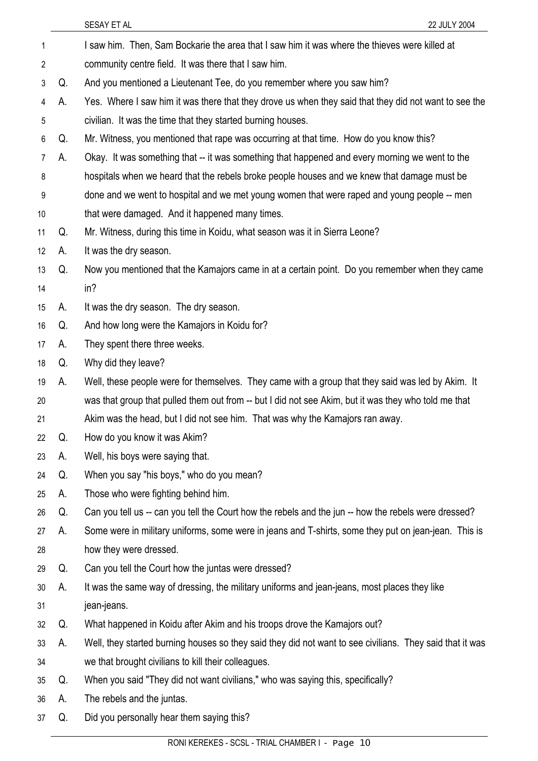I saw him. Then, Sam Bockarie the area that I saw him it was where the thieves were killed at community centre field. It was there that I saw him.

Q. And you mentioned a Lieutenant Tee, do you remember where you saw him?

A. Yes. Where I saw him it was there that they drove us when they said that they did not want to see the civilian. It was the time that they started burning houses.

Q. Mr. Witness, you mentioned that rape was occurring at that time. How do you know this?

A. Okay. It was something that -- it was something that happened and every morning we went to the hospitals when we heard that the rebels broke people houses and we knew that damage must be done and we went to hospital and we met young women that were raped and young people -- men that were damaged. And it happened many times.

Q. Mr. Witness, during this time in Koidu, what season was it in Sierra Leone?

A. It was the dry season.

Q. Now you mentioned that the Kamajors came in at a certain point. Do you remember when they came in?

A. It was the dry season. The dry season.

Q. And how long were the Kamajors in Koidu for?

A. They spent there three weeks.

Q. Why did they leave?

A. Well, these people were for themselves. They came with a group that they said was led by Akim. It was that group that pulled them out from -- but I did not see Akim, but it was they who told me that Akim was the head, but I did not see him. That was why the Kamajors ran away.

Q. How do you know it was Akim?

A. Well, his boys were saying that.

Q. When you say "his boys," who do you mean?

A. Those who were fighting behind him.

Q. Can you tell us -- can you tell the Court how the rebels and the jun -- how the rebels were dressed?

A. Some were in military uniforms, some were in jeans and T-shirts, some they put on jean-jean. This is how they were dressed.

Q. Can you tell the Court how the juntas were dressed?

A. It was the same way of dressing, the military uniforms and jean-jeans, most places they like jean-jeans.

Q. What happened in Koidu after Akim and his troops drove the Kamajors out?

A. Well, they started burning houses so they said they did not want to see civilians. They said that it was we that brought civilians to kill their colleagues.

Q. When you said "They did not want civilians," who was saying this, specifically?

A. The rebels and the juntas.

Q. Did you personally hear them saying this?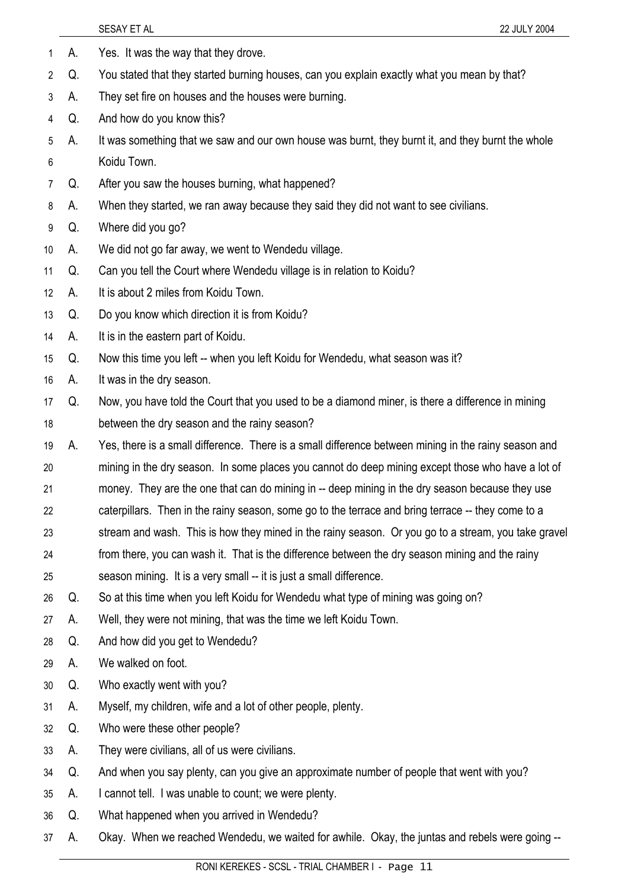A. Yes. It was the way that they drove.

Q. You stated that they started burning houses, can you explain exactly what you mean by that?

A. They set fire on houses and the houses were burning.

Q. And how do you know this?

A. It was something that we saw and our own house was burnt, they burnt it, and they burnt the whole Koidu Town.

Q. After you saw the houses burning, what happened?

A. When they started, we ran away because they said they did not want to see civilians.

Q. Where did you go?

A. We did not go far away, we went to Wendedu village.

Q. Can you tell the Court where Wendedu village is in relation to Koidu?

A. It is about 2 miles from Koidu Town.

Q. Do you know which direction it is from Koidu?

A. It is in the eastern part of Koidu.

Q. Now this time you left -- when you left Koidu for Wendedu, what season was it?

A. It was in the dry season.

Q. Now, you have told the Court that you used to be a diamond miner, is there a difference in mining between the dry season and the rainy season?

A. Yes, there is a small difference. There is a small difference between mining in the rainy season and mining in the dry season. In some places you cannot do deep mining except those who have a lot of money. They are the one that can do mining in -- deep mining in the dry season because they use caterpillars. Then in the rainy season, some go to the terrace and bring terrace -- they come to a stream and wash. This is how they mined in the rainy season. Or you go to a stream, you take gravel from there, you can wash it. That is the difference between the dry season mining and the rainy season mining. It is a very small -- it is just a small difference.

Q. So at this time when you left Koidu for Wendedu what type of mining was going on?

A. Well, they were not mining, that was the time we left Koidu Town.

Q. And how did you get to Wendedu?

A. We walked on foot.

Q. Who exactly went with you?

A. Myself, my children, wife and a lot of other people, plenty.

Q. Who were these other people?

A. They were civilians, all of us were civilians.

Q. And when you say plenty, can you give an approximate number of people that went with you?

A. I cannot tell. I was unable to count; we were plenty.

Q. What happened when you arrived in Wendedu?

A. Okay. When we reached Wendedu, we waited for awhile. Okay, the juntas and rebels were going --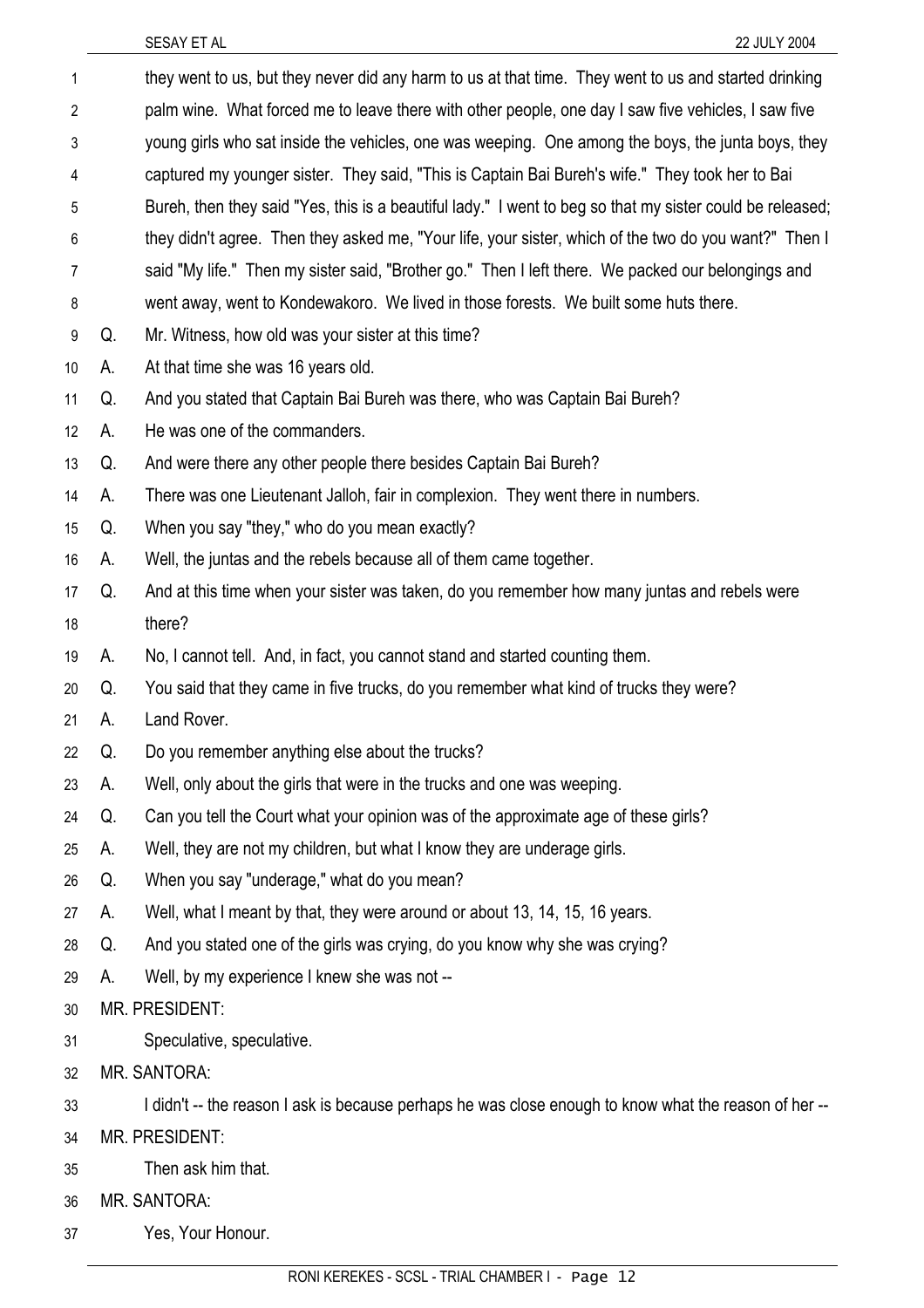they went to us, but they never did any harm to us at that time. They went to us and started drinking palm wine. What forced me to leave there with other people, one day I saw five vehicles, I saw five young girls who sat inside the vehicles, one was weeping. One among the boys, the junta boys, they captured my younger sister. They said, "This is Captain Bai Bureh's wife." They took her to Bai Bureh, then they said "Yes, this is a beautiful lady." I went to beg so that my sister could be released; they didn't agree. Then they asked me, "Your life, your sister, which of the two do you want?" Then I said "My life." Then my sister said, "Brother go." Then I left there. We packed our belongings and went away, went to Kondewakoro. We lived in those forests. We built some huts there.

Q. Mr. Witness, how old was your sister at this time?

A. At that time she was 16 years old.

Q. And you stated that Captain Bai Bureh was there, who was Captain Bai Bureh?

A. He was one of the commanders.

Q. And were there any other people there besides Captain Bai Bureh?

A. There was one Lieutenant Jalloh, fair in complexion. They went there in numbers.

Q. When you say "they," who do you mean exactly?

A. Well, the juntas and the rebels because all of them came together.

Q. And at this time when your sister was taken, do you remember how many juntas and rebels were there?

A. No, I cannot tell. And, in fact, you cannot stand and started counting them.

Q. You said that they came in five trucks, do you remember what kind of trucks they were?

A. Land Rover.

Q. Do you remember anything else about the trucks?

A. Well, only about the girls that were in the trucks and one was weeping.

Q. Can you tell the Court what your opinion was of the approximate age of these girls?

A. Well, they are not my children, but what I know they are underage girls.

Q. When you say "underage," what do you mean?

A. Well, what I meant by that, they were around or about 13, 14, 15, 16 years.

Q. And you stated one of the girls was crying, do you know why she was crying?

A. Well, by my experience I knew she was not --

MR. PRESIDENT:

Speculative, speculative.

MR. SANTORA:

I didn't -- the reason I ask is because perhaps he was close enough to know what the reason of her --

MR. PRESIDENT:

Then ask him that.

MR. SANTORA:

Yes, Your Honour.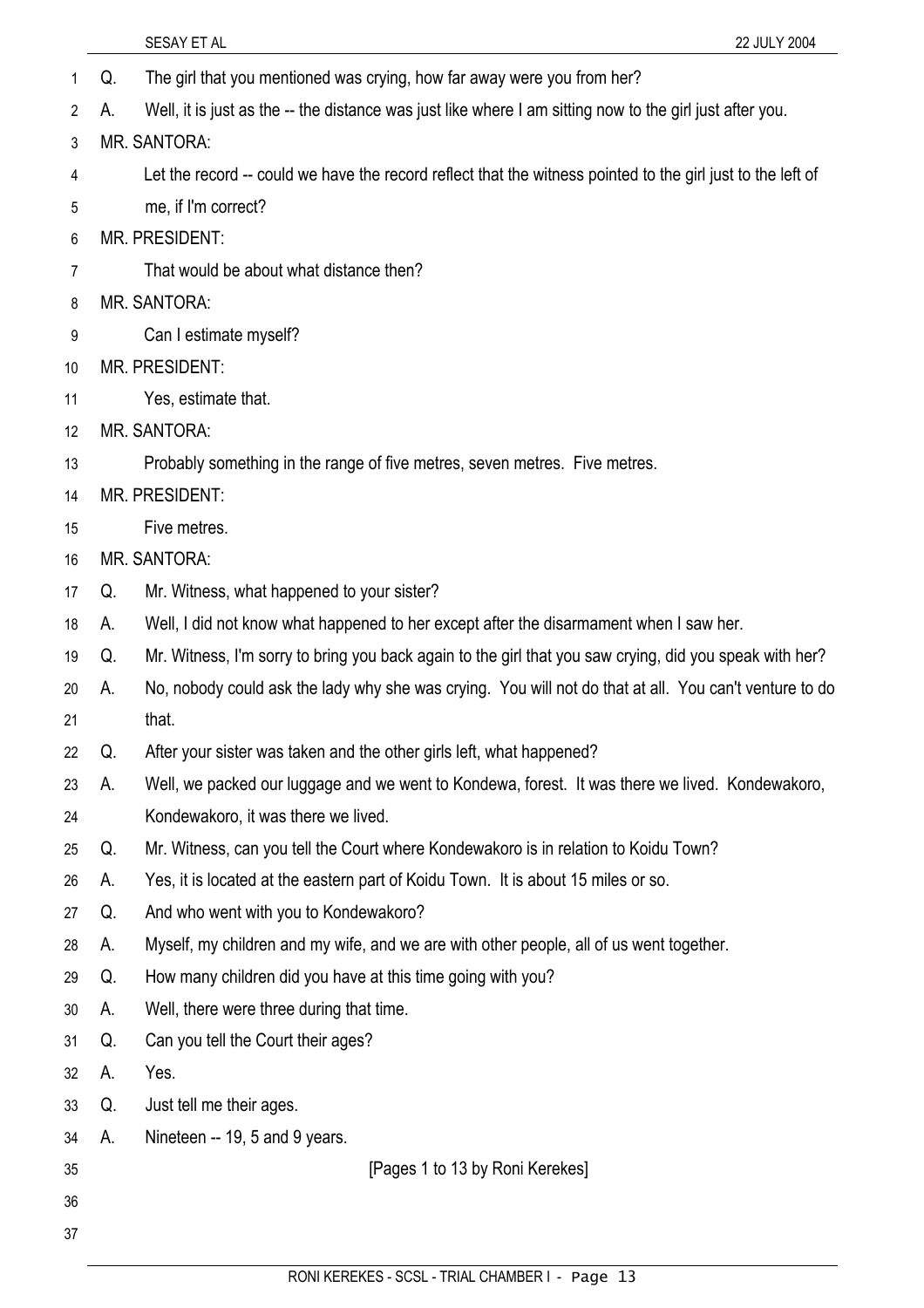Q. The girl that you mentioned was crying, how far away were you from her?

A. Well, it is just as the -- the distance was just like where I am sitting now to the girl just after you.

MR. SANTORA:

Let the record -- could we have the record reflect that the witness pointed to the girl just to the left of me, if I'm correct?

MR. PRESIDENT:

That would be about what distance then?

MR. SANTORA:

Can I estimate myself?

MR. PRESIDENT:

Yes, estimate that.

MR. SANTORA:

Probably something in the range of five metres, seven metres. Five metres.

MR. PRESIDENT:

Five metres.

MR. SANTORA:

Q. Mr. Witness, what happened to your sister?

A. Well, I did not know what happened to her except after the disarmament when I saw her.

Q. Mr. Witness, I'm sorry to bring you back again to the girl that you saw crying, did you speak with her?

A. No, nobody could ask the lady why she was crying. You will not do that at all. You can't venture to do that.

Q. After your sister was taken and the other girls left, what happened?

A. Well, we packed our luggage and we went to Kondewa, forest. It was there we lived. Kondewakoro, Kondewakoro, it was there we lived.

Q. Mr. Witness, can you tell the Court where Kondewakoro is in relation to Koidu Town?

A. Yes, it is located at the eastern part of Koidu Town. It is about 15 miles or so.

Q. And who went with you to Kondewakoro?

A. Myself, my children and my wife, and we are with other people, all of us went together.

Q. How many children did you have at this time going with you?

A. Well, there were three during that time.

Q. Can you tell the Court their ages?

A. Yes.

Q. Just tell me their ages.

A. Nineteen -- 19, 5 and 9 years.

[Pages 1 to 13 by Roni Kerekes]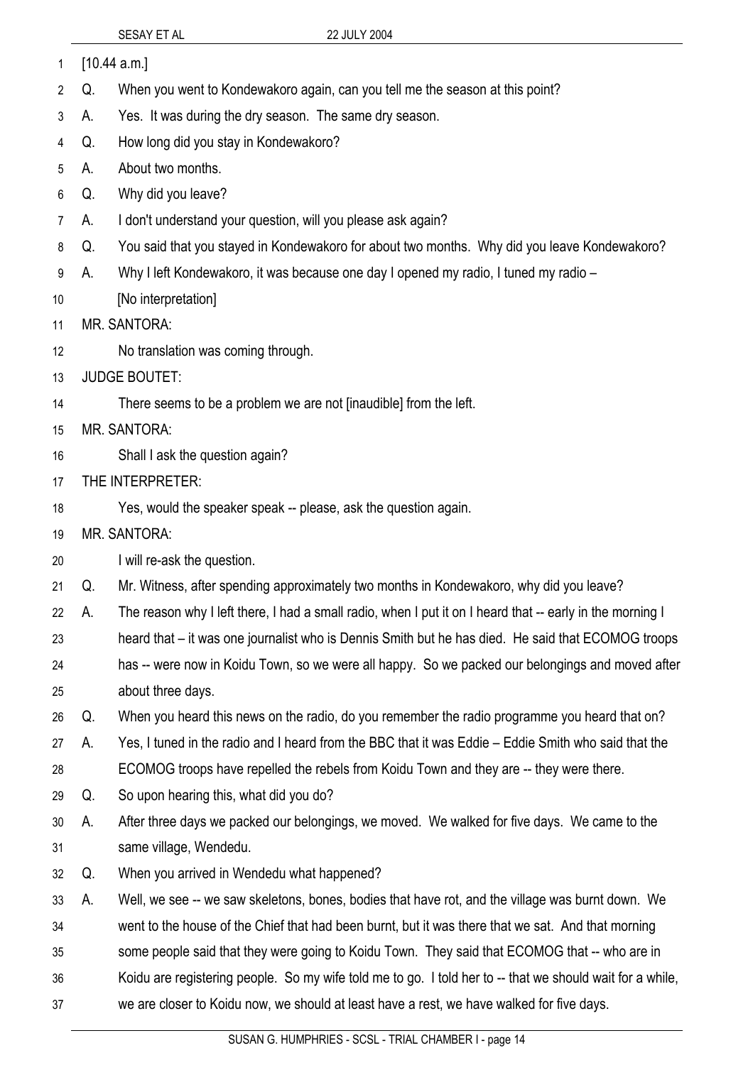[10.44 a.m.]

Q. When you went to Kondewakoro again, can you tell me the season at this point?

A. Yes. It was during the dry season. The same dry season.

Q. How long did you stay in Kondewakoro?

A. About two months.

Q. Why did you leave?

A. I don't understand your question, will you please ask again?

Q. You said that you stayed in Kondewakoro for about two months. Why did you leave Kondewakoro?

A. Why I left Kondewakoro, it was because one day I opened my radio, I tuned my radio –

[No interpretation]

MR. SANTORA:

No translation was coming through.

JUDGE BOUTET:

There seems to be a problem we are not [inaudible] from the left.

MR. SANTORA:

Shall I ask the question again?

THE INTERPRETER:

Yes, would the speaker speak -- please, ask the question again.

MR. SANTORA:

I will re-ask the question.

Q. Mr. Witness, after spending approximately two months in Kondewakoro, why did you leave?

A. The reason why I left there, I had a small radio, when I put it on I heard that -- early in the morning I heard that – it was one journalist who is Dennis Smith but he has died. He said that ECOMOG troops has -- were now in Koidu Town, so we were all happy. So we packed our belongings and moved after about three days.

Q. When you heard this news on the radio, do you remember the radio programme you heard that on?

A. Yes, I tuned in the radio and I heard from the BBC that it was Eddie – Eddie Smith who said that the ECOMOG troops have repelled the rebels from Koidu Town and they are -- they were there.

Q. So upon hearing this, what did you do?

A. After three days we packed our belongings, we moved. We walked for five days. We came to the same village, Wendedu.

Q. When you arrived in Wendedu what happened?

A. Well, we see -- we saw skeletons, bones, bodies that have rot, and the village was burnt down. We went to the house of the Chief that had been burnt, but it was there that we sat. And that morning some people said that they were going to Koidu Town. They said that ECOMOG that -- who are in Koidu are registering people. So my wife told me to go. I told her to -- that we should wait for a while, we are closer to Koidu now, we should at least have a rest, we have walked for five days.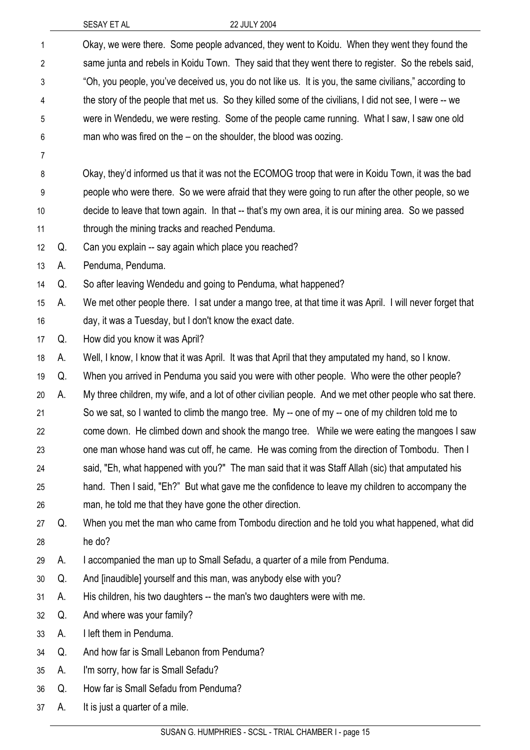Okay, we were there. Some people advanced, they went to Koidu. When they went they found the same junta and rebels in Koidu Town. They said that they went there to register. So the rebels said, "Oh, you people, you've deceived us, you do not like us. It is you, the same civilians," according to the story of the people that met us. So they killed some of the civilians, I did not see, I were -- we were in Wendedu, we were resting. Some of the people came running. What I saw, I saw one old man who was fired on the – on the shoulder, the blood was oozing.

Okay, they'd informed us that it was not the ECOMOG troop that were in Koidu Town, it was the bad people who were there. So we were afraid that they were going to run after the other people, so we decide to leave that town again. In that -- that's my own area, it is our mining area. So we passed through the mining tracks and reached Penduma.

Q. Can you explain -- say again which place you reached?

A. Penduma, Penduma.

Q. So after leaving Wendedu and going to Penduma, what happened?

A. We met other people there. I sat under a mango tree, at that time it was April. I will never forget that day, it was a Tuesday, but I don't know the exact date.

Q. How did you know it was April?

A. Well, I know, I know that it was April. It was that April that they amputated my hand, so I know.

Q. When you arrived in Penduma you said you were with other people. Who were the other people?

A. My three children, my wife, and a lot of other civilian people. And we met other people who sat there. So we sat, so I wanted to climb the mango tree. My -- one of my -- one of my children told me to come down. He climbed down and shook the mango tree. While we were eating the mangoes I saw one man whose hand was cut off, he came. He was coming from the direction of Tombodu. Then I said, "Eh, what happened with you?" The man said that it was Staff Allah (sic) that amputated his hand. Then I said, "Eh?" But what gave me the confidence to leave my children to accompany the man, he told me that they have gone the other direction.

Q. When you met the man who came from Tombodu direction and he told you what happened, what did he do?

A. I accompanied the man up to Small Sefadu, a quarter of a mile from Penduma.

Q. And [inaudible] yourself and this man, was anybody else with you?

A. His children, his two daughters -- the man's two daughters were with me.

Q. And where was your family?

A. I left them in Penduma.

Q. And how far is Small Lebanon from Penduma?

A. I'm sorry, how far is Small Sefadu?

Q. How far is Small Sefadu from Penduma?

A. It is just a quarter of a mile.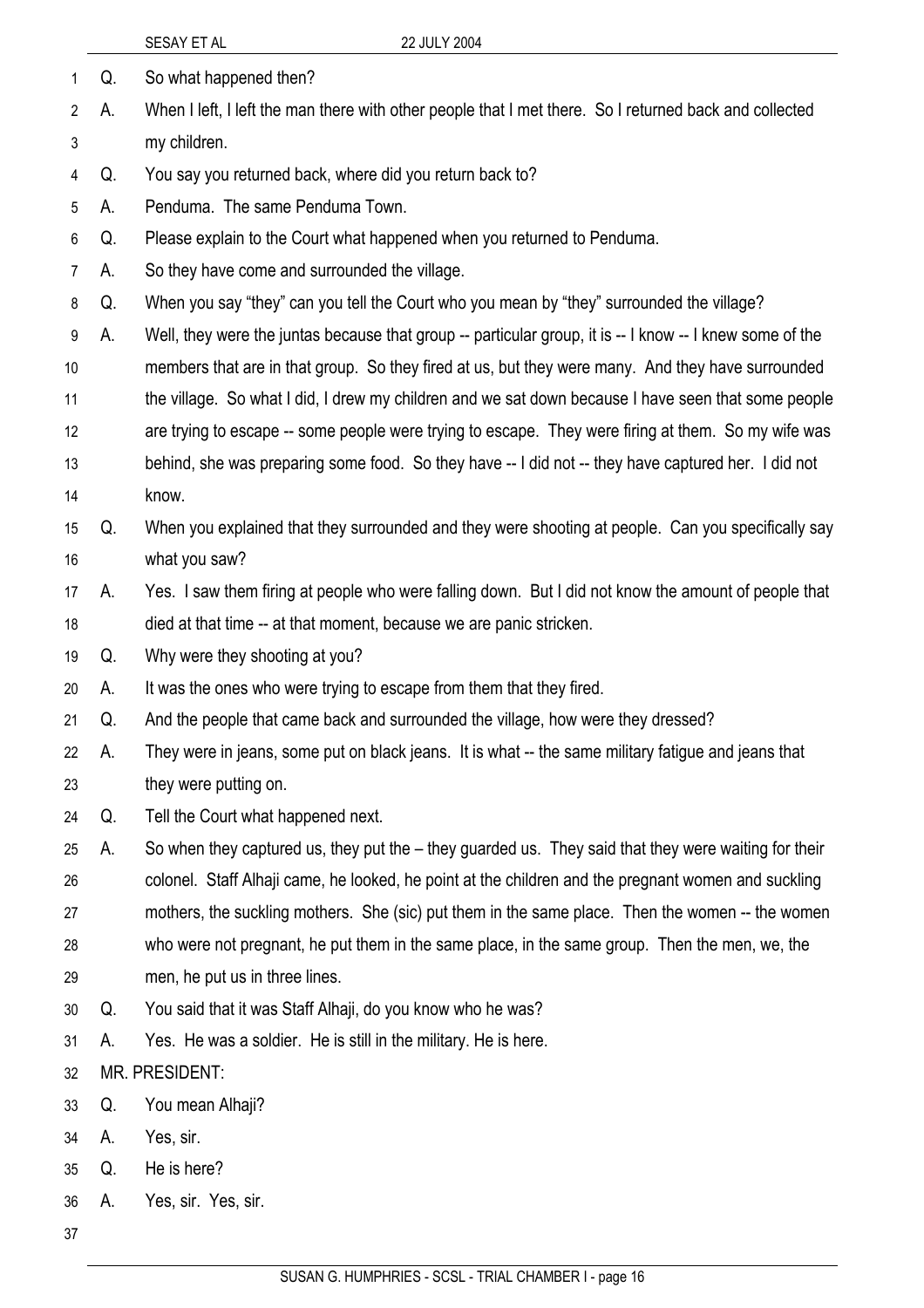Q. So what happened then?

A. When I left, I left the man there with other people that I met there. So I returned back and collected my children.

Q. You say you returned back, where did you return back to?

A. Penduma. The same Penduma Town.

Q. Please explain to the Court what happened when you returned to Penduma.

A. So they have come and surrounded the village.

Q. When you say "they" can you tell the Court who you mean by "they" surrounded the village?

A. Well, they were the juntas because that group -- particular group, it is -- I know -- I knew some of the members that are in that group. So they fired at us, but they were many. And they have surrounded the village. So what I did, I drew my children and we sat down because I have seen that some people are trying to escape -- some people were trying to escape. They were firing at them. So my wife was behind, she was preparing some food. So they have -- I did not -- they have captured her. I did not know.

Q. When you explained that they surrounded and they were shooting at people. Can you specifically say what you saw?

A. Yes. I saw them firing at people who were falling down. But I did not know the amount of people that died at that time -- at that moment, because we are panic stricken.

Q. Why were they shooting at you?

A. It was the ones who were trying to escape from them that they fired.

Q. And the people that came back and surrounded the village, how were they dressed?

A. They were in jeans, some put on black jeans. It is what -- the same military fatigue and jeans that they were putting on.

Q. Tell the Court what happened next.

A. So when they captured us, they put the – they guarded us. They said that they were waiting for their colonel. Staff Alhaji came, he looked, he point at the children and the pregnant women and suckling mothers, the suckling mothers. She (sic) put them in the same place. Then the women -- the women who were not pregnant, he put them in the same place, in the same group. Then the men, we, the men, he put us in three lines.

Q. You said that it was Staff Alhaji, do you know who he was?

A. Yes. He was a soldier. He is still in the military. He is here.

MR. PRESIDENT:

Q. You mean Alhaji?

A. Yes, sir.

Q. He is here?

A. Yes, sir. Yes, sir.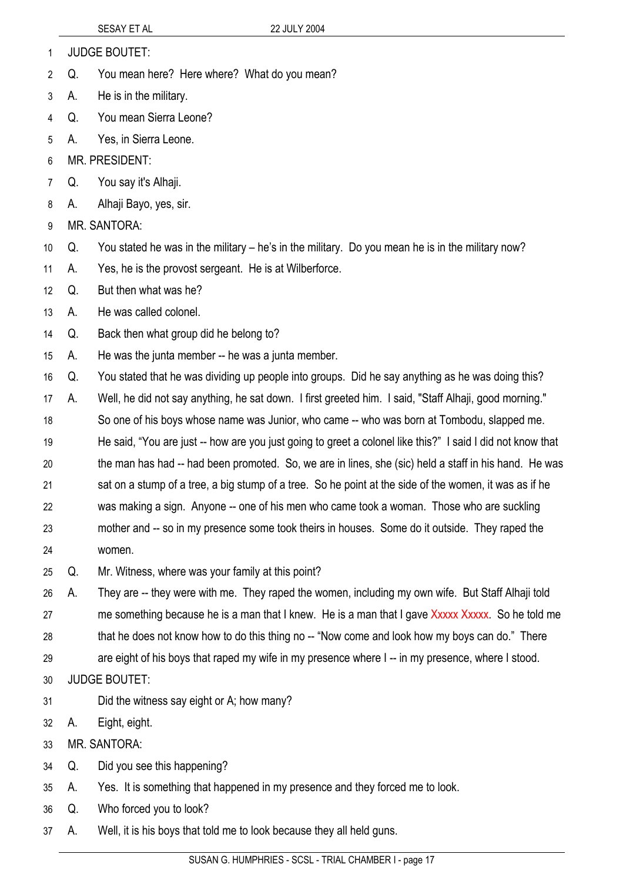JUDGE BOUTET:

Q. You mean here? Here where? What do you mean?

A. He is in the military.

Q. You mean Sierra Leone?

A. Yes, in Sierra Leone.

MR. PRESIDENT:

Q. You say it's Alhaji.

A. Alhaji Bayo, yes, sir.

MR. SANTORA:

Q. You stated he was in the military – he's in the military. Do you mean he is in the military now?

A. Yes, he is the provost sergeant. He is at Wilberforce.

Q. But then what was he?

A. He was called colonel.

Q. Back then what group did he belong to?

A. He was the junta member -- he was a junta member.

Q. You stated that he was dividing up people into groups. Did he say anything as he was doing this?

A. Well, he did not say anything, he sat down. I first greeted him. I said, "Staff Alhaji, good morning." So one of his boys whose name was Junior, who came -- who was born at Tombodu, slapped me. He said, "You are just -- how are you just going to greet a colonel like this?" I said I did not know that the man has had -- had been promoted. So, we are in lines, she (sic) held a staff in his hand. He was sat on a stump of a tree, a big stump of a tree. So he point at the side of the women, it was as if he was making a sign. Anyone -- one of his men who came took a woman. Those who are suckling mother and -- so in my presence some took theirs in houses. Some do it outside. They raped the women.

Q. Mr. Witness, where was your family at this point?

A. They are -- they were with me. They raped the women, including my own wife. But Staff Alhaji told me something because he is a man that I knew. He is a man that I gave Xxxxx Xxxxx. So he told me that he does not know how to do this thing no -- "Now come and look how my boys can do." There are eight of his boys that raped my wife in my presence where I -- in my presence, where I stood.

JUDGE BOUTET:

Did the witness say eight or A; how many?

A. Eight, eight.

MR. SANTORA:

Q. Did you see this happening?

A. Yes. It is something that happened in my presence and they forced me to look.

Q. Who forced you to look?

A. Well, it is his boys that told me to look because they all held guns.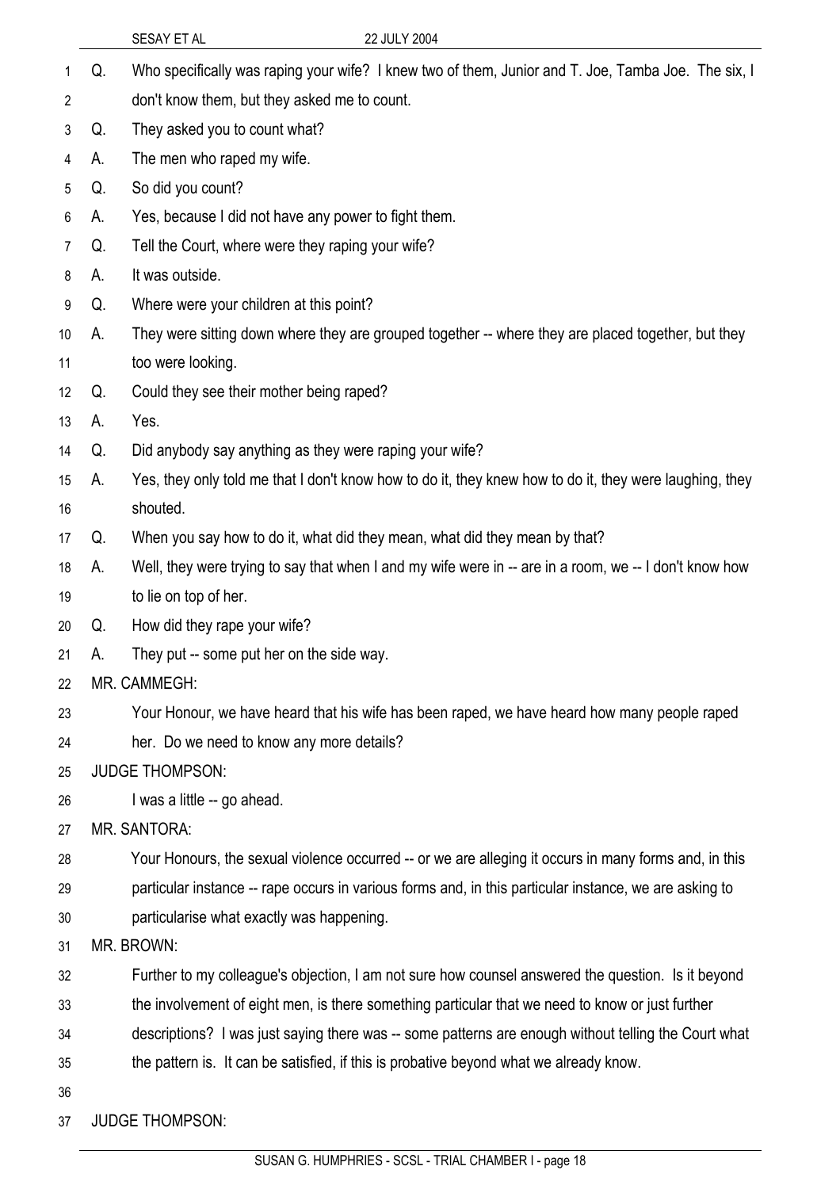Q. Who specifically was raping your wife? I knew two of them, Junior and T. Joe, Tamba Joe. The six, I don't know them, but they asked me to count.

Q. They asked you to count what?

A. The men who raped my wife.

Q. So did you count?

A. Yes, because I did not have any power to fight them.

Q. Tell the Court, where were they raping your wife?

A. It was outside.

Q. Where were your children at this point?

A. They were sitting down where they are grouped together -- where they are placed together, but they too were looking.

Q. Could they see their mother being raped?

A. Yes.

Q. Did anybody say anything as they were raping your wife?

A. Yes, they only told me that I don't know how to do it, they knew how to do it, they were laughing, they shouted.

Q. When you say how to do it, what did they mean, what did they mean by that?

A. Well, they were trying to say that when I and my wife were in -- are in a room, we -- I don't know how to lie on top of her.

Q. How did they rape your wife?

A. They put -- some put her on the side way.

MR. CAMMEGH:

Your Honour, we have heard that his wife has been raped, we have heard how many people raped her. Do we need to know any more details?

JUDGE THOMPSON:

I was a little -- go ahead.

MR. SANTORA:

Your Honours, the sexual violence occurred -- or we are alleging it occurs in many forms and, in this particular instance -- rape occurs in various forms and, in this particular instance, we are asking to particularise what exactly was happening.

MR. BROWN:

Further to my colleague's objection, I am not sure how counsel answered the question. Is it beyond the involvement of eight men, is there something particular that we need to know or just further descriptions? I was just saying there was -- some patterns are enough without telling the Court what the pattern is. It can be satisfied, if this is probative beyond what we already know.

JUDGE THOMPSON: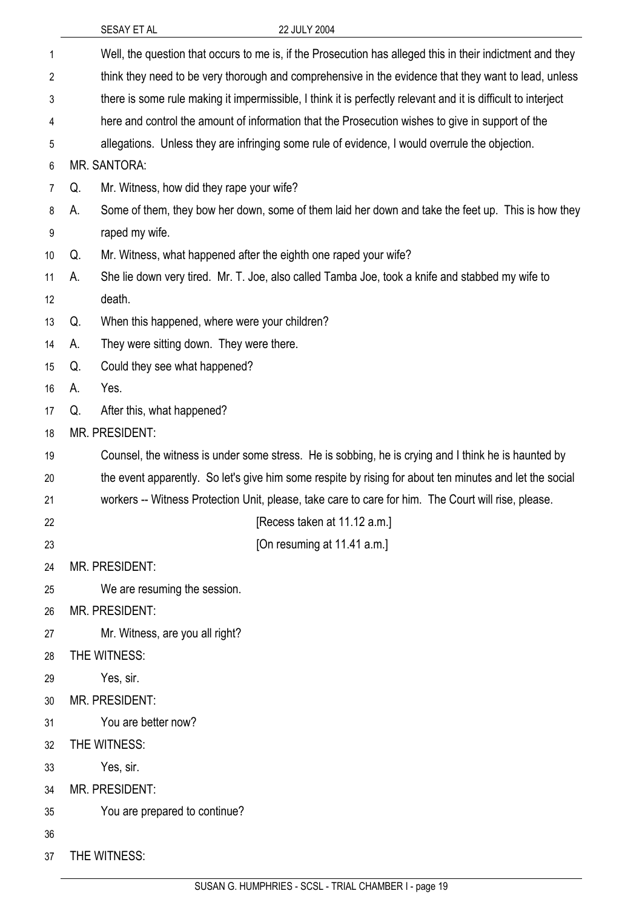Well, the question that occurs to me is, if the Prosecution has alleged this in their indictment and they think they need to be very thorough and comprehensive in the evidence that they want to lead, unless there is some rule making it impermissible, I think it is perfectly relevant and it is difficult to interject here and control the amount of information that the Prosecution wishes to give in support of the allegations. Unless they are infringing some rule of evidence, I would overrule the objection.

MR. SANTORA:

Q. Mr. Witness, how did they rape your wife?

A. Some of them, they bow her down, some of them laid her down and take the feet up. This is how they raped my wife.

Q. Mr. Witness, what happened after the eighth one raped your wife?

A. She lie down very tired. Mr. T. Joe, also called Tamba Joe, took a knife and stabbed my wife to death.

Q. When this happened, where were your children?

A. They were sitting down. They were there.

Q. Could they see what happened?

A. Yes.

Q. After this, what happened?

MR. PRESIDENT:

Counsel, the witness is under some stress. He is sobbing, he is crying and I think he is haunted by the event apparently. So let's give him some respite by rising for about ten minutes and let the social workers -- Witness Protection Unit, please, take care to care for him. The Court will rise, please.

[Recess taken at 11.12 a.m.]

[On resuming at 11.41 a.m.]

MR. PRESIDENT:

We are resuming the session.

MR. PRESIDENT:

Mr. Witness, are you all right?

THE WITNESS:

Yes, sir.

MR. PRESIDENT:

You are better now?

THE WITNESS:

Yes, sir.

MR. PRESIDENT:

You are prepared to continue?

THE WITNESS: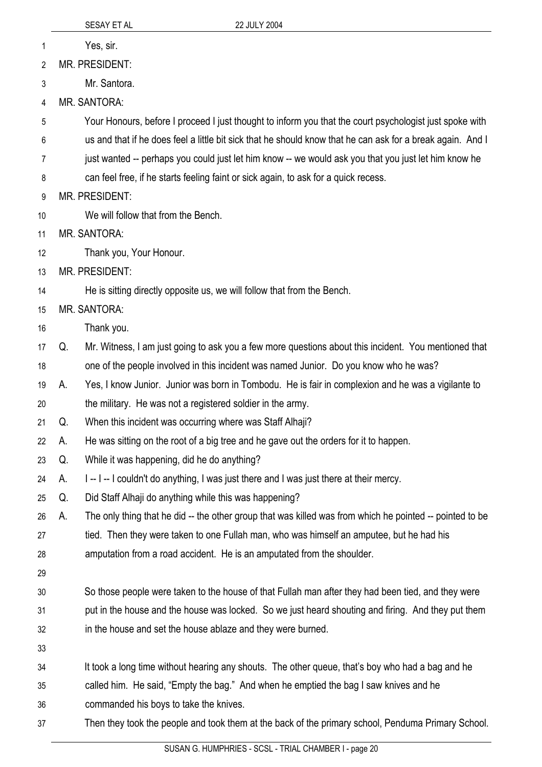Yes, sir.

MR. PRESIDENT:

Mr. Santora.

MR. SANTORA:

Your Honours, before I proceed I just thought to inform you that the court psychologist just spoke with us and that if he does feel a little bit sick that he should know that he can ask for a break again. And I just wanted -- perhaps you could just let him know -- we would ask you that you just let him know he can feel free, if he starts feeling faint or sick again, to ask for a quick recess.

MR. PRESIDENT:

We will follow that from the Bench.

MR. SANTORA:

Thank you, Your Honour.

MR. PRESIDENT:

He is sitting directly opposite us, we will follow that from the Bench.

MR. SANTORA:

Thank you.

Q. Mr. Witness, I am just going to ask you a few more questions about this incident. You mentioned that one of the people involved in this incident was named Junior. Do you know who he was?

A. Yes, I know Junior. Junior was born in Tombodu. He is fair in complexion and he was a vigilante to the military. He was not a registered soldier in the army.

Q. When this incident was occurring where was Staff Alhaji?

A. He was sitting on the root of a big tree and he gave out the orders for it to happen.

Q. While it was happening, did he do anything?

A. I -- I -- I couldn't do anything, I was just there and I was just there at their mercy.

Q. Did Staff Alhaji do anything while this was happening?

A. The only thing that he did -- the other group that was killed was from which he pointed -- pointed to be tied. Then they were taken to one Fullah man, who was himself an amputee, but he had his amputation from a road accident. He is an amputated from the shoulder.

So those people were taken to the house of that Fullah man after they had been tied, and they were put in the house and the house was locked. So we just heard shouting and firing. And they put them in the house and set the house ablaze and they were burned.

It took a long time without hearing any shouts. The other queue, that's boy who had a bag and he called him. He said, "Empty the bag." And when he emptied the bag I saw knives and he commanded his boys to take the knives.

Then they took the people and took them at the back of the primary school, Penduma Primary School.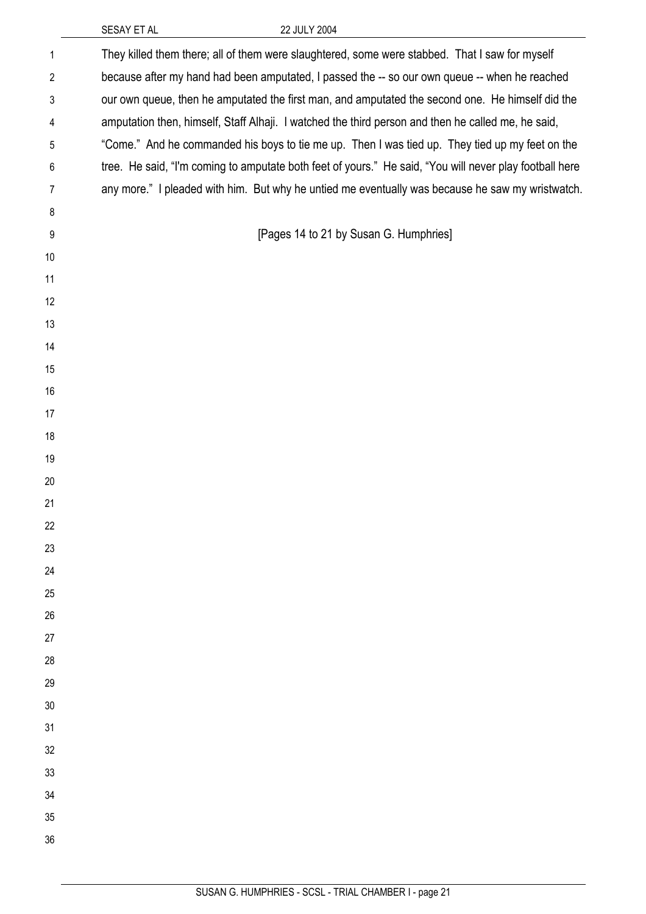They killed them there; all of them were slaughtered, some were stabbed. That I saw for myself because after my hand had been amputated, I passed the -- so our own queue -- when he reached our own queue, then he amputated the first man, and amputated the second one. He himself did the amputation then, himself, Staff Alhaji. I watched the third person and then he called me, he said, "Come." And he commanded his boys to tie me up. Then I was tied up. They tied up my feet on the tree. He said, "I'm coming to amputate both feet of yours." He said, "You will never play football here any more." I pleaded with him. But why he untied me eventually was because he saw my wristwatch.

[Pages 14 to 21 by Susan G. Humphries]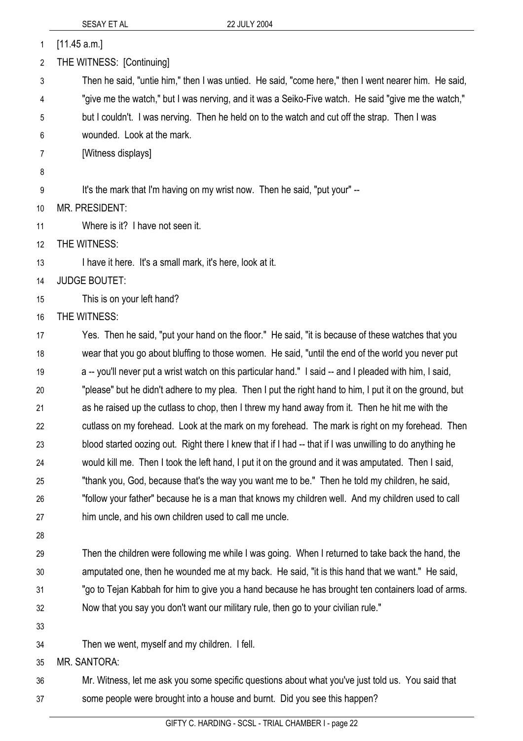[11.45 a.m.]

THE WITNESS: [Continuing]

Then he said, "untie him," then I was untied. He said, "come here," then I went nearer him. He said, "give me the watch," but I was nerving, and it was a Seiko-Five watch. He said "give me the watch," but I couldn't. I was nerving. Then he held on to the watch and cut off the strap. Then I was wounded. Look at the mark.

[Witness displays]

It's the mark that I'm having on my wrist now. Then he said, "put your" --

MR. PRESIDENT:

Where is it? I have not seen it.

THE WITNESS:

I have it here. It's a small mark, it's here, look at it.

JUDGE BOUTET:

This is on your left hand?

THE WITNESS:

Yes. Then he said, "put your hand on the floor." He said, "it is because of these watches that you wear that you go about bluffing to those women. He said, "until the end of the world you never put a -- you'll never put a wrist watch on this particular hand." I said -- and I pleaded with him, I said, "please" but he didn't adhere to my plea. Then I put the right hand to him, I put it on the ground, but as he raised up the cutlass to chop, then I threw my hand away from it. Then he hit me with the cutlass on my forehead. Look at the mark on my forehead. The mark is right on my forehead. Then blood started oozing out. Right there I knew that if I had -- that if I was unwilling to do anything he would kill me. Then I took the left hand, I put it on the ground and it was amputated. Then I said, "thank you, God, because that's the way you want me to be." Then he told my children, he said, "follow your father" because he is a man that knows my children well. And my children used to call him uncle, and his own children used to call me uncle.

Then the children were following me while I was going. When I returned to take back the hand, the amputated one, then he wounded me at my back. He said, "it is this hand that we want." He said, "go to Tejan Kabbah for him to give you a hand because he has brought ten containers load of arms. Now that you say you don't want our military rule, then go to your civilian rule."

Then we went, myself and my children. I fell.

MR. SANTORA:

Mr. Witness, let me ask you some specific questions about what you've just told us. You said that some people were brought into a house and burnt. Did you see this happen?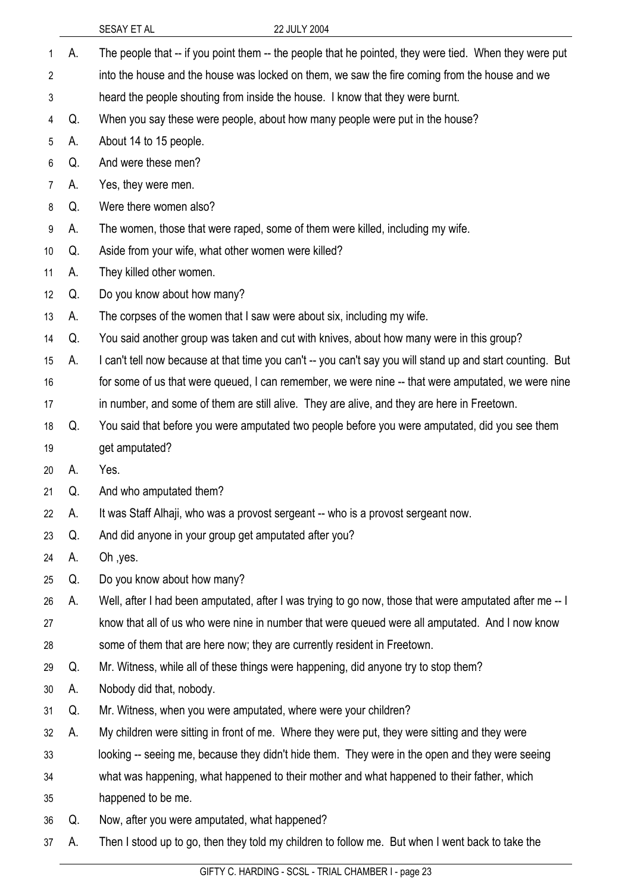A. The people that -- if you point them -- the people that he pointed, they were tied. When they were put into the house and the house was locked on them, we saw the fire coming from the house and we heard the people shouting from inside the house. I know that they were burnt.

Q. When you say these were people, about how many people were put in the house?

A. About 14 to 15 people.

Q. And were these men?

A. Yes, they were men.

Q. Were there women also?

A. The women, those that were raped, some of them were killed, including my wife.

Q. Aside from your wife, what other women were killed?

A. They killed other women.

Q. Do you know about how many?

A. The corpses of the women that I saw were about six, including my wife.

Q. You said another group was taken and cut with knives, about how many were in this group?

A. I can't tell now because at that time you can't -- you can't say you will stand up and start counting. But for some of us that were queued, I can remember, we were nine -- that were amputated, we were nine in number, and some of them are still alive. They are alive, and they are here in Freetown.

Q. You said that before you were amputated two people before you were amputated, did you see them get amputated?

A. Yes.

Q. And who amputated them?

A. It was Staff Alhaji, who was a provost sergeant -- who is a provost sergeant now.

Q. And did anyone in your group get amputated after you?

A. Oh ,yes.

Q. Do you know about how many?

A. Well, after I had been amputated, after I was trying to go now, those that were amputated after me -- I know that all of us who were nine in number that were queued were all amputated. And I now know some of them that are here now; they are currently resident in Freetown.

Q. Mr. Witness, while all of these things were happening, did anyone try to stop them?

A. Nobody did that, nobody.

Q. Mr. Witness, when you were amputated, where were your children?

A. My children were sitting in front of me. Where they were put, they were sitting and they were looking -- seeing me, because they didn't hide them. They were in the open and they were seeing what was happening, what happened to their mother and what happened to their father, which happened to be me.

Q. Now, after you were amputated, what happened?

A. Then I stood up to go, then they told my children to follow me. But when I went back to take the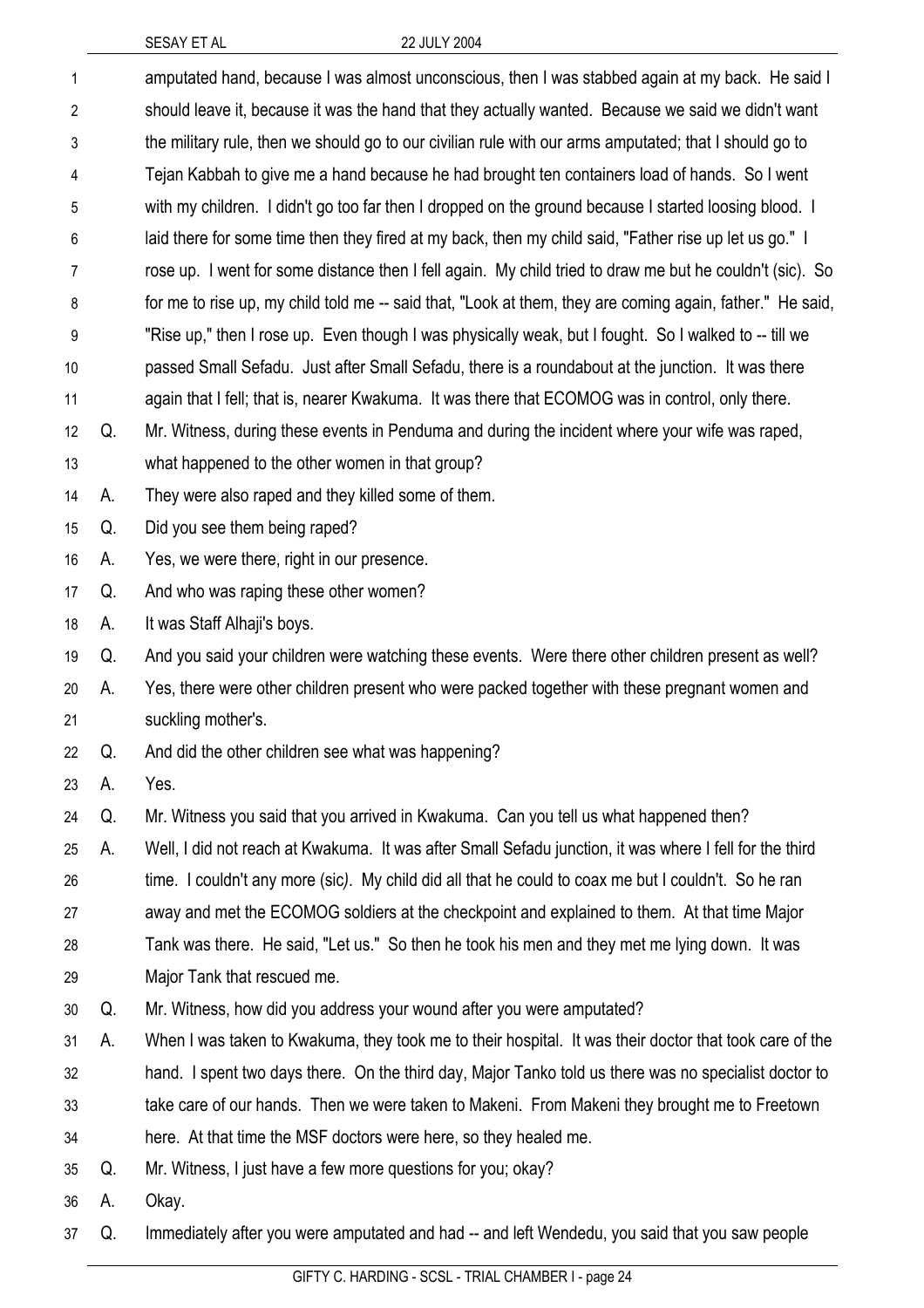amputated hand, because I was almost unconscious, then I was stabbed again at my back. He said I should leave it, because it was the hand that they actually wanted. Because we said we didn't want the military rule, then we should go to our civilian rule with our arms amputated; that I should go to Tejan Kabbah to give me a hand because he had brought ten containers load of hands. So I went with my children. I didn't go too far then I dropped on the ground because I started loosing blood. I laid there for some time then they fired at my back, then my child said, "Father rise up let us go." I rose up. I went for some distance then I fell again. My child tried to draw me but he couldn't (sic). So for me to rise up, my child told me -- said that, "Look at them, they are coming again, father." He said, "Rise up," then I rose up. Even though I was physically weak, but I fought. So I walked to -- till we passed Small Sefadu. Just after Small Sefadu, there is a roundabout at the junction. It was there again that I fell; that is, nearer Kwakuma. It was there that ECOMOG was in control, only there.

Q. Mr. Witness, during these events in Penduma and during the incident where your wife was raped, what happened to the other women in that group?

A. They were also raped and they killed some of them.

Q. Did you see them being raped?

A. Yes, we were there, right in our presence.

Q. And who was raping these other women?

A. It was Staff Alhaji's boys.

Q. And you said your children were watching these events. Were there other children present as well?

A. Yes, there were other children present who were packed together with these pregnant women and suckling mother's.

Q. And did the other children see what was happening?

A. Yes.

Q. Mr. Witness you said that you arrived in Kwakuma. Can you tell us what happened then?

A. Well, I did not reach at Kwakuma. It was after Small Sefadu junction, it was where I fell for the third time. I couldn't any more (sic). My child did all that he could to coax me but I couldn't. So he ran away and met the ECOMOG soldiers at the checkpoint and explained to them. At that time Major Tank was there. He said, "Let us." So then he took his men and they met me lying down. It was Major Tank that rescued me.

Q. Mr. Witness, how did you address your wound after you were amputated?

A. When I was taken to Kwakuma, they took me to their hospital. It was their doctor that took care of the hand. I spent two days there. On the third day, Major Tanko told us there was no specialist doctor to take care of our hands. Then we were taken to Makeni. From Makeni they brought me to Freetown here. At that time the MSF doctors were here, so they healed me.

Q. Mr. Witness, I just have a few more questions for you; okay?

A. Okay.

Q. Immediately after you were amputated and had -- and left Wendedu, you said that you saw people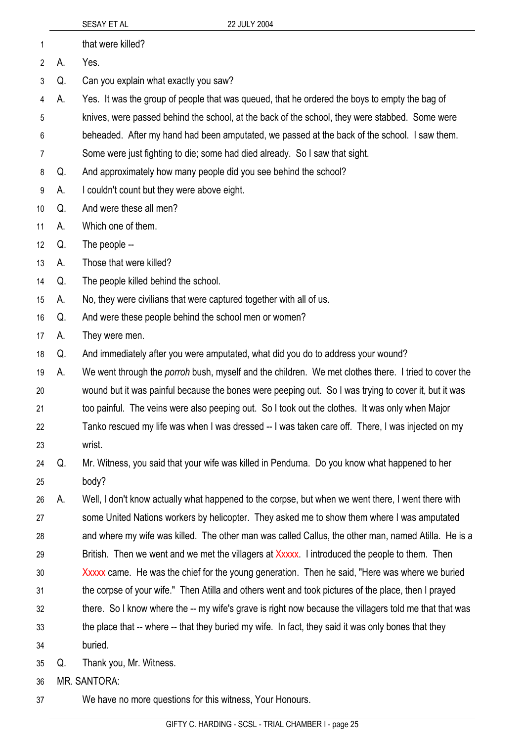that were killed?

A. Yes.

Q. Can you explain what exactly you saw?

A. Yes. It was the group of people that was queued, that he ordered the boys to empty the bag of knives, were passed behind the school, at the back of the school, they were stabbed. Some were beheaded. After my hand had been amputated, we passed at the back of the school. I saw them. Some were just fighting to die; some had died already. So I saw that sight.

Q. And approximately how many people did you see behind the school?

A. I couldn't count but they were above eight.

Q. And were these all men?

A. Which one of them.

Q. The people --

A. Those that were killed?

Q. The people killed behind the school.

A. No, they were civilians that were captured together with all of us.

Q. And were these people behind the school men or women?

A. They were men.

Q. And immediately after you were amputated, what did you do to address your wound?

A. We went through the *porroh* bush, myself and the children. We met clothes there. I tried to cover the wound but it was painful because the bones were peeping out. So I was trying to cover it, but it was too painful. The veins were also peeping out. So I took out the clothes. It was only when Major Tanko rescued my life was when I was dressed -- I was taken care off. There, I was injected on my wrist.

Q. Mr. Witness, you said that your wife was killed in Penduma. Do you know what happened to her body?

A. Well, I don't know actually what happened to the corpse, but when we went there, I went there with some United Nations workers by helicopter. They asked me to show them where I was amputated and where my wife was killed. The other man was called Callus, the other man, named Atilla. He is a British. Then we went and we met the villagers at Xxxxx. I introduced the people to them. Then Xxxxx came. He was the chief for the young generation. Then he said, "Here was where we buried the corpse of your wife." Then Atilla and others went and took pictures of the place, then I prayed there. So I know where the -- my wife's grave is right now because the villagers told me that that was the place that -- where -- that they buried my wife. In fact, they said it was only bones that they buried.

Q. Thank you, Mr. Witness.

MR. SANTORA:

We have no more questions for this witness, Your Honours.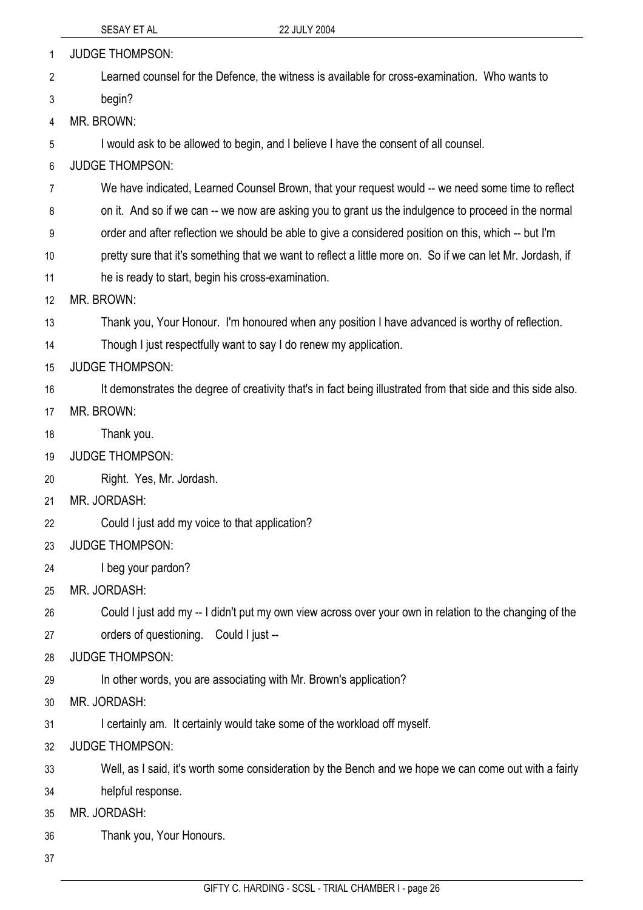JUDGE THOMPSON:

Learned counsel for the Defence, the witness is available for cross-examination. Who wants to begin?

MR. BROWN:

I would ask to be allowed to begin, and I believe I have the consent of all counsel.

JUDGE THOMPSON:

We have indicated, Learned Counsel Brown, that your request would -- we need some time to reflect on it. And so if we can -- we now are asking you to grant us the indulgence to proceed in the normal order and after reflection we should be able to give a considered position on this, which -- but I'm pretty sure that it's something that we want to reflect a little more on. So if we can let Mr. Jordash, if he is ready to start, begin his cross-examination.

MR. BROWN:

Thank you, Your Honour. I'm honoured when any position I have advanced is worthy of reflection. Though I just respectfully want to say I do renew my application.

JUDGE THOMPSON:

It demonstrates the degree of creativity that's in fact being illustrated from that side and this side also.

MR. BROWN:

Thank you.

JUDGE THOMPSON:

Right. Yes, Mr. Jordash.

MR. JORDASH:

Could I just add my voice to that application?

JUDGE THOMPSON:

I beg your pardon?

MR. JORDASH:

Could I just add my -- I didn't put my own view across over your own in relation to the changing of the orders of questioning. Could I just --

JUDGE THOMPSON:

In other words, you are associating with Mr. Brown's application?

MR. JORDASH:

I certainly am. It certainly would take some of the workload off myself.

JUDGE THOMPSON:

Well, as I said, it's worth some consideration by the Bench and we hope we can come out with a fairly helpful response.

MR. JORDASH:

Thank you, Your Honours.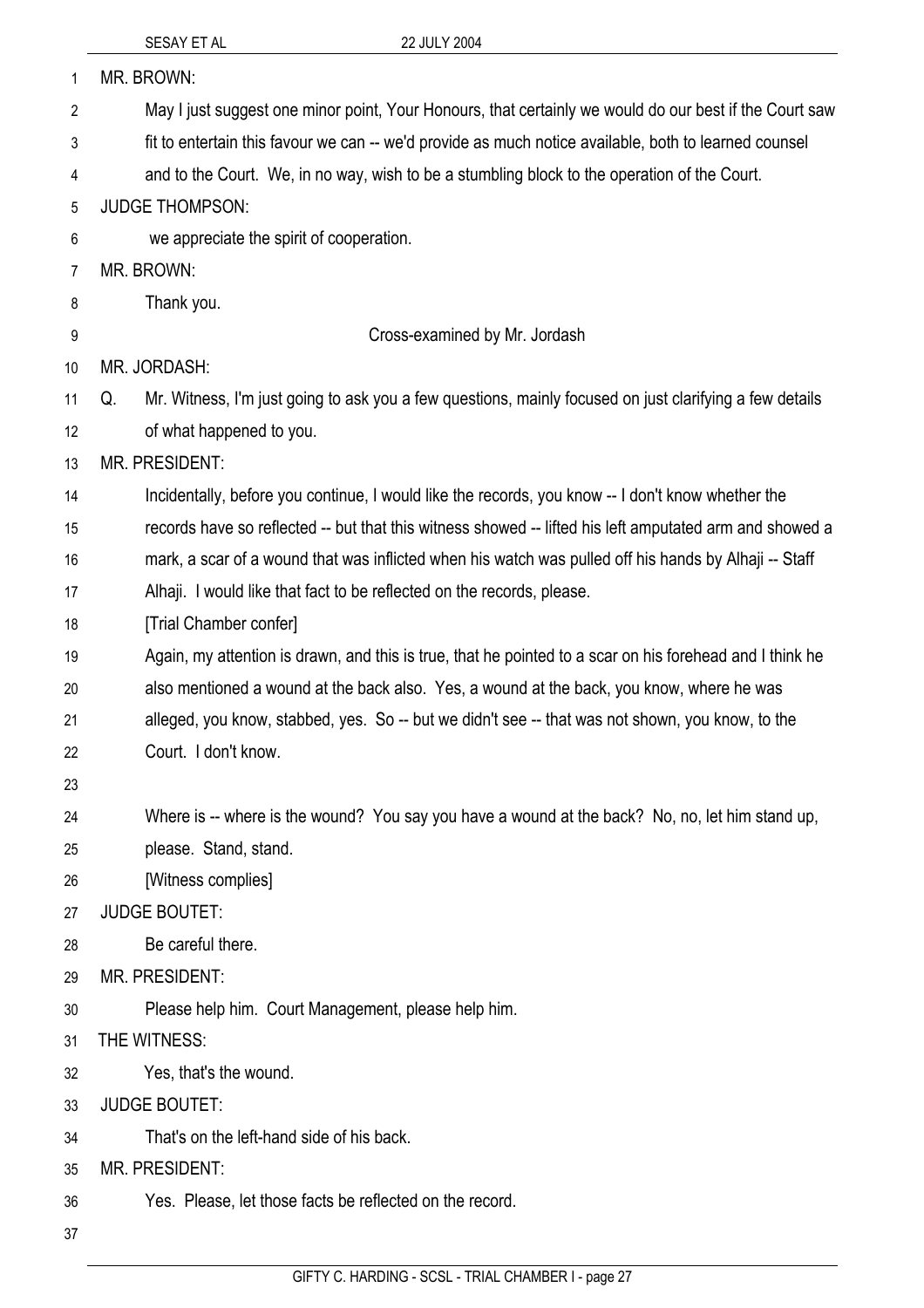MR. BROWN:

May I just suggest one minor point, Your Honours, that certainly we would do our best if the Court saw fit to entertain this favour we can -- we'd provide as much notice available, both to learned counsel and to the Court. We, in no way, wish to be a stumbling block to the operation of the Court.

JUDGE THOMPSON:

we appreciate the spirit of cooperation.

MR. BROWN:

Thank you.

Cross-examined by Mr. Jordash

MR. JORDASH:

Q. Mr. Witness, I'm just going to ask you a few questions, mainly focused on just clarifying a few details of what happened to you.

MR. PRESIDENT:

Incidentally, before you continue, I would like the records, you know -- I don't know whether the records have so reflected -- but that this witness showed -- lifted his left amputated arm and showed a mark, a scar of a wound that was inflicted when his watch was pulled off his hands by Alhaji -- Staff Alhaji. I would like that fact to be reflected on the records, please.

[Trial Chamber confer]

Again, my attention is drawn, and this is true, that he pointed to a scar on his forehead and I think he also mentioned a wound at the back also. Yes, a wound at the back, you know, where he was alleged, you know, stabbed, yes. So -- but we didn't see -- that was not shown, you know, to the Court. I don't know.

Where is -- where is the wound? You say you have a wound at the back? No, no, let him stand up, please. Stand, stand.

[Witness complies]

JUDGE BOUTET:

Be careful there.

MR. PRESIDENT:

Please help him. Court Management, please help him.

THE WITNESS:

Yes, that's the wound.

JUDGE BOUTET:

That's on the left-hand side of his back.

MR. PRESIDENT:

Yes. Please, let those facts be reflected on the record.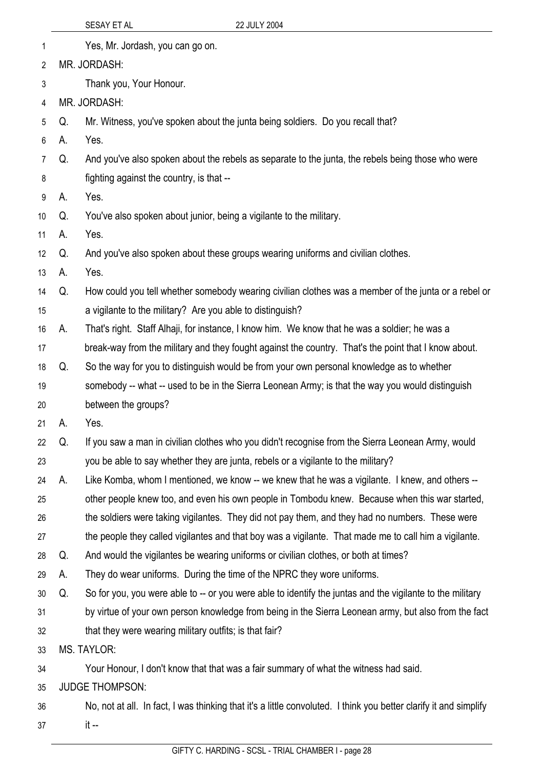Yes, Mr. Jordash, you can go on.

MR. JORDASH:

Thank you, Your Honour.

MR. JORDASH:

Q. Mr. Witness, you've spoken about the junta being soldiers. Do you recall that?

A. Yes.

Q. And you've also spoken about the rebels as separate to the junta, the rebels being those who were fighting against the country, is that --

A. Yes.

Q. You've also spoken about junior, being a vigilante to the military.

A. Yes.

Q. And you've also spoken about these groups wearing uniforms and civilian clothes.

A. Yes.

Q. How could you tell whether somebody wearing civilian clothes was a member of the junta or a rebel or a vigilante to the military? Are you able to distinguish?

A. That's right. Staff Alhaji, for instance, I know him. We know that he was a soldier; he was a break-way from the military and they fought against the country. That's the point that I know about.

Q. So the way for you to distinguish would be from your own personal knowledge as to whether somebody -- what -- used to be in the Sierra Leonean Army; is that the way you would distinguish between the groups?

A. Yes.

Q. If you saw a man in civilian clothes who you didn't recognise from the Sierra Leonean Army, would you be able to say whether they are junta, rebels or a vigilante to the military?

A. Like Komba, whom I mentioned, we know -- we knew that he was a vigilante. I knew, and others -- other people knew too, and even his own people in Tombodu knew. Because when this war started, the soldiers were taking vigilantes. They did not pay them, and they had no numbers. These were the people they called vigilantes and that boy was a vigilante. That made me to call him a vigilante.

Q. And would the vigilantes be wearing uniforms or civilian clothes, or both at times?

A. They do wear uniforms. During the time of the NPRC they wore uniforms.

Q. So for you, you were able to -- or you were able to identify the juntas and the vigilante to the military by virtue of your own person knowledge from being in the Sierra Leonean army, but also from the fact that they were wearing military outfits; is that fair?

MS. TAYLOR:

Your Honour, I don't know that that was a fair summary of what the witness had said.

JUDGE THOMPSON:

No, not at all. In fact, I was thinking that it's a little convoluted. I think you better clarify it and simplify it --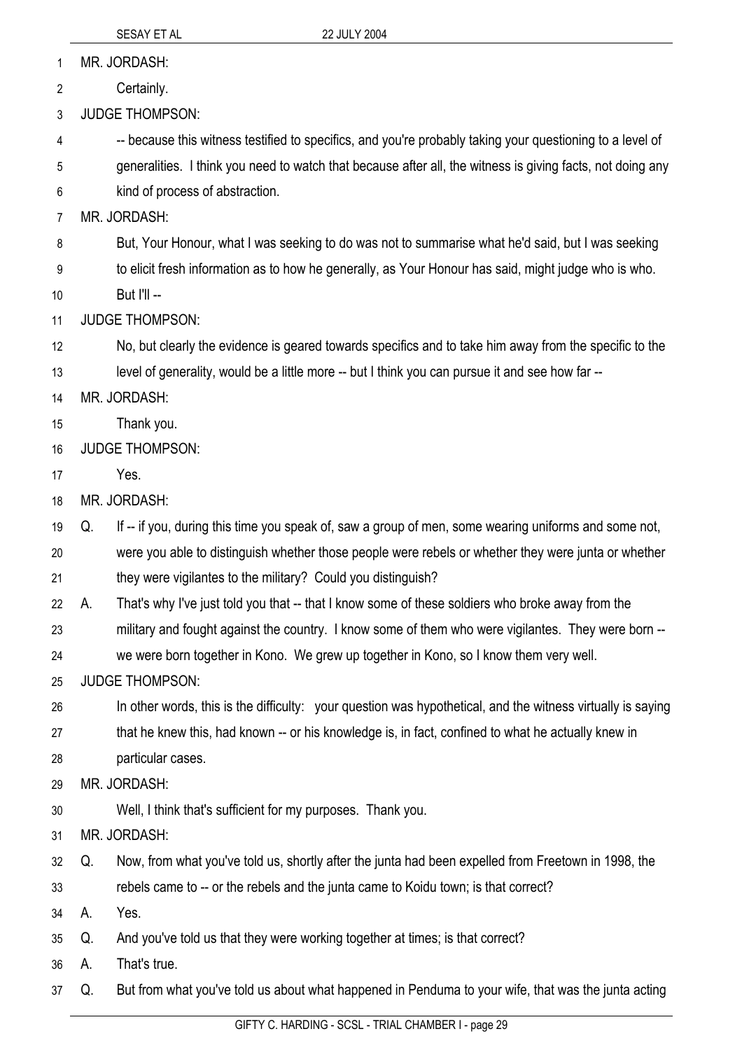MR. JORDASH:

Certainly.

JUDGE THOMPSON:

-- because this witness testified to specifics, and you're probably taking your questioning to a level of generalities. I think you need to watch that because after all, the witness is giving facts, not doing any kind of process of abstraction.

MR. JORDASH:

But, Your Honour, what I was seeking to do was not to summarise what he'd said, but I was seeking to elicit fresh information as to how he generally, as Your Honour has said, might judge who is who. But I'll --

JUDGE THOMPSON:

No, but clearly the evidence is geared towards specifics and to take him away from the specific to the level of generality, would be a little more -- but I think you can pursue it and see how far --

MR. JORDASH:

Thank you.

JUDGE THOMPSON:

Yes.

MR. JORDASH:

Q. If -- if you, during this time you speak of, saw a group of men, some wearing uniforms and some not, were you able to distinguish whether those people were rebels or whether they were junta or whether they were vigilantes to the military? Could you distinguish?

A. That's why I've just told you that -- that I know some of these soldiers who broke away from the military and fought against the country. I know some of them who were vigilantes. They were born -- we were born together in Kono. We grew up together in Kono, so I know them very well.

JUDGE THOMPSON:

In other words, this is the difficulty: your question was hypothetical, and the witness virtually is saying that he knew this, had known -- or his knowledge is, in fact, confined to what he actually knew in particular cases.

MR. JORDASH:

Well, I think that's sufficient for my purposes. Thank you.

MR. JORDASH:

Q. Now, from what you've told us, shortly after the junta had been expelled from Freetown in 1998, the rebels came to -- or the rebels and the junta came to Koidu town; is that correct?

A. Yes.

Q. And you've told us that they were working together at times; is that correct?

A. That's true.

Q. But from what you've told us about what happened in Penduma to your wife, that was the junta acting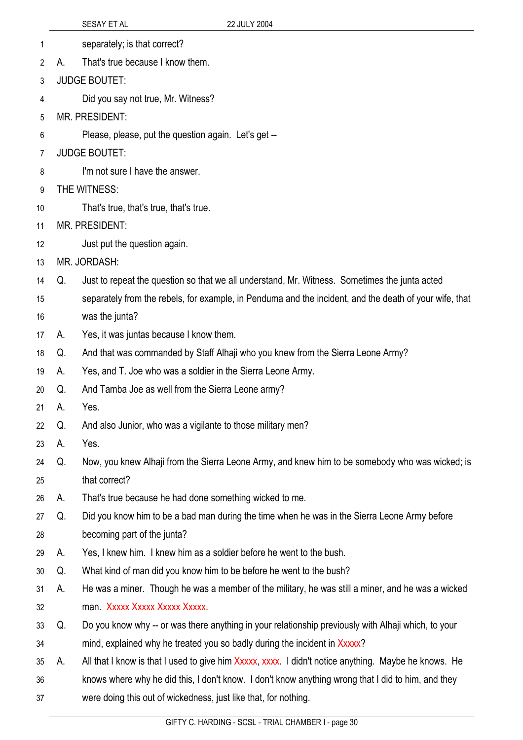separately; is that correct?

A. That's true because I know them.

JUDGE BOUTET:

Did you say not true, Mr. Witness?

MR. PRESIDENT:

Please, please, put the question again. Let's get --

JUDGE BOUTET:

I'm not sure I have the answer.

THE WITNESS:

That's true, that's true, that's true.

MR. PRESIDENT:

Just put the question again.

MR. JORDASH:

Q. Just to repeat the question so that we all understand, Mr. Witness. Sometimes the junta acted separately from the rebels, for example, in Penduma and the incident, and the death of your wife, that was the junta?

A. Yes, it was juntas because I know them.

Q. And that was commanded by Staff Alhaji who you knew from the Sierra Leone Army?

A. Yes, and T. Joe who was a soldier in the Sierra Leone Army.

Q. And Tamba Joe as well from the Sierra Leone army?

A. Yes.

Q. And also Junior, who was a vigilante to those military men?

A. Yes.

Q. Now, you knew Alhaji from the Sierra Leone Army, and knew him to be somebody who was wicked; is that correct?

A. That's true because he had done something wicked to me.

Q. Did you know him to be a bad man during the time when he was in the Sierra Leone Army before becoming part of the junta?

A. Yes, I knew him. I knew him as a soldier before he went to the bush.

Q. What kind of man did you know him to be before he went to the bush?

A. He was a miner. Though he was a member of the military, he was still a miner, and he was a wicked man. Xxxxx Xxxxx Xxxxx Xxxxx.

Q. Do you know why -- or was there anything in your relationship previously with Alhaji which, to your mind, explained why he treated you so badly during the incident in Xxxxx?

A. All that I know is that I used to give him Xxxxx, xxxx. I didn't notice anything. Maybe he knows. He knows where why he did this, I don't know. I don't know anything wrong that I did to him, and they were doing this out of wickedness, just like that, for nothing.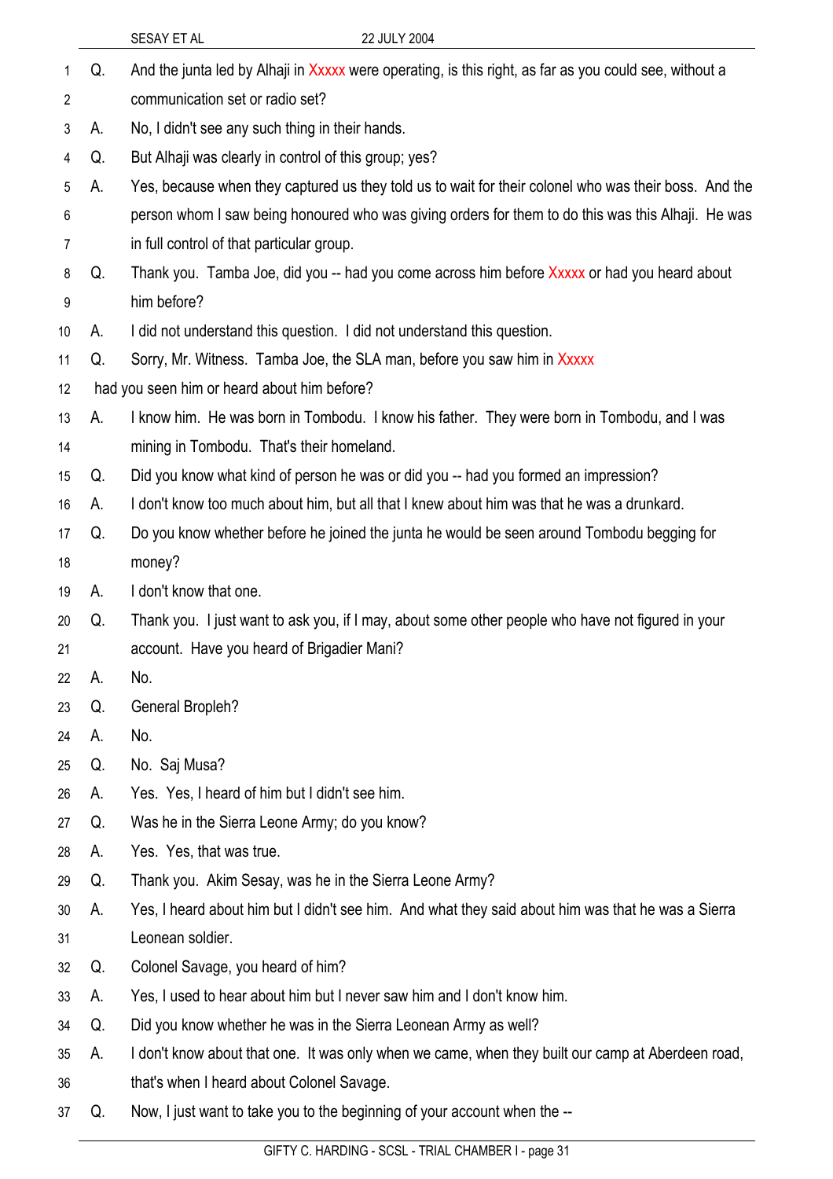Q. And the junta led by Alhaji in Xxxxx were operating, is this right, as far as you could see, without a communication set or radio set?

A. No, I didn't see any such thing in their hands.

Q. But Alhaji was clearly in control of this group; yes?

A. Yes, because when they captured us they told us to wait for their colonel who was their boss. And the person whom I saw being honoured who was giving orders for them to do this was this Alhaji. He was in full control of that particular group.

Q. Thank you. Tamba Joe, did you -- had you come across him before Xxxxx or had you heard about him before?

A. I did not understand this question. I did not understand this question.

Q. Sorry, Mr. Witness. Tamba Joe, the SLA man, before you saw him in Xxxxx had you seen him or heard about him before?

A. I know him. He was born in Tombodu. I know his father. They were born in Tombodu, and I was mining in Tombodu. That's their homeland.

Q. Did you know what kind of person he was or did you -- had you formed an impression?

A. I don't know too much about him, but all that I knew about him was that he was a drunkard.

Q. Do you know whether before he joined the junta he would be seen around Tombodu begging for money?

A. I don't know that one.

Q. Thank you. I just want to ask you, if I may, about some other people who have not figured in your account. Have you heard of Brigadier Mani?

A. No.

Q. General Bropleh?

A. No.

Q. No. Saj Musa?

A. Yes. Yes, I heard of him but I didn't see him.

Q. Was he in the Sierra Leone Army; do you know?

A. Yes. Yes, that was true.

Q. Thank you. Akim Sesay, was he in the Sierra Leone Army?

A. Yes, I heard about him but I didn't see him. And what they said about him was that he was a Sierra Leonean soldier.

Q. Colonel Savage, you heard of him?

A. Yes, I used to hear about him but I never saw him and I don't know him.

Q. Did you know whether he was in the Sierra Leonean Army as well?

A. I don't know about that one. It was only when we came, when they built our camp at Aberdeen road, that's when I heard about Colonel Savage.

Q. Now, I just want to take you to the beginning of your account when the --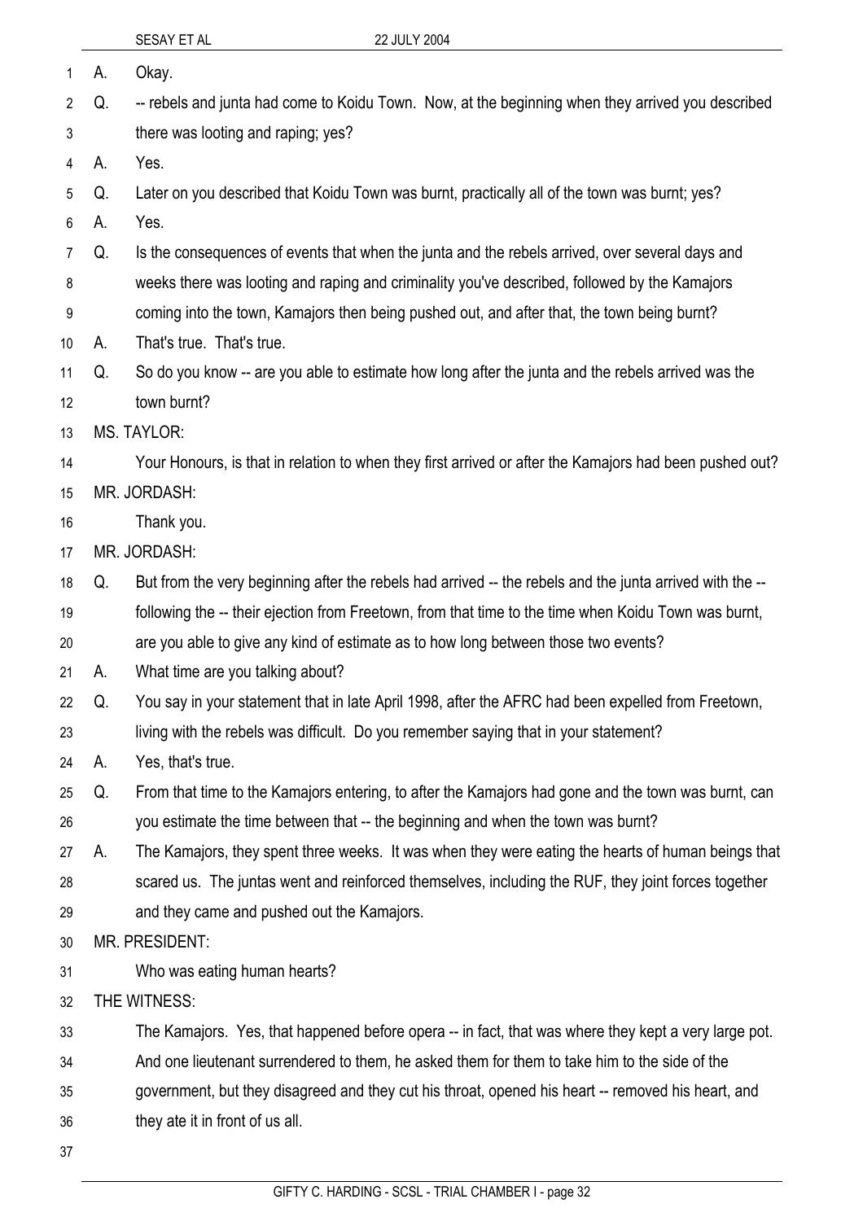A. Okay.

Q. -- rebels and junta had come to Koidu Town. Now, at the beginning when they arrived you described there was looting and raping; yes?

A. Yes.

Q. Later on you described that Koidu Town was burnt, practically all of the town was burnt; yes?

A. Yes.

Q. Is the consequences of events that when the junta and the rebels arrived, over several days and weeks there was looting and raping and criminality you've described, followed by the Kamajors coming into the town, Kamajors then being pushed out, and after that, the town being burnt?

A. That's true. That's true.

Q. So do you know -- are you able to estimate how long after the junta and the rebels arrived was the town burnt?

MS. TAYLOR:

Your Honours, is that in relation to when they first arrived or after the Kamajors had been pushed out?

MR. JORDASH:

Thank you.

MR. JORDASH:

Q. But from the very beginning after the rebels had arrived -- the rebels and the junta arrived with the -- following the -- their ejection from Freetown, from that time to the time when Koidu Town was burnt, are you able to give any kind of estimate as to how long between those two events?

A. What time are you talking about?

Q. You say in your statement that in late April 1998, after the AFRC had been expelled from Freetown, living with the rebels was difficult. Do you remember saying that in your statement?

A. Yes, that's true.

Q. From that time to the Kamajors entering, to after the Kamajors had gone and the town was burnt, can you estimate the time between that -- the beginning and when the town was burnt?

A. The Kamajors, they spent three weeks. It was when they were eating the hearts of human beings that scared us. The juntas went and reinforced themselves, including the RUF, they joint forces together and they came and pushed out the Kamajors.

MR. PRESIDENT:

Who was eating human hearts?

THE WITNESS:

The Kamajors. Yes, that happened before opera -- in fact, that was where they kept a very large pot. And one lieutenant surrendered to them, he asked them for them to take him to the side of the government, but they disagreed and they cut his throat, opened his heart -- removed his heart, and they ate it in front of us all.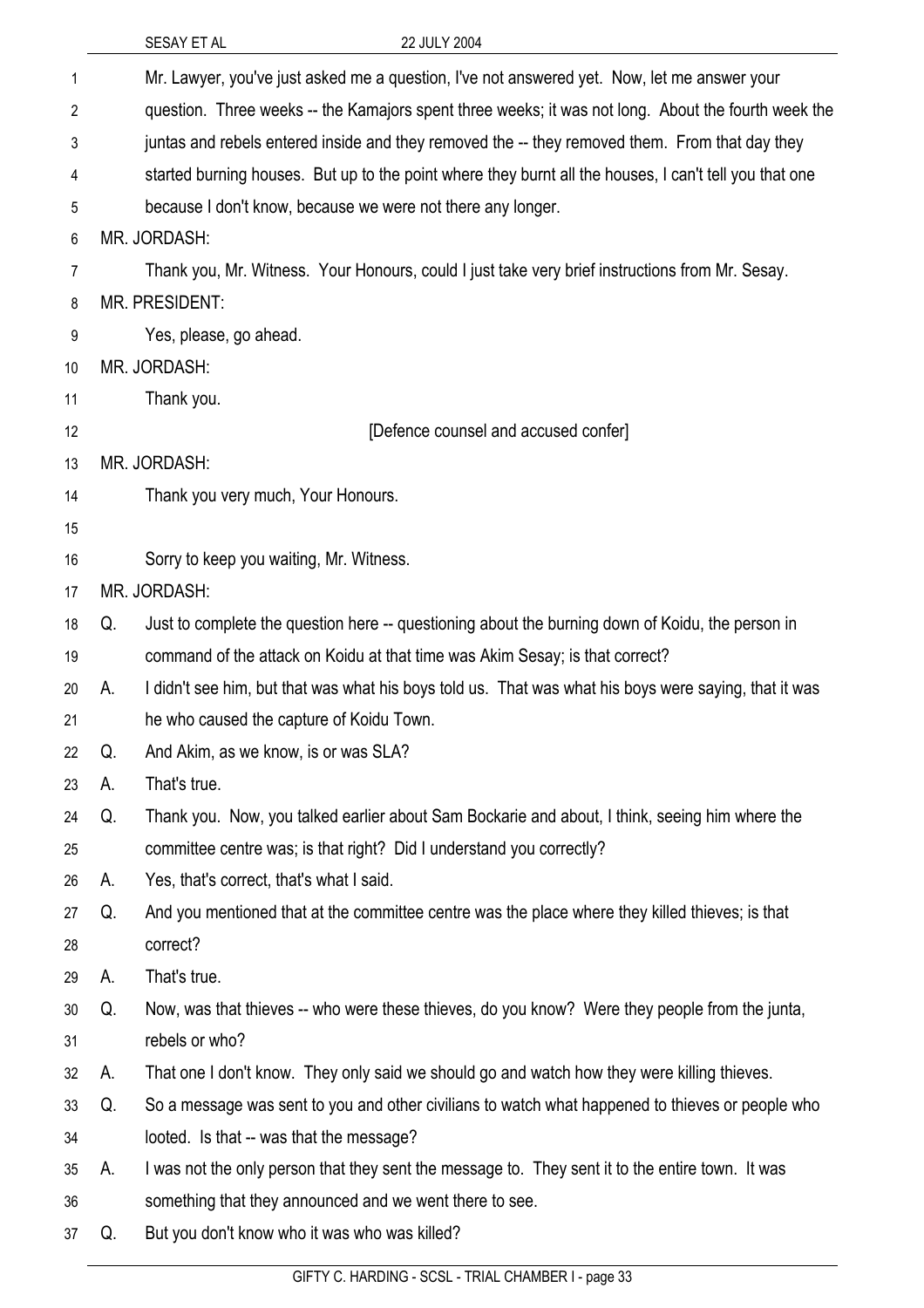Mr. Lawyer, you've just asked me a question, I've not answered yet. Now, let me answer your question. Three weeks -- the Kamajors spent three weeks; it was not long. About the fourth week the juntas and rebels entered inside and they removed the -- they removed them. From that day they started burning houses. But up to the point where they burnt all the houses, I can't tell you that one because I don't know, because we were not there any longer.

MR. JORDASH:

Thank you, Mr. Witness. Your Honours, could I just take very brief instructions from Mr. Sesay.

MR. PRESIDENT:

Yes, please, go ahead.

MR. JORDASH:

Thank you.

[Defence counsel and accused confer]

MR. JORDASH:

Thank you very much, Your Honours.

Sorry to keep you waiting, Mr. Witness.

MR. JORDASH:

Q. Just to complete the question here -- questioning about the burning down of Koidu, the person in command of the attack on Koidu at that time was Akim Sesay; is that correct?

A. I didn't see him, but that was what his boys told us. That was what his boys were saying, that it was he who caused the capture of Koidu Town.

Q. And Akim, as we know, is or was SLA?

A. That's true.

Q. Thank you. Now, you talked earlier about Sam Bockarie and about, I think, seeing him where the committee centre was; is that right? Did I understand you correctly?

A. Yes, that's correct, that's what I said.

Q. And you mentioned that at the committee centre was the place where they killed thieves; is that correct?

A. That's true.

Q. Now, was that thieves -- who were these thieves, do you know? Were they people from the junta, rebels or who?

A. That one I don't know. They only said we should go and watch how they were killing thieves.

Q. So a message was sent to you and other civilians to watch what happened to thieves or people who looted. Is that -- was that the message?

A. I was not the only person that they sent the message to. They sent it to the entire town. It was something that they announced and we went there to see.

Q. But you don't know who it was who was killed?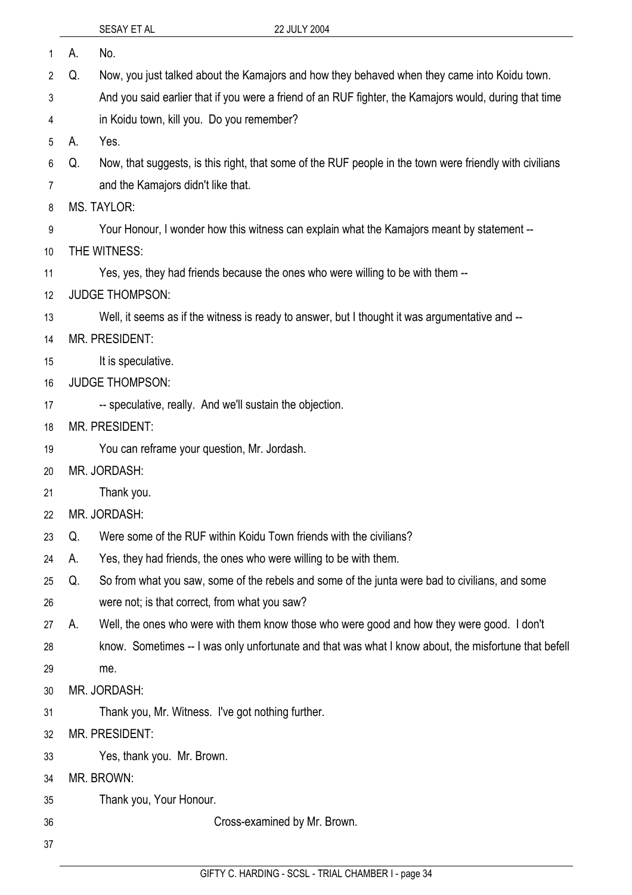A. No.

Q. Now, you just talked about the Kamajors and how they behaved when they came into Koidu town. And you said earlier that if you were a friend of an RUF fighter, the Kamajors would, during that time in Koidu town, kill you. Do you remember?

A. Yes.

Q. Now, that suggests, is this right, that some of the RUF people in the town were friendly with civilians and the Kamajors didn't like that.

MS. TAYLOR:

Your Honour, I wonder how this witness can explain what the Kamajors meant by statement --

THE WITNESS:

Yes, yes, they had friends because the ones who were willing to be with them --

JUDGE THOMPSON:

Well, it seems as if the witness is ready to answer, but I thought it was argumentative and --

MR. PRESIDENT:

It is speculative.

JUDGE THOMPSON:

-- speculative, really. And we'll sustain the objection.

MR. PRESIDENT:

You can reframe your question, Mr. Jordash.

MR. JORDASH:

Thank you.

MR. JORDASH:

Q. Were some of the RUF within Koidu Town friends with the civilians?

A. Yes, they had friends, the ones who were willing to be with them.

Q. So from what you saw, some of the rebels and some of the junta were bad to civilians, and some were not; is that correct, from what you saw?

A. Well, the ones who were with them know those who were good and how they were good. I don't know. Sometimes -- I was only unfortunate and that was what I know about, the misfortune that befell me.

MR. JORDASH:

Thank you, Mr. Witness. I've got nothing further.

MR. PRESIDENT:

Yes, thank you. Mr. Brown.

MR. BROWN:

Thank you, Your Honour.

Cross-examined by Mr. Brown.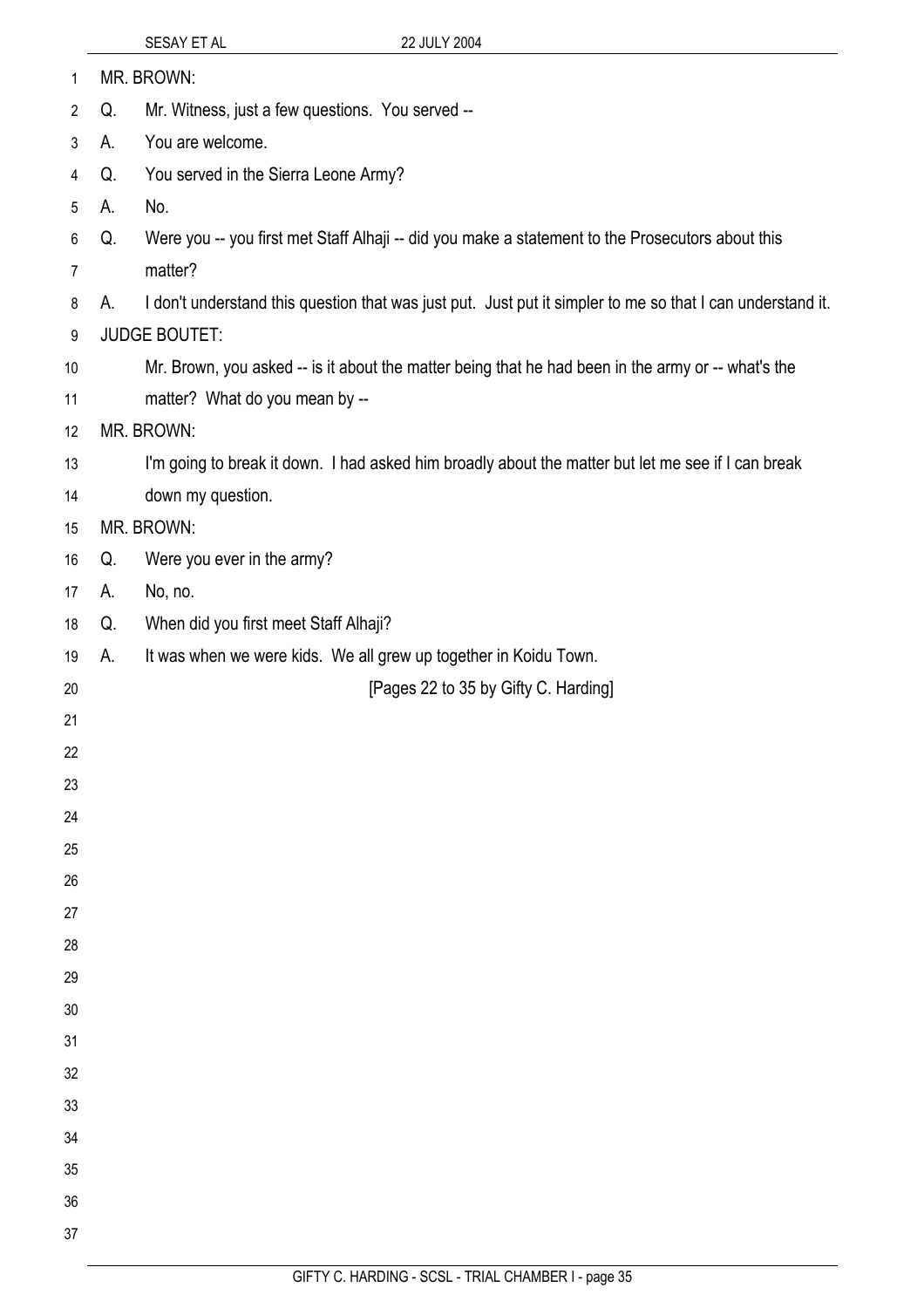MR. BROWN:

Q. Mr. Witness, just a few questions. You served --

A. You are welcome.

Q. You served in the Sierra Leone Army?

A. No.

Q. Were you -- you first met Staff Alhaji -- did you make a statement to the Prosecutors about this matter?

A. I don't understand this question that was just put. Just put it simpler to me so that I can understand it.

JUDGE BOUTET:

Mr. Brown, you asked -- is it about the matter being that he had been in the army or -- what's the matter? What do you mean by --

MR. BROWN:

I'm going to break it down. I had asked him broadly about the matter but let me see if I can break down my question.

MR. BROWN:

Q. Were you ever in the army?

A. No, no.

Q. When did you first meet Staff Alhaji?

A. It was when we were kids. We all grew up together in Koidu Town.

[Pages 22 to 35 by Gifty C. Harding]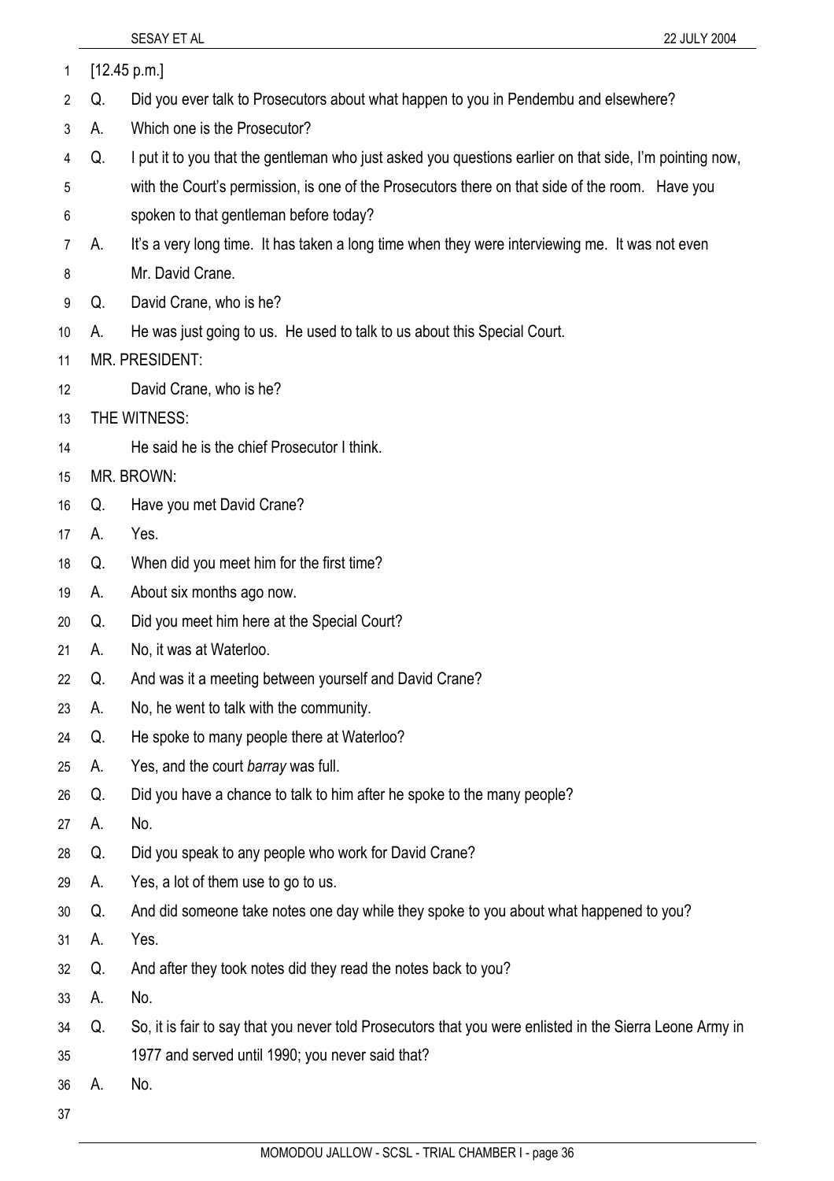[12.45 p.m.]

Q. Did you ever talk to Prosecutors about what happen to you in Pendembu and elsewhere?

A. Which one is the Prosecutor?

Q. I put it to you that the gentleman who just asked you questions earlier on that side, I'm pointing now, with the Court's permission, is one of the Prosecutors there on that side of the room. Have you spoken to that gentleman before today?

A. It's a very long time. It has taken a long time when they were interviewing me. It was not even Mr. David Crane.

Q. David Crane, who is he?

A. He was just going to us. He used to talk to us about this Special Court.

MR. PRESIDENT:

David Crane, who is he?

THE WITNESS:

He said he is the chief Prosecutor I think.

MR. BROWN:

Q. Have you met David Crane?

A. Yes.

Q. When did you meet him for the first time?

A. About six months ago now.

Q. Did you meet him here at the Special Court?

A. No, it was at Waterloo.

Q. And was it a meeting between yourself and David Crane?

A. No, he went to talk with the community.

Q. He spoke to many people there at Waterloo?

A. Yes, and the court *barray* was full.

Q. Did you have a chance to talk to him after he spoke to the many people?

A. No.

Q. Did you speak to any people who work for David Crane?

A. Yes, a lot of them use to go to us.

Q. And did someone take notes one day while they spoke to you about what happened to you?

A. Yes.

Q. And after they took notes did they read the notes back to you?

A. No.

Q. So, it is fair to say that you never told Prosecutors that you were enlisted in the Sierra Leone Army in 1977 and served until 1990; you never said that?

A. No.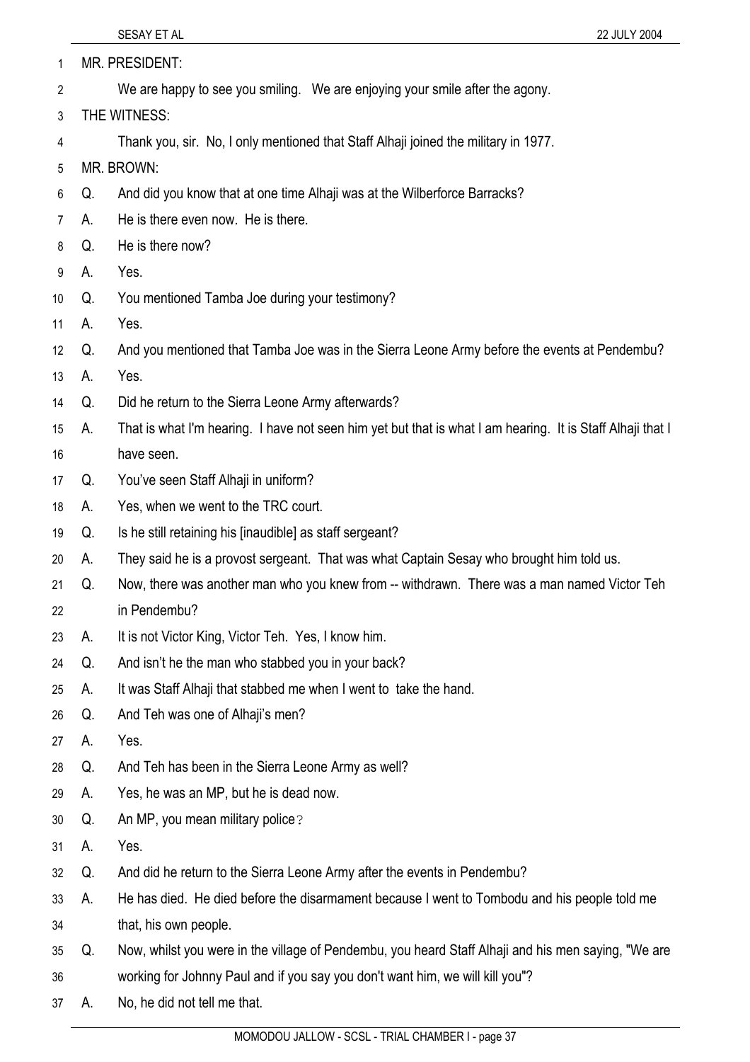MR. PRESIDENT:

We are happy to see you smiling. We are enjoying your smile after the agony.

THE WITNESS:

Thank you, sir. No, I only mentioned that Staff Alhaji joined the military in 1977.

MR. BROWN:

Q. And did you know that at one time Alhaji was at the Wilberforce Barracks?

A. He is there even now. He is there.

Q. He is there now?

A. Yes.

Q. You mentioned Tamba Joe during your testimony?

A. Yes.

Q. And you mentioned that Tamba Joe was in the Sierra Leone Army before the events at Pendembu?

A. Yes.

Q. Did he return to the Sierra Leone Army afterwards?

A. That is what I'm hearing. I have not seen him yet but that is what I am hearing. It is Staff Alhaji that I have seen.

Q. You've seen Staff Alhaji in uniform?

A. Yes, when we went to the TRC court.

Q. Is he still retaining his [inaudible] as staff sergeant?

A. They said he is a provost sergeant. That was what Captain Sesay who brought him told us.

Q. Now, there was another man who you knew from -- withdrawn. There was a man named Victor Teh in Pendembu?

A. It is not Victor King, Victor Teh. Yes, I know him.

Q. And isn't he the man who stabbed you in your back?

A. It was Staff Alhaji that stabbed me when I went to take the hand.

Q. And Teh was one of Alhaji's men?

A. Yes.

Q. And Teh has been in the Sierra Leone Army as well?

A. Yes, he was an MP, but he is dead now.

Q. An MP, you mean military police?

A. Yes.

Q. And did he return to the Sierra Leone Army after the events in Pendembu?

A. He has died. He died before the disarmament because I went to Tombodu and his people told me that, his own people.

Q. Now, whilst you were in the village of Pendembu, you heard Staff Alhaji and his men saying, "We are working for Johnny Paul and if you say you don't want him, we will kill you"?

A. No, he did not tell me that.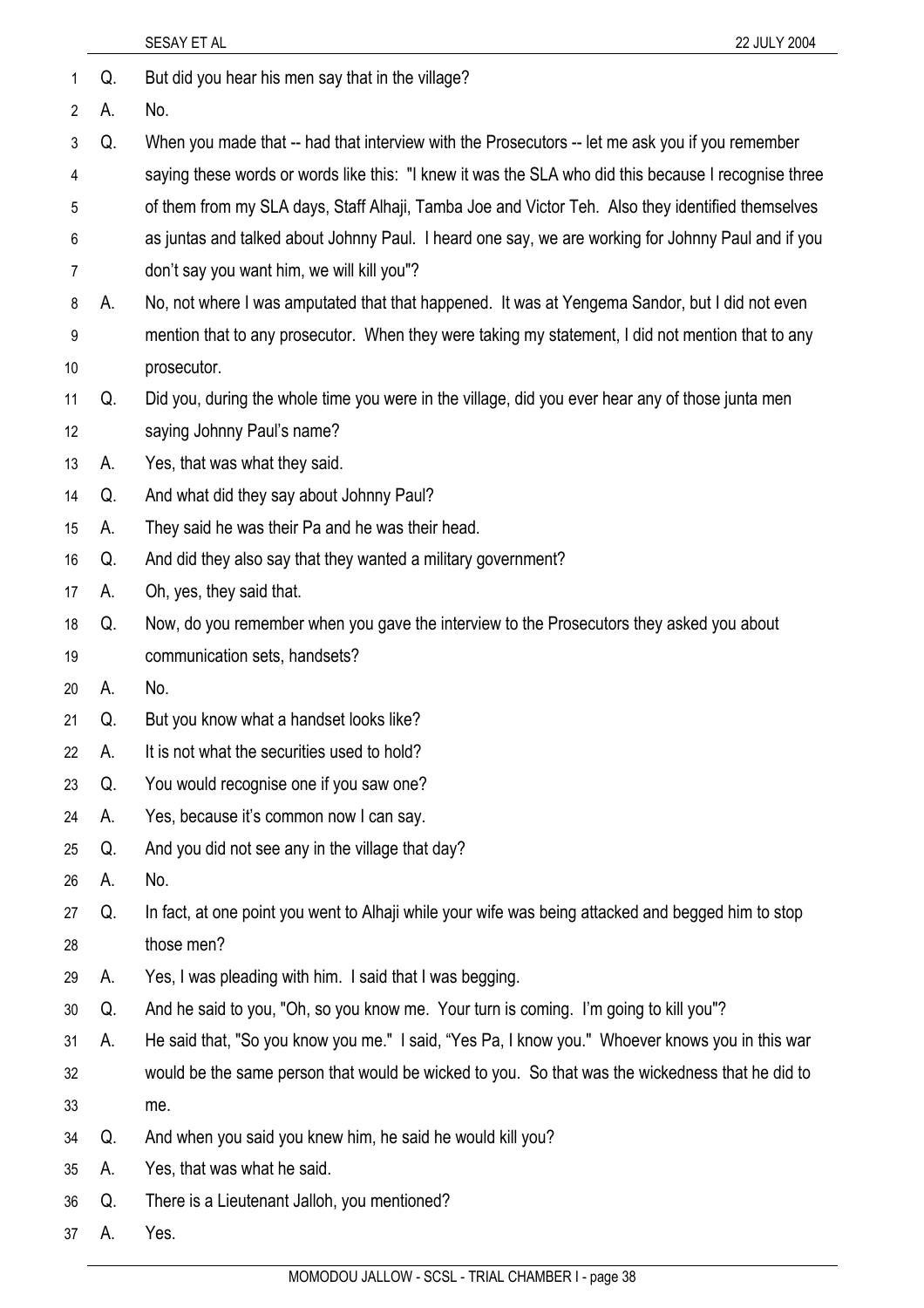Q. But did you hear his men say that in the village?

A. No.

Q. When you made that -- had that interview with the Prosecutors -- let me ask you if you remember saying these words or words like this: "I knew it was the SLA who did this because I recognise three of them from my SLA days, Staff Alhaji, Tamba Joe and Victor Teh. Also they identified themselves as juntas and talked about Johnny Paul. I heard one say, we are working for Johnny Paul and if you don't say you want him, we will kill you"?

A. No, not where I was amputated that that happened. It was at Yengema Sandor, but I did not even mention that to any prosecutor. When they were taking my statement, I did not mention that to any prosecutor.

Q. Did you, during the whole time you were in the village, did you ever hear any of those junta men saying Johnny Paul's name?

A. Yes, that was what they said.

Q. And what did they say about Johnny Paul?

A. They said he was their Pa and he was their head.

Q. And did they also say that they wanted a military government?

A. Oh, yes, they said that.

Q. Now, do you remember when you gave the interview to the Prosecutors they asked you about communication sets, handsets?

A. No.

Q. But you know what a handset looks like?

A. It is not what the securities used to hold?

Q. You would recognise one if you saw one?

A. Yes, because it's common now I can say.

Q. And you did not see any in the village that day?

A. No.

Q. In fact, at one point you went to Alhaji while your wife was being attacked and begged him to stop those men?

A. Yes, I was pleading with him. I said that I was begging.

Q. And he said to you, "Oh, so you know me. Your turn is coming. I'm going to kill you"?

A. He said that, "So you know you me." I said, "Yes Pa, I know you." Whoever knows you in this war would be the same person that would be wicked to you. So that was the wickedness that he did to me.

Q. And when you said you knew him, he said he would kill you?

A. Yes, that was what he said.

Q. There is a Lieutenant Jalloh, you mentioned?

A. Yes.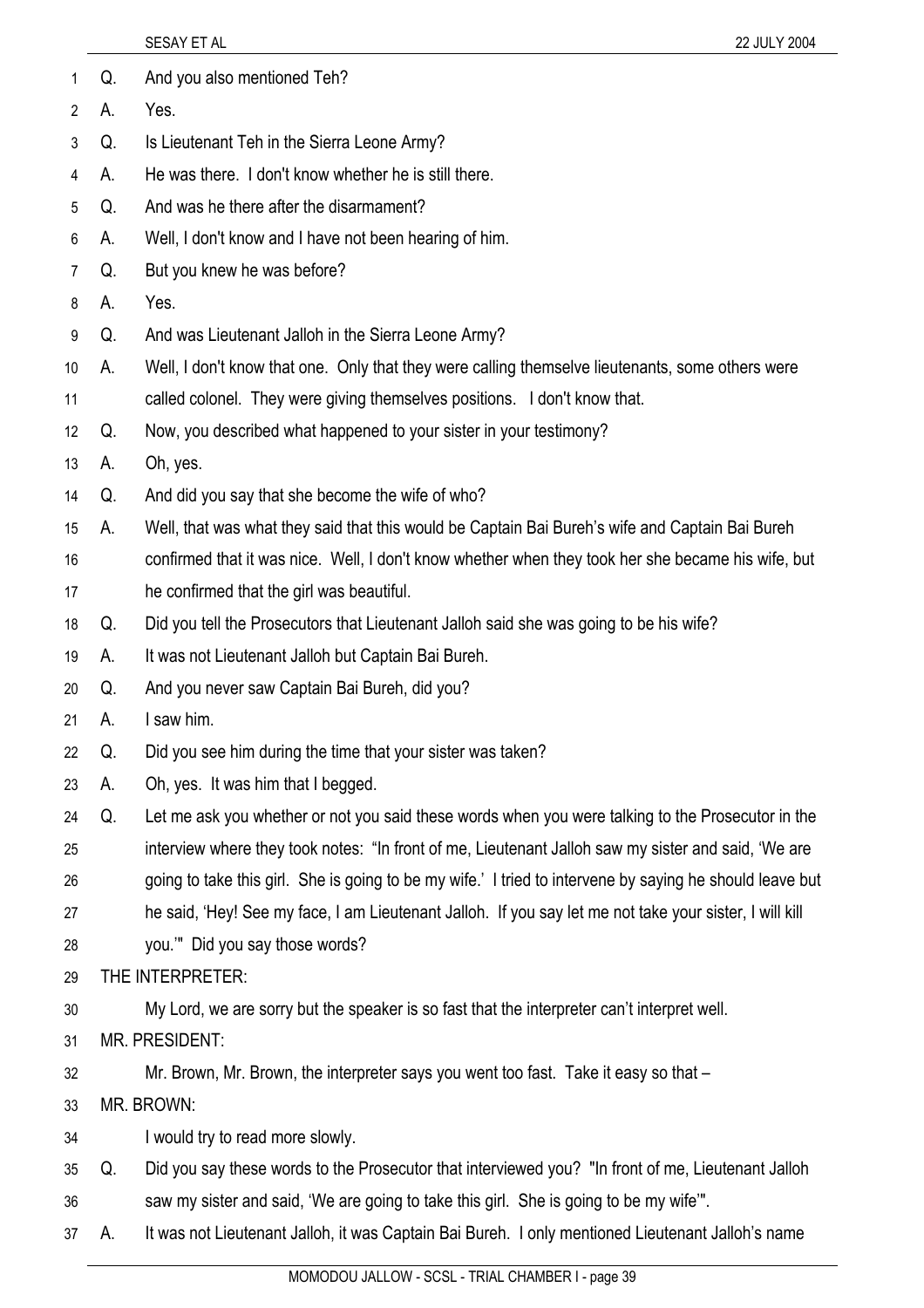Q. And you also mentioned Teh?

A. Yes.

Q. Is Lieutenant Teh in the Sierra Leone Army?

A. He was there. I don't know whether he is still there.

Q. And was he there after the disarmament?

A. Well, I don't know and I have not been hearing of him.

Q. But you knew he was before?

A. Yes.

Q. And was Lieutenant Jalloh in the Sierra Leone Army?

A. Well, I don't know that one. Only that they were calling themselve lieutenants, some others were called colonel. They were giving themselves positions. I don't know that.

Q. Now, you described what happened to your sister in your testimony?

A. Oh, yes.

Q. And did you say that she become the wife of who?

A. Well, that was what they said that this would be Captain Bai Bureh's wife and Captain Bai Bureh confirmed that it was nice. Well, I don't know whether when they took her she became his wife, but he confirmed that the girl was beautiful.

Q. Did you tell the Prosecutors that Lieutenant Jalloh said she was going to be his wife?

A. It was not Lieutenant Jalloh but Captain Bai Bureh.

Q. And you never saw Captain Bai Bureh, did you?

A. I saw him.

Q. Did you see him during the time that your sister was taken?

A. Oh, yes. It was him that I begged.

Q. Let me ask you whether or not you said these words when you were talking to the Prosecutor in the interview where they took notes: "In front of me, Lieutenant Jalloh saw my sister and said, 'We are going to take this girl. She is going to be my wife.' I tried to intervene by saying he should leave but he said, 'Hey! See my face, I am Lieutenant Jalloh. If you say let me not take your sister, I will kill you.'" Did you say those words?

THE INTERPRETER:

My Lord, we are sorry but the speaker is so fast that the interpreter can't interpret well.

MR. PRESIDENT:

Mr. Brown, Mr. Brown, the interpreter says you went too fast. Take it easy so that –

MR. BROWN:

I would try to read more slowly.

Q. Did you say these words to the Prosecutor that interviewed you? "In front of me, Lieutenant Jalloh saw my sister and said, 'We are going to take this girl. She is going to be my wife'".

A. It was not Lieutenant Jalloh, it was Captain Bai Bureh. I only mentioned Lieutenant Jalloh's name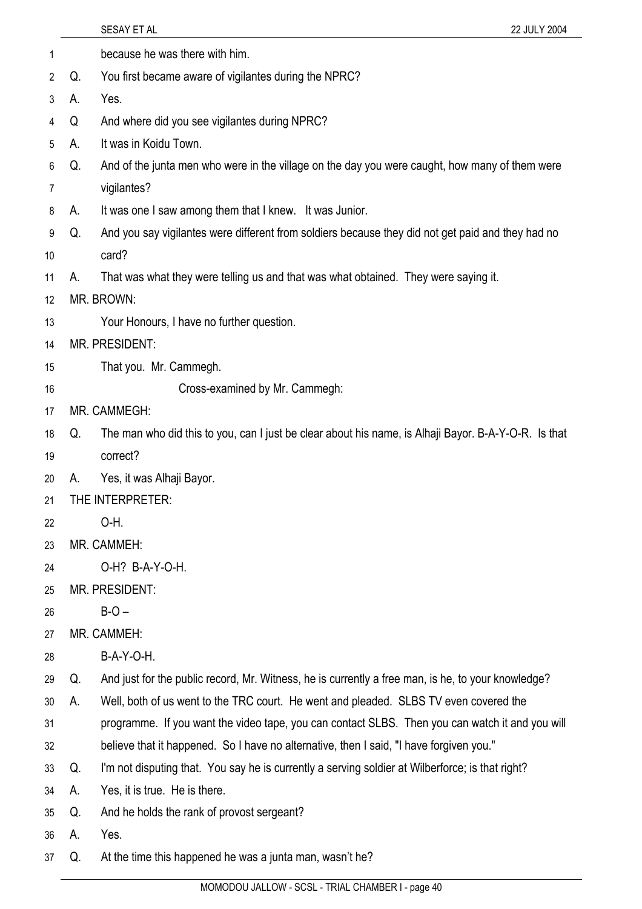because he was there with him.

Q. You first became aware of vigilantes during the NPRC?

A. Yes.

Q And where did you see vigilantes during NPRC?

A. It was in Koidu Town.

Q. And of the junta men who were in the village on the day you were caught, how many of them were vigilantes?

A. It was one I saw among them that I knew. It was Junior.

Q. And you say vigilantes were different from soldiers because they did not get paid and they had no card?

A. That was what they were telling us and that was what obtained. They were saying it.

MR. BROWN:

Your Honours, I have no further question.

MR. PRESIDENT:

That you. Mr. Cammegh.

Cross-examined by Mr. Cammegh:

MR. CAMMEGH:

Q. The man who did this to you, can I just be clear about his name, is Alhaji Bayor. B-A-Y-O-R. Is that correct?

A. Yes, it was Alhaji Bayor.

THE INTERPRETER:

O-H.

MR. CAMMEH:

O-H? B-A-Y-O-H.

MR. PRESIDENT:

B-O –

MR. CAMMEH:

B-A-Y-O-H.

Q. And just for the public record, Mr. Witness, he is currently a free man, is he, to your knowledge?

A. Well, both of us went to the TRC court. He went and pleaded. SLBS TV even covered the programme. If you want the video tape, you can contact SLBS. Then you can watch it and you will believe that it happened. So I have no alternative, then I said, "I have forgiven you."

Q. I'm not disputing that. You say he is currently a serving soldier at Wilberforce; is that right?

A. Yes, it is true. He is there.

Q. And he holds the rank of provost sergeant?

A. Yes.

Q. At the time this happened he was a junta man, wasn't he?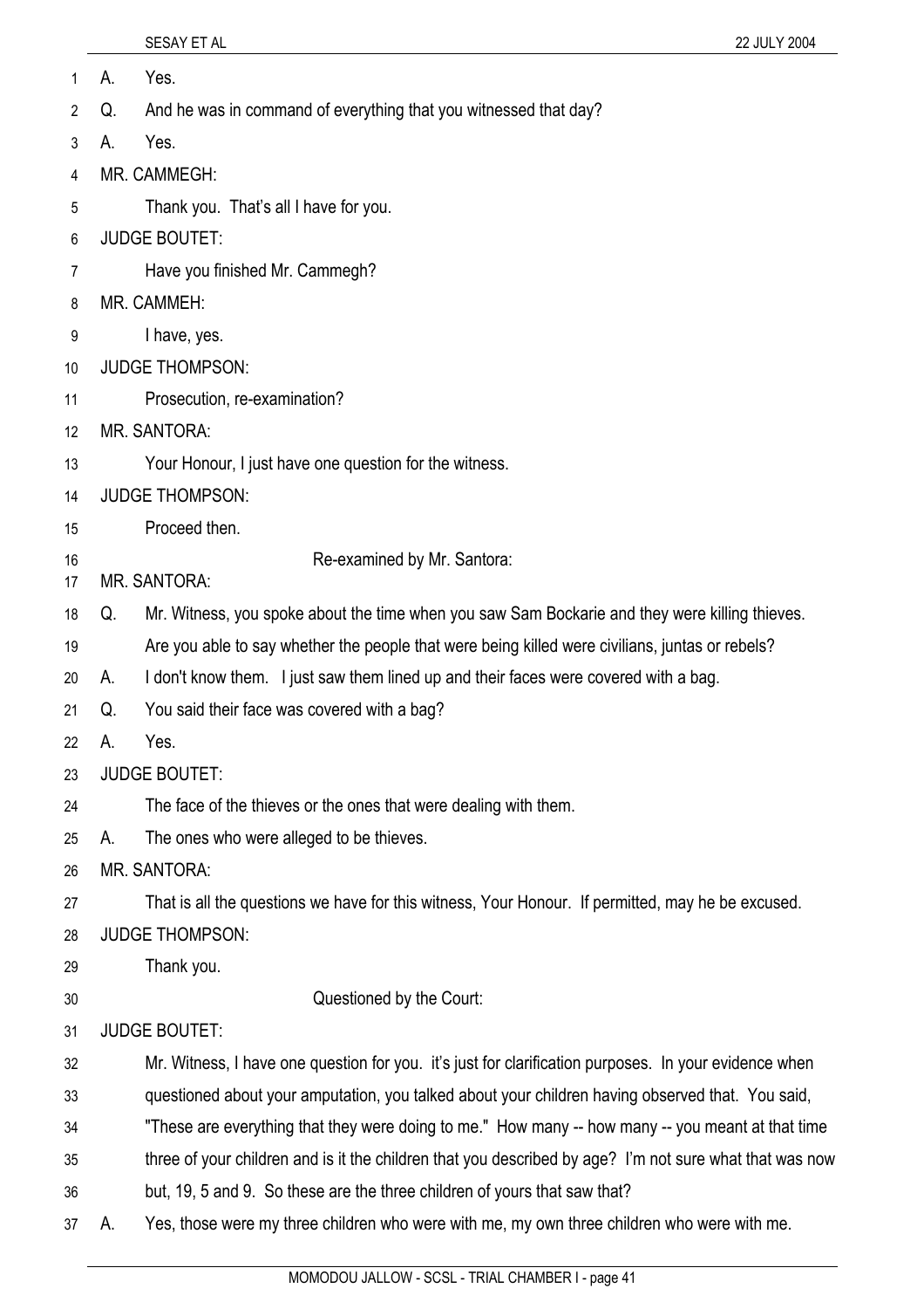A. Yes.

Q. And he was in command of everything that you witnessed that day?

A. Yes.

MR. CAMMEGH:

Thank you. That's all I have for you.

JUDGE BOUTET:

Have you finished Mr. Cammegh?

MR. CAMMEH:

I have, yes.

JUDGE THOMPSON:

Prosecution, re-examination?

MR. SANTORA:

Your Honour, I just have one question for the witness.

JUDGE THOMPSON:

Proceed then.

Re-examined by Mr. Santora:

MR. SANTORA:

Q. Mr. Witness, you spoke about the time when you saw Sam Bockarie and they were killing thieves. Are you able to say whether the people that were being killed were civilians, juntas or rebels?

A. I don't know them. I just saw them lined up and their faces were covered with a bag.

Q. You said their face was covered with a bag?

A. Yes.

JUDGE BOUTET:

The face of the thieves or the ones that were dealing with them.

A. The ones who were alleged to be thieves.

MR. SANTORA:

That is all the questions we have for this witness, Your Honour. If permitted, may he be excused.

JUDGE THOMPSON:

Thank you.

Questioned by the Court:

JUDGE BOUTET:

Mr. Witness, I have one question for you. it's just for clarification purposes. In your evidence when questioned about your amputation, you talked about your children having observed that. You said, "These are everything that they were doing to me." How many -- how many -- you meant at that time three of your children and is it the children that you described by age? I'm not sure what that was now but, 19, 5 and 9. So these are the three children of yours that saw that?

A. Yes, those were my three children who were with me, my own three children who were with me.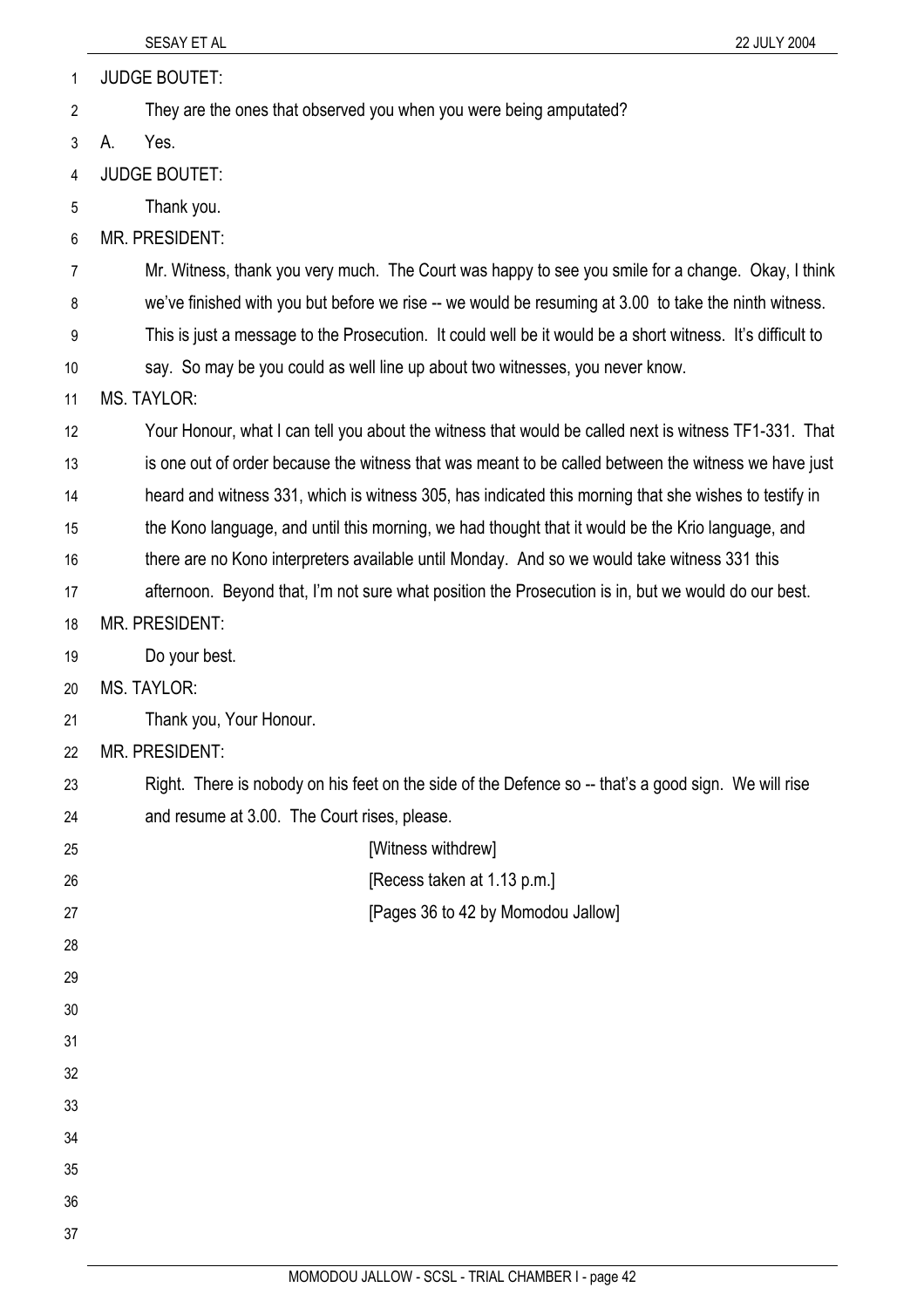JUDGE BOUTET:

They are the ones that observed you when you were being amputated?

A. Yes.

JUDGE BOUTET:

Thank you.

MR. PRESIDENT:

Mr. Witness, thank you very much. The Court was happy to see you smile for a change. Okay, I think we've finished with you but before we rise -- we would be resuming at 3.00 to take the ninth witness. This is just a message to the Prosecution. It could well be it would be a short witness. It's difficult to say. So may be you could as well line up about two witnesses, you never know.

MS. TAYLOR:

Your Honour, what I can tell you about the witness that would be called next is witness TF1-331. That is one out of order because the witness that was meant to be called between the witness we have just heard and witness 331, which is witness 305, has indicated this morning that she wishes to testify in the Kono language, and until this morning, we had thought that it would be the Krio language, and there are no Kono interpreters available until Monday. And so we would take witness 331 this afternoon. Beyond that, I'm not sure what position the Prosecution is in, but we would do our best.

MR. PRESIDENT:

Do your best.

MS. TAYLOR:

Thank you, Your Honour.

MR. PRESIDENT:

Right. There is nobody on his feet on the side of the Defence so -- that's a good sign. We will rise and resume at 3.00. The Court rises, please.

[Witness withdrew]

[Recess taken at 1.13 p.m.]

[Pages 36 to 42 by Momodou Jallow]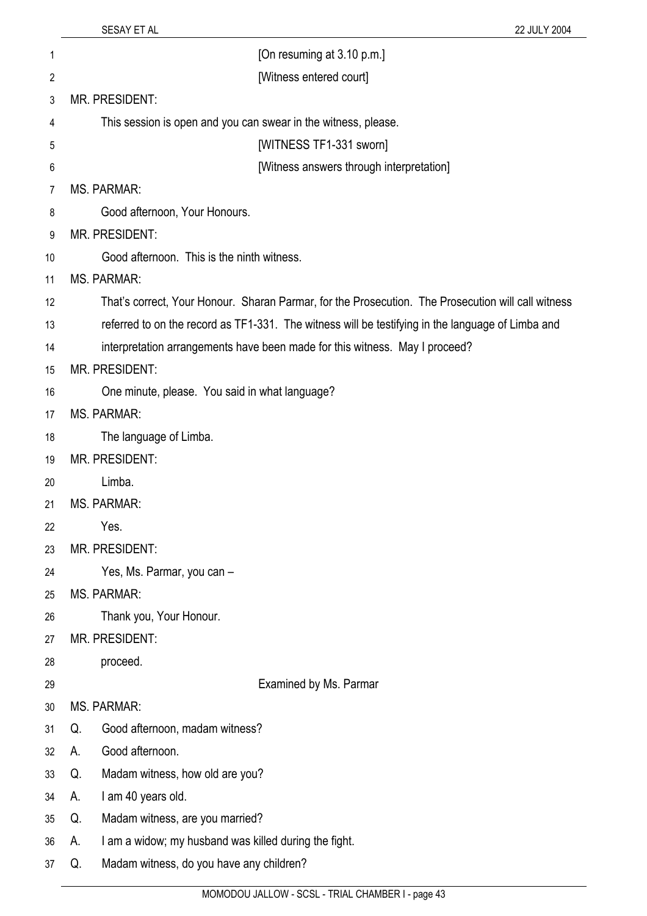[On resuming at 3.10 p.m.]

[Witness entered court]

MR. PRESIDENT:

This session is open and you can swear in the witness, please.

[WITNESS TF1-331 sworn]

[Witness answers through interpretation]

MS. PARMAR:

Good afternoon, Your Honours.

MR. PRESIDENT:

Good afternoon. This is the ninth witness.

MS. PARMAR:

That's correct, Your Honour. Sharan Parmar, for the Prosecution. The Prosecution will call witness referred to on the record as TF1-331. The witness will be testifying in the language of Limba and interpretation arrangements have been made for this witness. May I proceed?

MR. PRESIDENT:

One minute, please. You said in what language?

MS. PARMAR:

The language of Limba.

MR. PRESIDENT:

Limba.

MS. PARMAR:

Yes.

MR. PRESIDENT:

Yes, Ms. Parmar, you can –

MS. PARMAR:

Thank you, Your Honour.

MR. PRESIDENT:

proceed.

Examined by Ms. Parmar

MS. PARMAR:

Q. Good afternoon, madam witness?

A. Good afternoon.

Q. Madam witness, how old are you?

A. I am 40 years old.

Q. Madam witness, are you married?

A. I am a widow; my husband was killed during the fight.

Q. Madam witness, do you have any children?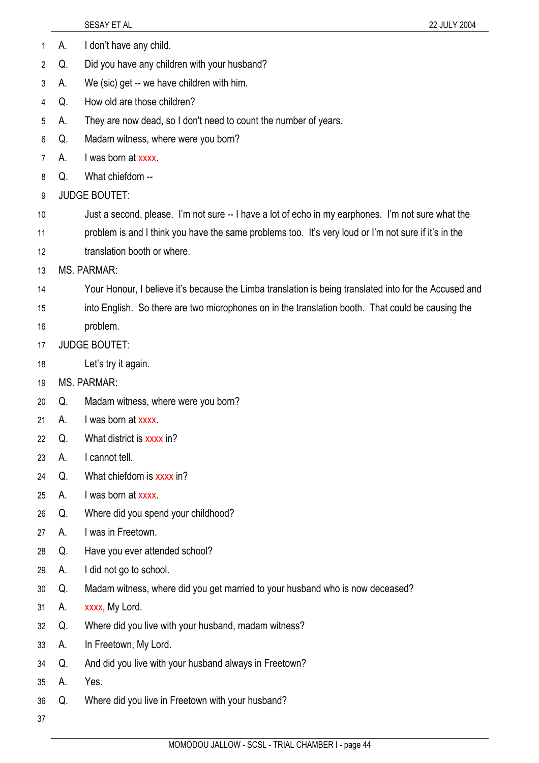A. I don't have any child.

Q. Did you have any children with your husband?

A. We (sic) get -- we have children with him.

Q. How old are those children?

A. They are now dead, so I don't need to count the number of years.

Q. Madam witness, where were you born?

A. I was born at xxxx.

Q. What chiefdom --

JUDGE BOUTET:

Just a second, please. I'm not sure -- I have a lot of echo in my earphones. I'm not sure what the problem is and I think you have the same problems too. It's very loud or I'm not sure if it's in the translation booth or where.

MS. PARMAR:

Your Honour, I believe it's because the Limba translation is being translated into for the Accused and into English. So there are two microphones on in the translation booth. That could be causing the problem.

JUDGE BOUTET:

Let's try it again.

MS. PARMAR:

Q. Madam witness, where were you born?

A. I was born at xxxx.

Q. What district is xxxx in?

A. I cannot tell.

Q. What chiefdom is xxxx in?

A. I was born at xxxx.

Q. Where did you spend your childhood?

A. I was in Freetown.

Q. Have you ever attended school?

A. I did not go to school.

Q. Madam witness, where did you get married to your husband who is now deceased?

A. xxxx, My Lord.

Q. Where did you live with your husband, madam witness?

A. In Freetown, My Lord.

Q. And did you live with your husband always in Freetown?

A. Yes.

Q. Where did you live in Freetown with your husband?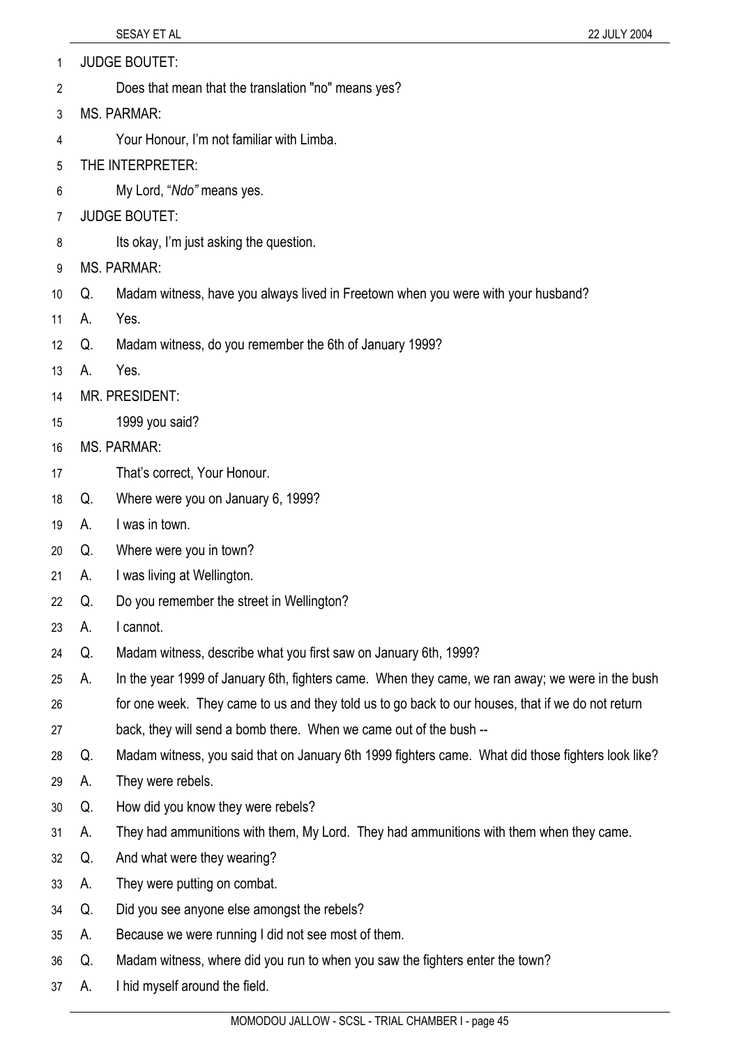JUDGE BOUTET:

Does that mean that the translation "no" means yes?

MS. PARMAR:

Your Honour, I'm not familiar with Limba.

THE INTERPRETER:

My Lord, "*Ndo"* means yes.

JUDGE BOUTET:

Its okay, I'm just asking the question.

MS. PARMAR:

Q. Madam witness, have you always lived in Freetown when you were with your husband?

A. Yes.

Q. Madam witness, do you remember the 6th of January 1999?

A. Yes.

MR. PRESIDENT:

1999 you said?

MS. PARMAR:

That's correct, Your Honour.

Q. Where were you on January 6, 1999?

A. I was in town.

Q. Where were you in town?

A. I was living at Wellington.

Q. Do you remember the street in Wellington?

A. I cannot.

Q. Madam witness, describe what you first saw on January 6th, 1999?

A. In the year 1999 of January 6th, fighters came. When they came, we ran away; we were in the bush for one week. They came to us and they told us to go back to our houses, that if we do not return back, they will send a bomb there. When we came out of the bush --

Q. Madam witness, you said that on January 6th 1999 fighters came. What did those fighters look like?

A. They were rebels.

Q. How did you know they were rebels?

A. They had ammunitions with them, My Lord. They had ammunitions with them when they came.

Q. And what were they wearing?

A. They were putting on combat.

Q. Did you see anyone else amongst the rebels?

A. Because we were running I did not see most of them.

Q. Madam witness, where did you run to when you saw the fighters enter the town?

A. I hid myself around the field.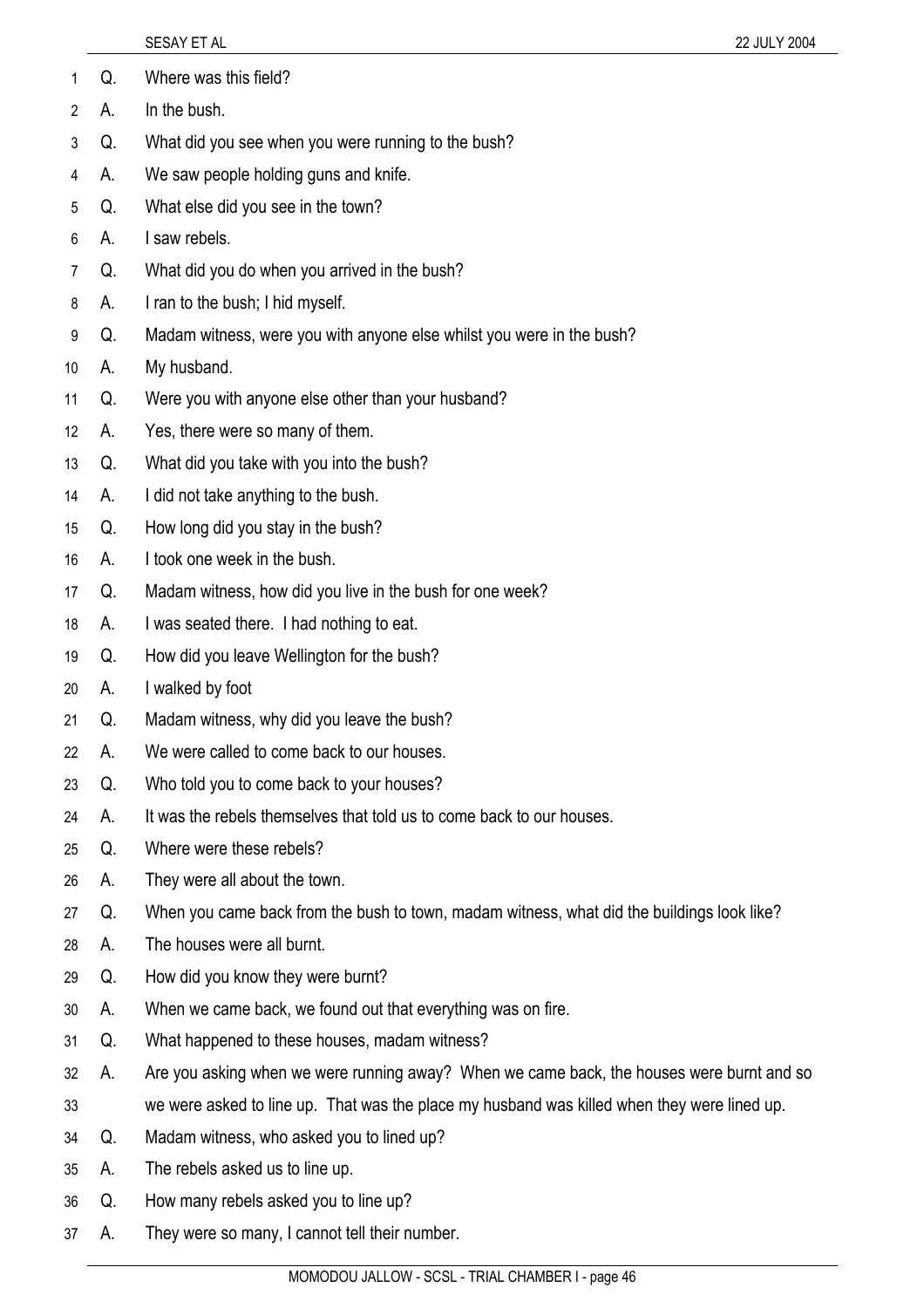Q. Where was this field?

A. In the bush.

Q. What did you see when you were running to the bush?

A. We saw people holding guns and knife.

Q. What else did you see in the town?

A. I saw rebels.

Q. What did you do when you arrived in the bush?

A. I ran to the bush; I hid myself.

Q. Madam witness, were you with anyone else whilst you were in the bush?

A. My husband.

Q. Were you with anyone else other than your husband?

A. Yes, there were so many of them.

Q. What did you take with you into the bush?

A. I did not take anything to the bush.

Q. How long did you stay in the bush?

A. I took one week in the bush.

Q. Madam witness, how did you live in the bush for one week?

A. I was seated there. I had nothing to eat.

Q. How did you leave Wellington for the bush?

A. I walked by foot

Q. Madam witness, why did you leave the bush?

A. We were called to come back to our houses.

Q. Who told you to come back to your houses?

A. It was the rebels themselves that told us to come back to our houses.

Q. Where were these rebels?

A. They were all about the town.

Q. When you came back from the bush to town, madam witness, what did the buildings look like?

A. The houses were all burnt.

Q. How did you know they were burnt?

A. When we came back, we found out that everything was on fire.

Q. What happened to these houses, madam witness?

A. Are you asking when we were running away? When we came back, the houses were burnt and so we were asked to line up. That was the place my husband was killed when they were lined up.

Q. Madam witness, who asked you to lined up?

A. The rebels asked us to line up.

Q. How many rebels asked you to line up?

A. They were so many, I cannot tell their number.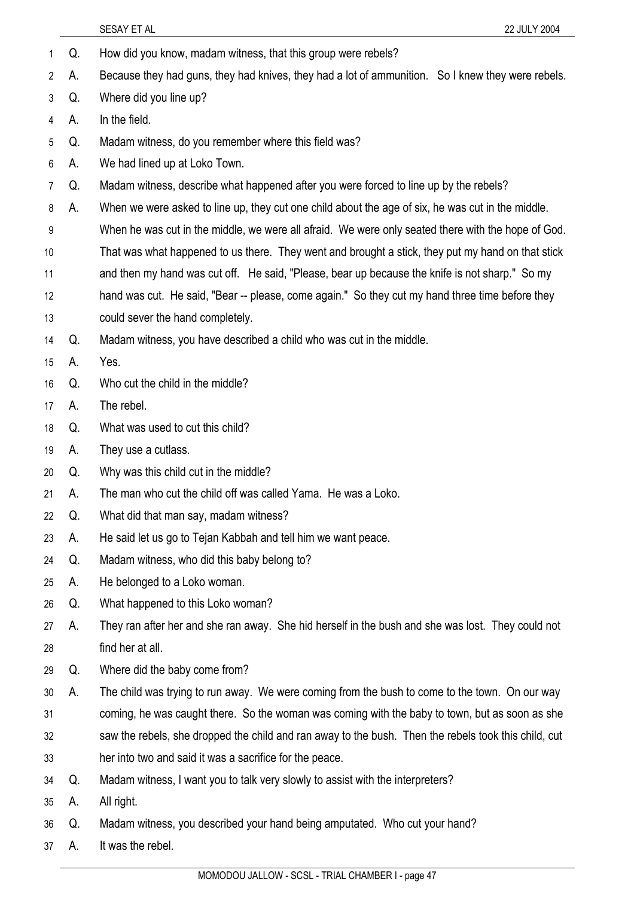Q. How did you know, madam witness, that this group were rebels?

A. Because they had guns, they had knives, they had a lot of ammunition. So I knew they were rebels.

Q. Where did you line up?

A. In the field.

Q. Madam witness, do you remember where this field was?

A. We had lined up at Loko Town.

Q. Madam witness, describe what happened after you were forced to line up by the rebels?

A. When we were asked to line up, they cut one child about the age of six, he was cut in the middle. When he was cut in the middle, we were all afraid. We were only seated there with the hope of God. That was what happened to us there. They went and brought a stick, they put my hand on that stick and then my hand was cut off. He said, "Please, bear up because the knife is not sharp." So my hand was cut. He said, "Bear -- please, come again." So they cut my hand three time before they could sever the hand completely.

Q. Madam witness, you have described a child who was cut in the middle.

A. Yes.

Q. Who cut the child in the middle?

A. The rebel.

Q. What was used to cut this child?

A. They use a cutlass.

Q. Why was this child cut in the middle?

A. The man who cut the child off was called Yama. He was a Loko.

Q. What did that man say, madam witness?

A. He said let us go to Tejan Kabbah and tell him we want peace.

Q. Madam witness, who did this baby belong to?

A. He belonged to a Loko woman.

Q. What happened to this Loko woman?

A. They ran after her and she ran away. She hid herself in the bush and she was lost. They could not find her at all.

Q. Where did the baby come from?

A. The child was trying to run away. We were coming from the bush to come to the town. On our way coming, he was caught there. So the woman was coming with the baby to town, but as soon as she saw the rebels, she dropped the child and ran away to the bush. Then the rebels took this child, cut her into two and said it was a sacrifice for the peace.

Q. Madam witness, I want you to talk very slowly to assist with the interpreters?

A. All right.

Q. Madam witness, you described your hand being amputated. Who cut your hand?

A. It was the rebel.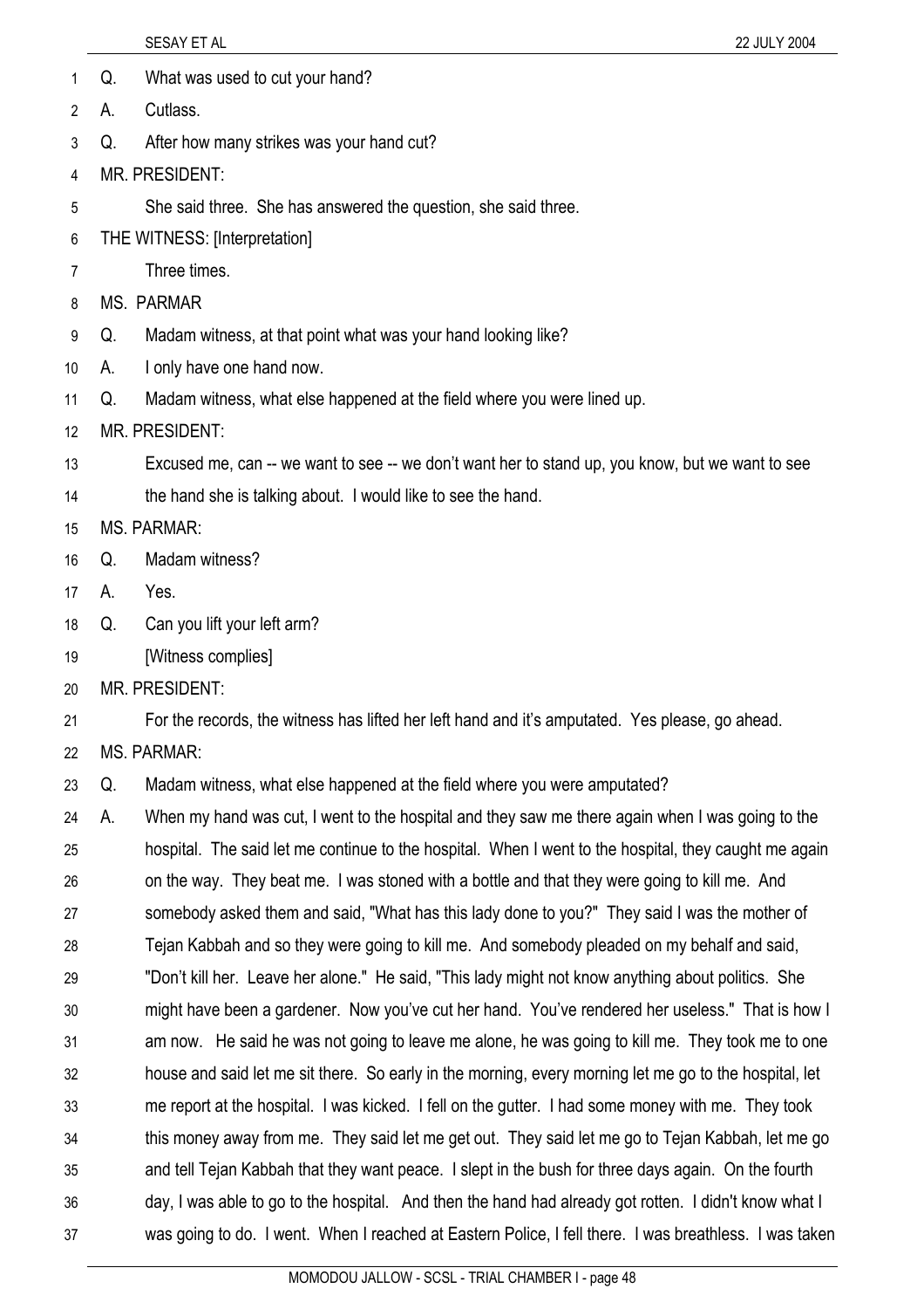Q. What was used to cut your hand?

A. Cutlass.

Q. After how many strikes was your hand cut?

MR. PRESIDENT:

She said three. She has answered the question, she said three.

THE WITNESS: [Interpretation]

Three times.

MS. PARMAR

Q. Madam witness, at that point what was your hand looking like?

A. I only have one hand now.

Q. Madam witness, what else happened at the field where you were lined up.

MR. PRESIDENT:

Excused me, can -- we want to see -- we don't want her to stand up, you know, but we want to see the hand she is talking about. I would like to see the hand.

MS. PARMAR:

Q. Madam witness?

A. Yes.

Q. Can you lift your left arm?

[Witness complies]

MR. PRESIDENT:

For the records, the witness has lifted her left hand and it's amputated. Yes please, go ahead.

MS. PARMAR:

Q. Madam witness, what else happened at the field where you were amputated?

A. When my hand was cut, I went to the hospital and they saw me there again when I was going to the hospital. The said let me continue to the hospital. When I went to the hospital, they caught me again on the way. They beat me. I was stoned with a bottle and that they were going to kill me. And somebody asked them and said, "What has this lady done to you?" They said I was the mother of Tejan Kabbah and so they were going to kill me. And somebody pleaded on my behalf and said, "Don't kill her. Leave her alone." He said, "This lady might not know anything about politics. She might have been a gardener. Now you've cut her hand. You've rendered her useless." That is how I am now. He said he was not going to leave me alone, he was going to kill me. They took me to one house and said let me sit there. So early in the morning, every morning let me go to the hospital, let me report at the hospital. I was kicked. I fell on the gutter. I had some money with me. They took this money away from me. They said let me get out. They said let me go to Tejan Kabbah, let me go and tell Tejan Kabbah that they want peace. I slept in the bush for three days again. On the fourth day, I was able to go to the hospital. And then the hand had already got rotten. I didn't know what I was going to do. I went. When I reached at Eastern Police, I fell there. I was breathless. I was taken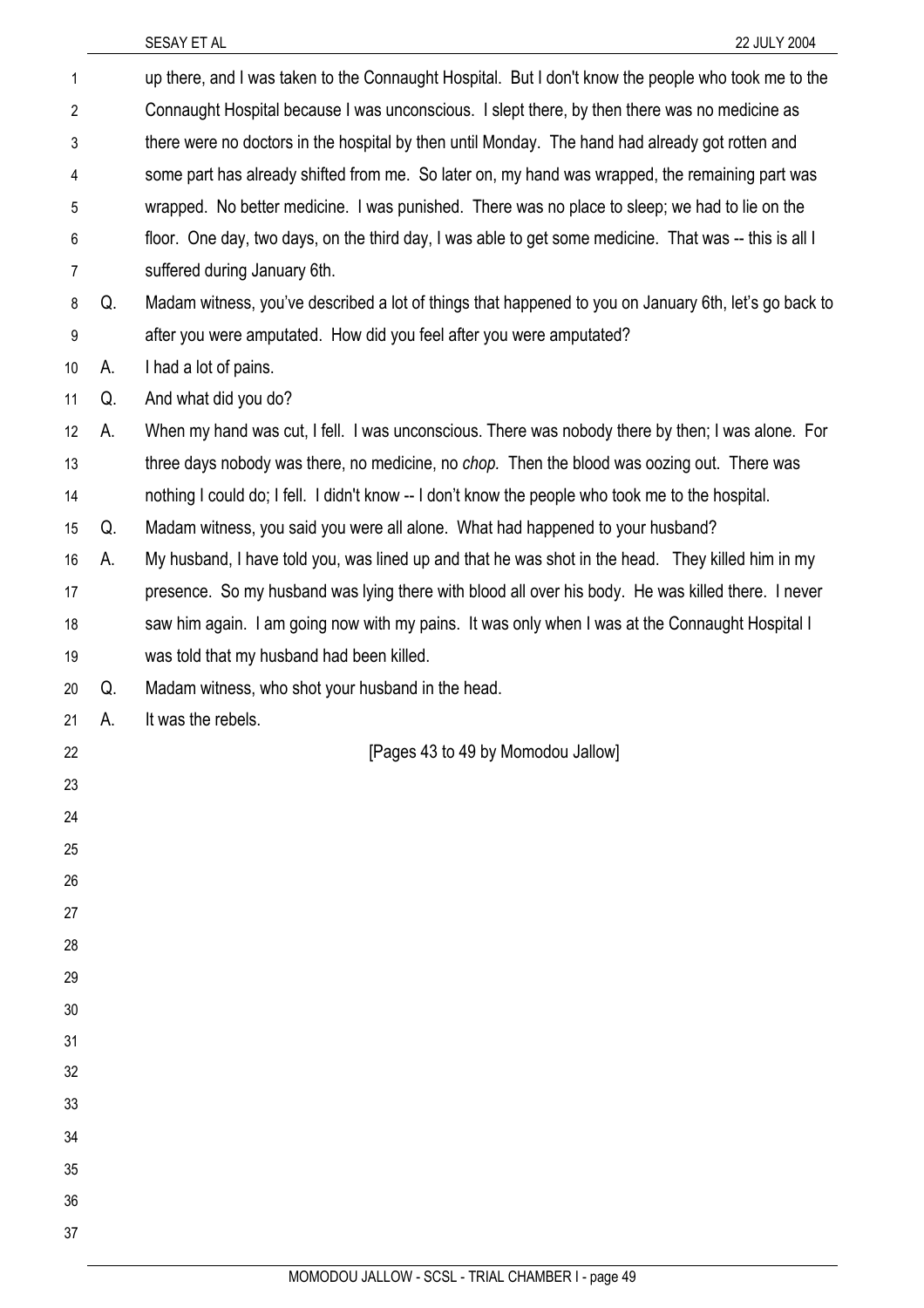up there, and I was taken to the Connaught Hospital. But I don't know the people who took me to the Connaught Hospital because I was unconscious. I slept there, by then there was no medicine as there were no doctors in the hospital by then until Monday. The hand had already got rotten and some part has already shifted from me. So later on, my hand was wrapped, the remaining part was wrapped. No better medicine. I was punished. There was no place to sleep; we had to lie on the floor. One day, two days, on the third day, I was able to get some medicine. That was -- this is all I suffered during January 6th.

Q. Madam witness, you've described a lot of things that happened to you on January 6th, let's go back to after you were amputated. How did you feel after you were amputated?

A. I had a lot of pains.

Q. And what did you do?

A. When my hand was cut, I fell. I was unconscious. There was nobody there by then; I was alone. For three days nobody was there, no medicine, no *chop.* Then the blood was oozing out. There was nothing I could do; I fell. I didn't know -- I don't know the people who took me to the hospital.

Q. Madam witness, you said you were all alone. What had happened to your husband?

A. My husband, I have told you, was lined up and that he was shot in the head. They killed him in my presence. So my husband was lying there with blood all over his body. He was killed there. I never saw him again. I am going now with my pains. It was only when I was at the Connaught Hospital I was told that my husband had been killed.

Q. Madam witness, who shot your husband in the head.

A. It was the rebels.

[Pages 43 to 49 by Momodou Jallow]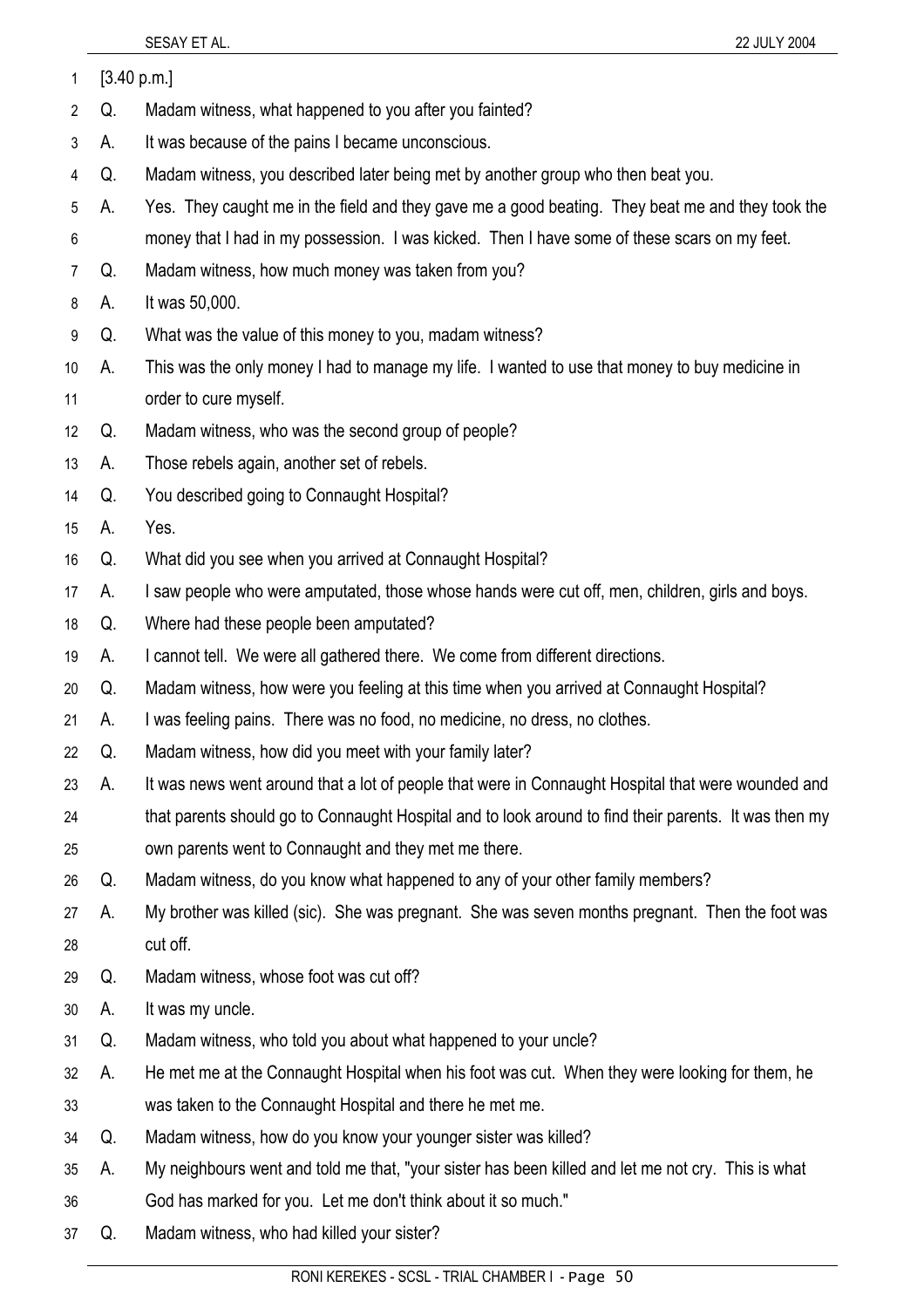[3.40 p.m.]

Q. Madam witness, what happened to you after you fainted?

A. It was because of the pains I became unconscious.

Q. Madam witness, you described later being met by another group who then beat you.

A. Yes. They caught me in the field and they gave me a good beating. They beat me and they took the money that I had in my possession. I was kicked. Then I have some of these scars on my feet.

Q. Madam witness, how much money was taken from you?

A. It was 50,000.

Q. What was the value of this money to you, madam witness?

A. This was the only money I had to manage my life. I wanted to use that money to buy medicine in order to cure myself.

Q. Madam witness, who was the second group of people?

A. Those rebels again, another set of rebels.

Q. You described going to Connaught Hospital?

A. Yes.

Q. What did you see when you arrived at Connaught Hospital?

A. I saw people who were amputated, those whose hands were cut off, men, children, girls and boys.

Q. Where had these people been amputated?

A. I cannot tell. We were all gathered there. We come from different directions.

Q. Madam witness, how were you feeling at this time when you arrived at Connaught Hospital?

A. I was feeling pains. There was no food, no medicine, no dress, no clothes.

Q. Madam witness, how did you meet with your family later?

A. It was news went around that a lot of people that were in Connaught Hospital that were wounded and that parents should go to Connaught Hospital and to look around to find their parents. It was then my own parents went to Connaught and they met me there.

Q. Madam witness, do you know what happened to any of your other family members?

A. My brother was killed (sic). She was pregnant. She was seven months pregnant. Then the foot was cut off.

Q. Madam witness, whose foot was cut off?

A. It was my uncle.

Q. Madam witness, who told you about what happened to your uncle?

A. He met me at the Connaught Hospital when his foot was cut. When they were looking for them, he was taken to the Connaught Hospital and there he met me.

Q. Madam witness, how do you know your younger sister was killed?

A. My neighbours went and told me that, "your sister has been killed and let me not cry. This is what God has marked for you. Let me don't think about it so much."

Q. Madam witness, who had killed your sister?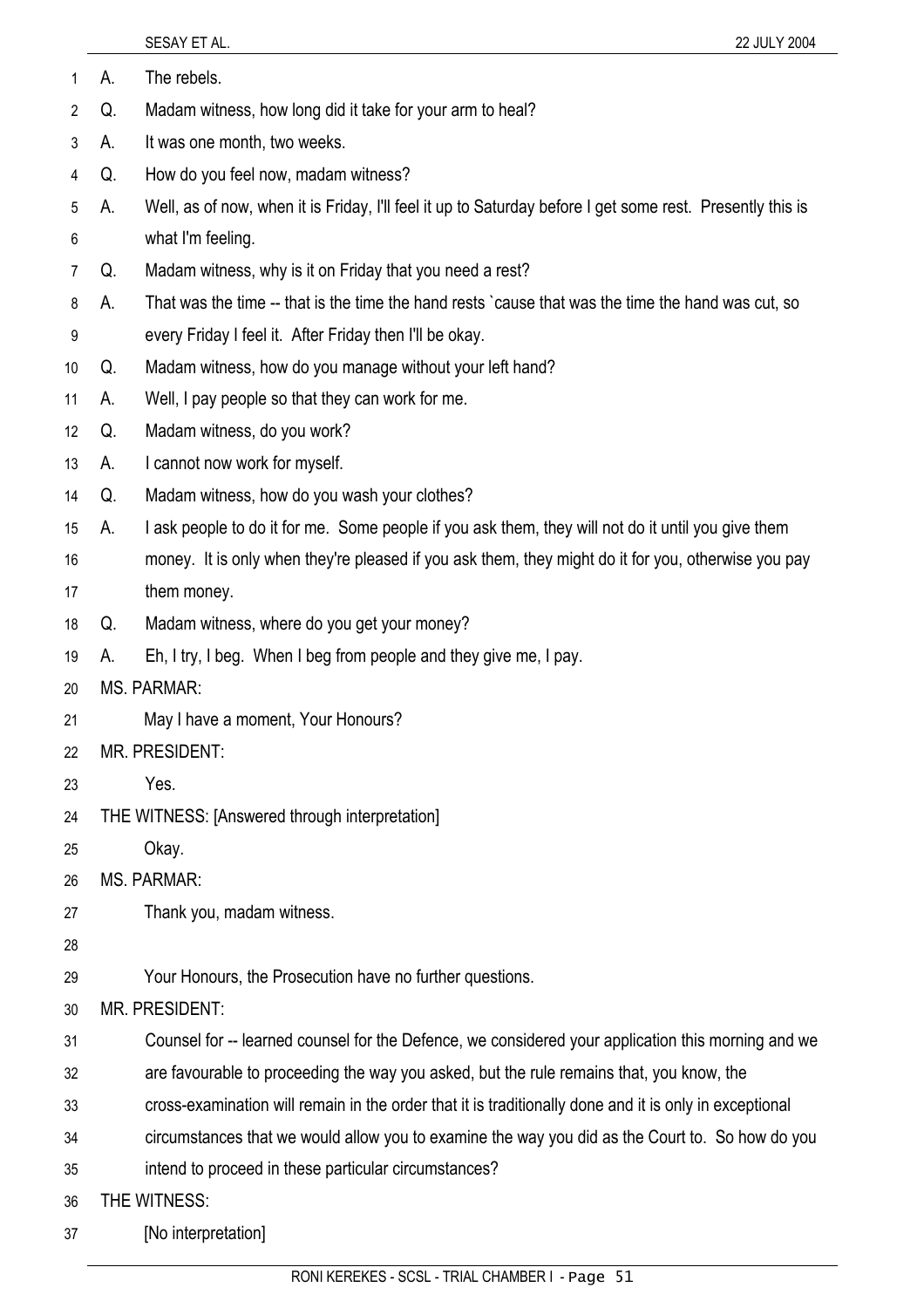A. The rebels.

Q. Madam witness, how long did it take for your arm to heal?

A. It was one month, two weeks.

Q. How do you feel now, madam witness?

A. Well, as of now, when it is Friday, I'll feel it up to Saturday before I get some rest. Presently this is what I'm feeling.

Q. Madam witness, why is it on Friday that you need a rest?

A. That was the time -- that is the time the hand rests `cause that was the time the hand was cut, so every Friday I feel it. After Friday then I'll be okay.

Q. Madam witness, how do you manage without your left hand?

A. Well, I pay people so that they can work for me.

Q. Madam witness, do you work?

A. I cannot now work for myself.

Q. Madam witness, how do you wash your clothes?

A. I ask people to do it for me. Some people if you ask them, they will not do it until you give them money. It is only when they're pleased if you ask them, they might do it for you, otherwise you pay them money.

Q. Madam witness, where do you get your money?

A. Eh, I try, I beg. When I beg from people and they give me, I pay.

MS. PARMAR:

May I have a moment, Your Honours?

MR. PRESIDENT:

Yes.

THE WITNESS: [Answered through interpretation]

Okay.

MS. PARMAR:

Thank you, madam witness.

Your Honours, the Prosecution have no further questions.

MR. PRESIDENT:

Counsel for -- learned counsel for the Defence, we considered your application this morning and we are favourable to proceeding the way you asked, but the rule remains that, you know, the cross-examination will remain in the order that it is traditionally done and it is only in exceptional circumstances that we would allow you to examine the way you did as the Court to. So how do you intend to proceed in these particular circumstances?

THE WITNESS:

[No interpretation]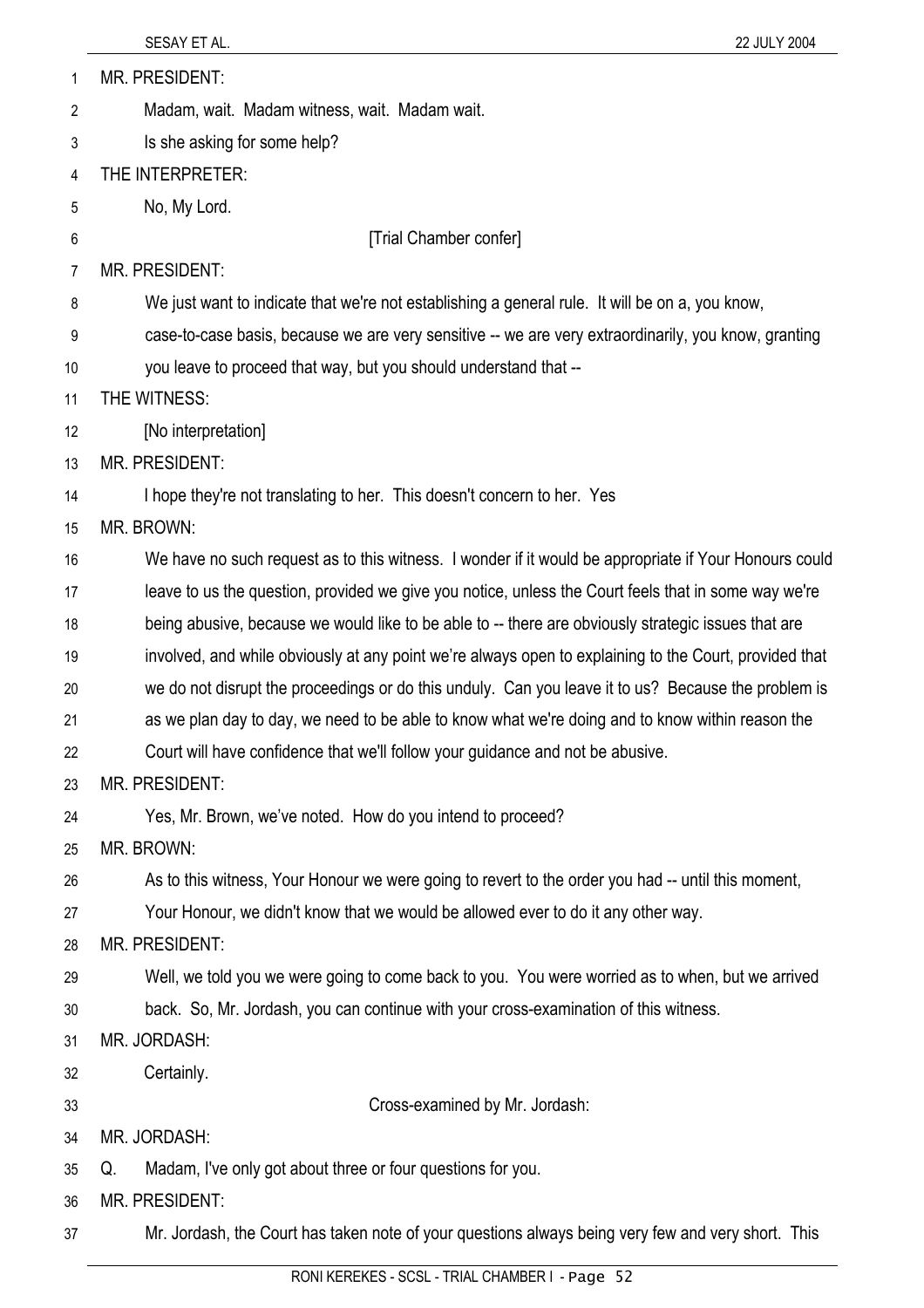MR. PRESIDENT:

Madam, wait. Madam witness, wait. Madam wait.

Is she asking for some help?

THE INTERPRETER:

No, My Lord.

[Trial Chamber confer]

MR. PRESIDENT:

We just want to indicate that we're not establishing a general rule. It will be on a, you know, case-to-case basis, because we are very sensitive -- we are very extraordinarily, you know, granting you leave to proceed that way, but you should understand that --

THE WITNESS:

[No interpretation]

MR. PRESIDENT:

I hope they're not translating to her. This doesn't concern to her. Yes

MR. BROWN:

We have no such request as to this witness. I wonder if it would be appropriate if Your Honours could leave to us the question, provided we give you notice, unless the Court feels that in some way we're being abusive, because we would like to be able to -- there are obviously strategic issues that are involved, and while obviously at any point we're always open to explaining to the Court, provided that we do not disrupt the proceedings or do this unduly. Can you leave it to us? Because the problem is as we plan day to day, we need to be able to know what we're doing and to know within reason the Court will have confidence that we'll follow your guidance and not be abusive.

MR. PRESIDENT:

Yes, Mr. Brown, we've noted. How do you intend to proceed?

MR. BROWN:

As to this witness, Your Honour we were going to revert to the order you had -- until this moment, Your Honour, we didn't know that we would be allowed ever to do it any other way.

MR. PRESIDENT:

Well, we told you we were going to come back to you. You were worried as to when, but we arrived back. So, Mr. Jordash, you can continue with your cross-examination of this witness.

MR. JORDASH:

Certainly.

Cross-examined by Mr. Jordash:

MR. JORDASH:

Q. Madam, I've only got about three or four questions for you.

MR. PRESIDENT:

Mr. Jordash, the Court has taken note of your questions always being very few and very short. This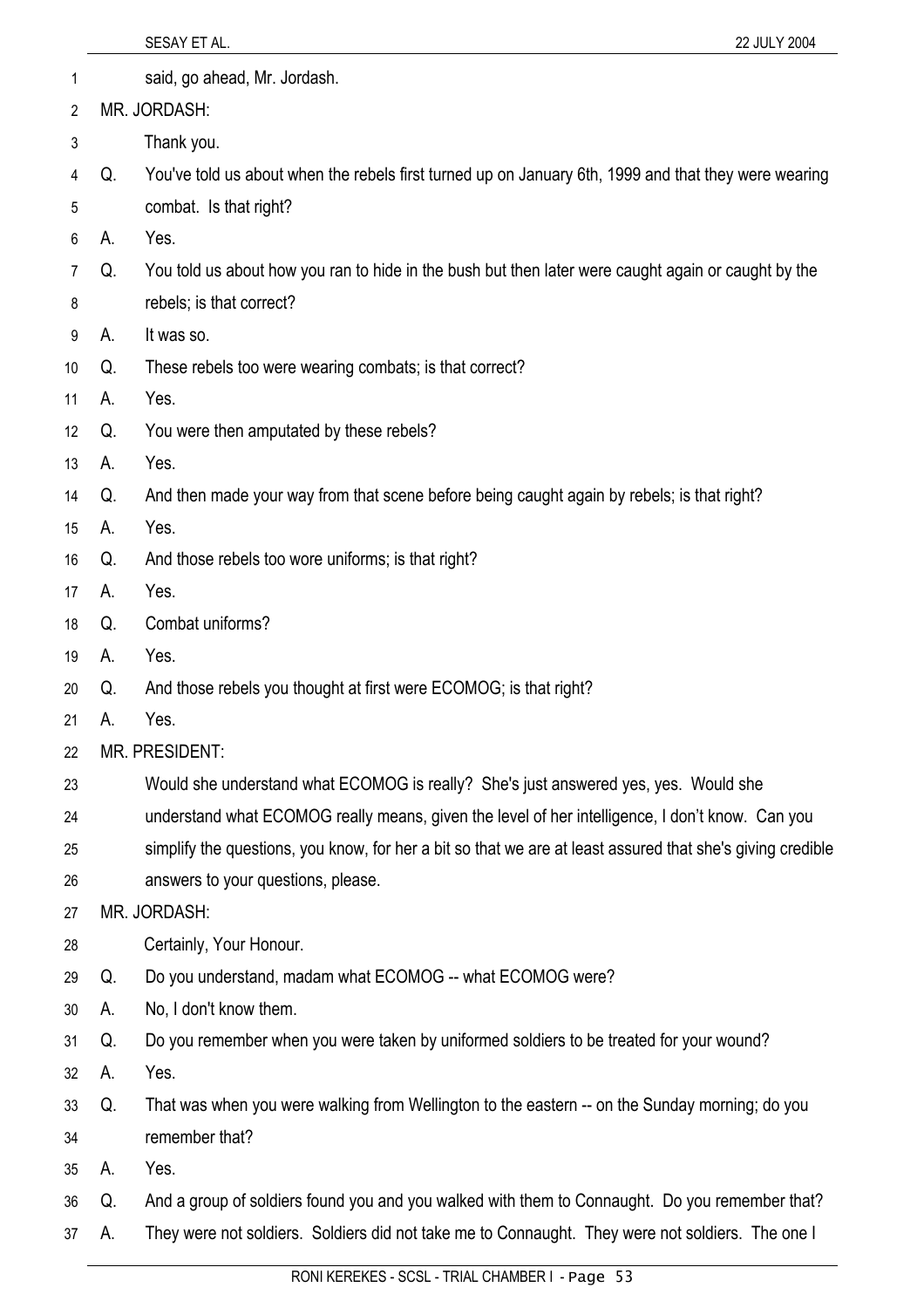said, go ahead, Mr. Jordash.

MR. JORDASH:

Thank you.

Q. You've told us about when the rebels first turned up on January 6th, 1999 and that they were wearing combat. Is that right?

A. Yes.

Q. You told us about how you ran to hide in the bush but then later were caught again or caught by the rebels; is that correct?

A. It was so.

Q. These rebels too were wearing combats; is that correct?

A. Yes.

Q. You were then amputated by these rebels?

A. Yes.

Q. And then made your way from that scene before being caught again by rebels; is that right?

A. Yes.

Q. And those rebels too wore uniforms; is that right?

A. Yes.

Q. Combat uniforms?

A. Yes.

Q. And those rebels you thought at first were ECOMOG; is that right?

A. Yes.

MR. PRESIDENT:

Would she understand what ECOMOG is really? She's just answered yes, yes. Would she understand what ECOMOG really means, given the level of her intelligence, I don't know. Can you simplify the questions, you know, for her a bit so that we are at least assured that she's giving credible answers to your questions, please.

MR. JORDASH:

Certainly, Your Honour.

Q. Do you understand, madam what ECOMOG -- what ECOMOG were?

A. No, I don't know them.

Q. Do you remember when you were taken by uniformed soldiers to be treated for your wound?

A. Yes.

Q. That was when you were walking from Wellington to the eastern -- on the Sunday morning; do you remember that?

A. Yes.

Q. And a group of soldiers found you and you walked with them to Connaught. Do you remember that?

A. They were not soldiers. Soldiers did not take me to Connaught. They were not soldiers. The one I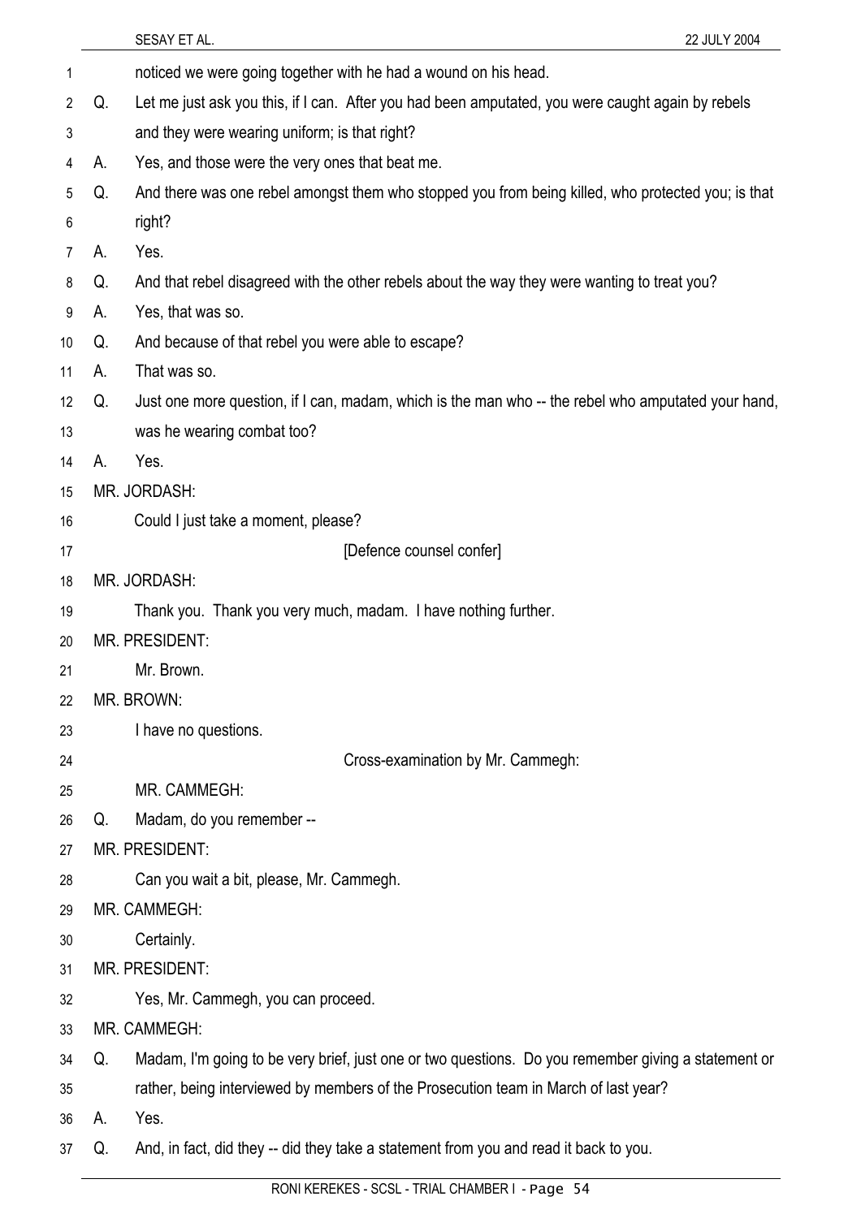noticed we were going together with he had a wound on his head.

Q. Let me just ask you this, if I can. After you had been amputated, you were caught again by rebels and they were wearing uniform; is that right?

A. Yes, and those were the very ones that beat me.

Q. And there was one rebel amongst them who stopped you from being killed, who protected you; is that right?

A. Yes.

Q. And that rebel disagreed with the other rebels about the way they were wanting to treat you?

A. Yes, that was so.

Q. And because of that rebel you were able to escape?

A. That was so.

Q. Just one more question, if I can, madam, which is the man who -- the rebel who amputated your hand, was he wearing combat too?

A. Yes.

MR. JORDASH:

Could I just take a moment, please?

[Defence counsel confer]

MR. JORDASH:

Thank you. Thank you very much, madam. I have nothing further.

MR. PRESIDENT:

Mr. Brown.

MR. BROWN:

I have no questions.

Cross-examination by Mr. Cammegh:

MR. CAMMEGH:

Q. Madam, do you remember --

MR. PRESIDENT:

Can you wait a bit, please, Mr. Cammegh.

MR. CAMMEGH:

Certainly.

MR. PRESIDENT:

Yes, Mr. Cammegh, you can proceed.

MR. CAMMEGH:

Q. Madam, I'm going to be very brief, just one or two questions. Do you remember giving a statement or rather, being interviewed by members of the Prosecution team in March of last year?

A. Yes.

Q. And, in fact, did they -- did they take a statement from you and read it back to you.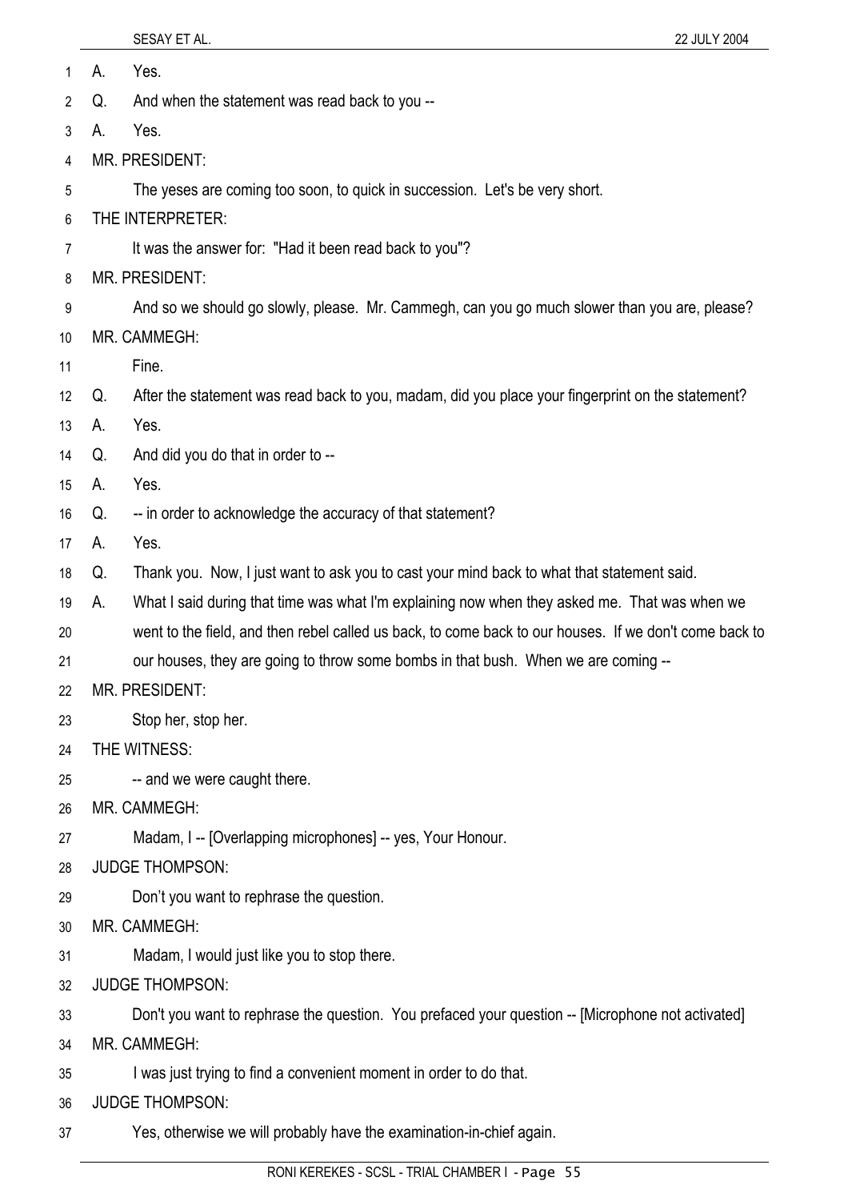A. Yes.

Q. And when the statement was read back to you --

A. Yes.

MR. PRESIDENT:

The yeses are coming too soon, to quick in succession. Let's be very short.

THE INTERPRETER:

It was the answer for: "Had it been read back to you"?

MR. PRESIDENT:

And so we should go slowly, please. Mr. Cammegh, can you go much slower than you are, please?

MR. CAMMEGH:

Fine.

Q. After the statement was read back to you, madam, did you place your fingerprint on the statement?

A. Yes.

Q. And did you do that in order to --

A. Yes.

Q. -- in order to acknowledge the accuracy of that statement?

A. Yes.

Q. Thank you. Now, I just want to ask you to cast your mind back to what that statement said.

A. What I said during that time was what I'm explaining now when they asked me. That was when we went to the field, and then rebel called us back, to come back to our houses. If we don't come back to our houses, they are going to throw some bombs in that bush. When we are coming --

MR. PRESIDENT:

Stop her, stop her.

THE WITNESS:

-- and we were caught there.

MR. CAMMEGH:

Madam, I -- [Overlapping microphones] -- yes, Your Honour.

JUDGE THOMPSON:

Don't you want to rephrase the question.

MR. CAMMEGH:

Madam, I would just like you to stop there.

JUDGE THOMPSON:

Don't you want to rephrase the question. You prefaced your question -- [Microphone not activated]

MR. CAMMEGH:

I was just trying to find a convenient moment in order to do that.

JUDGE THOMPSON:

Yes, otherwise we will probably have the examination-in-chief again.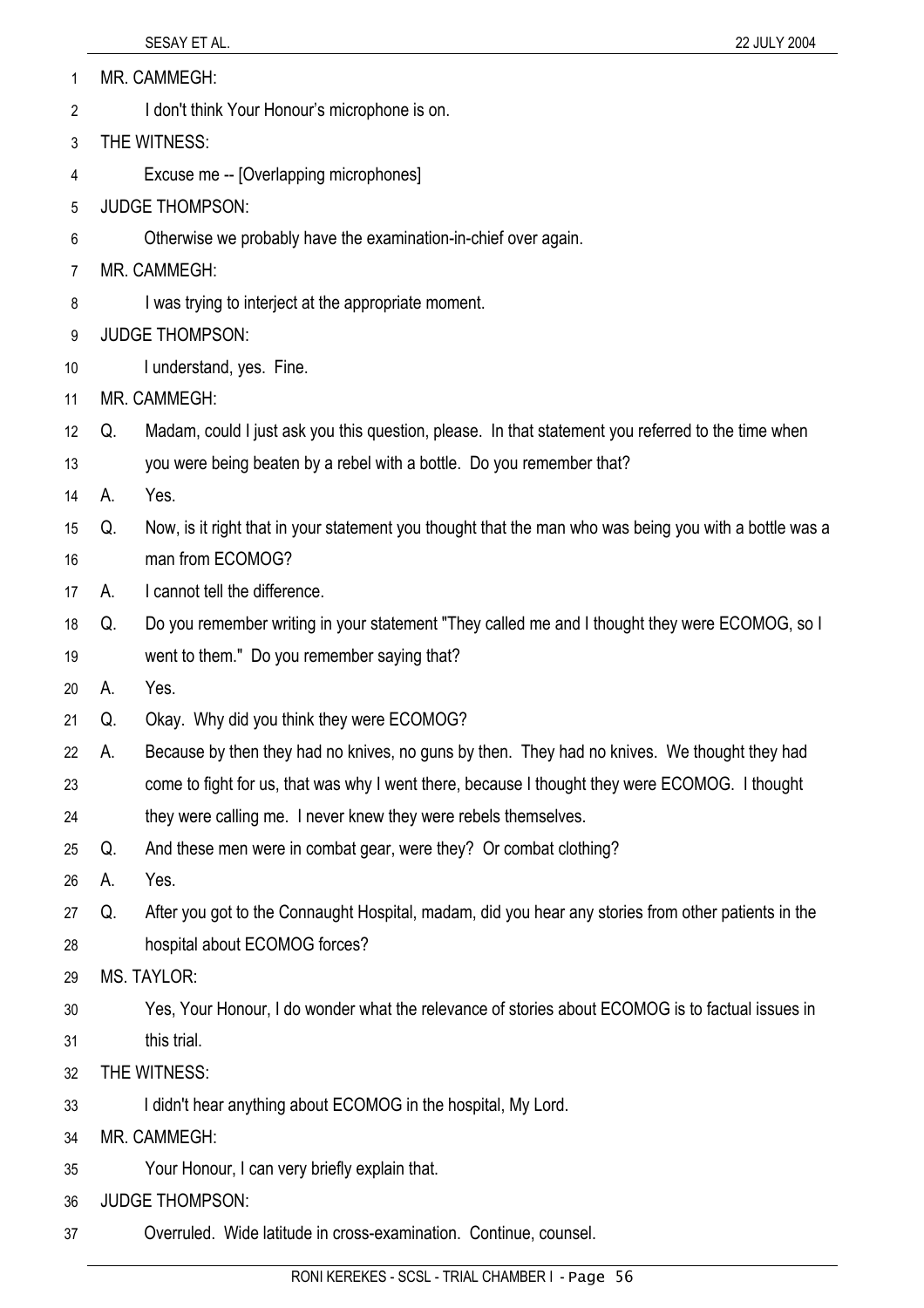MR. CAMMEGH:

I don't think Your Honour's microphone is on.

THE WITNESS:

Excuse me -- [Overlapping microphones]

JUDGE THOMPSON:

Otherwise we probably have the examination-in-chief over again.

MR. CAMMEGH:

I was trying to interject at the appropriate moment.

JUDGE THOMPSON:

I understand, yes. Fine.

MR. CAMMEGH:

Q. Madam, could I just ask you this question, please. In that statement you referred to the time when you were being beaten by a rebel with a bottle. Do you remember that?

A. Yes.

Q. Now, is it right that in your statement you thought that the man who was being you with a bottle was a man from ECOMOG?

A. I cannot tell the difference.

Q. Do you remember writing in your statement "They called me and I thought they were ECOMOG, so I went to them." Do you remember saying that?

A. Yes.

Q. Okay. Why did you think they were ECOMOG?

A. Because by then they had no knives, no guns by then. They had no knives. We thought they had come to fight for us, that was why I went there, because I thought they were ECOMOG. I thought they were calling me. I never knew they were rebels themselves.

Q. And these men were in combat gear, were they? Or combat clothing?

A. Yes.

Q. After you got to the Connaught Hospital, madam, did you hear any stories from other patients in the hospital about ECOMOG forces?

MS. TAYLOR:

Yes, Your Honour, I do wonder what the relevance of stories about ECOMOG is to factual issues in this trial.

THE WITNESS:

I didn't hear anything about ECOMOG in the hospital, My Lord.

MR. CAMMEGH:

Your Honour, I can very briefly explain that.

JUDGE THOMPSON:

Overruled. Wide latitude in cross-examination. Continue, counsel.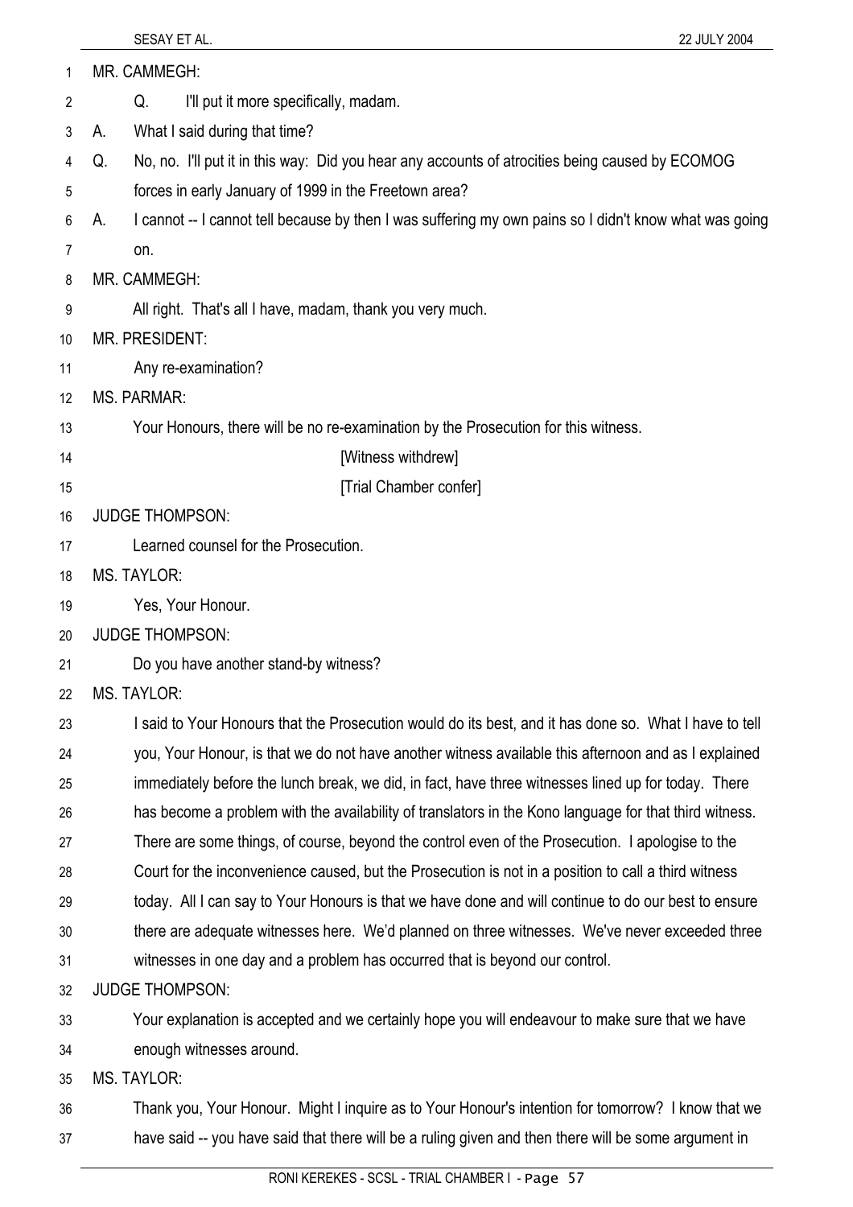MR. CAMMEGH:

Q. I'll put it more specifically, madam.

A. What I said during that time?

Q. No, no. I'll put it in this way: Did you hear any accounts of atrocities being caused by ECOMOG forces in early January of 1999 in the Freetown area?

A. I cannot -- I cannot tell because by then I was suffering my own pains so I didn't know what was going on.

MR. CAMMEGH:

All right. That's all I have, madam, thank you very much.

MR. PRESIDENT:

Any re-examination?

MS. PARMAR:

Your Honours, there will be no re-examination by the Prosecution for this witness.

[Witness withdrew]

[Trial Chamber confer]

JUDGE THOMPSON:

Learned counsel for the Prosecution.

MS. TAYLOR:

Yes, Your Honour.

JUDGE THOMPSON:

Do you have another stand-by witness?

MS. TAYLOR:

I said to Your Honours that the Prosecution would do its best, and it has done so. What I have to tell you, Your Honour, is that we do not have another witness available this afternoon and as I explained immediately before the lunch break, we did, in fact, have three witnesses lined up for today. There has become a problem with the availability of translators in the Kono language for that third witness. There are some things, of course, beyond the control even of the Prosecution. I apologise to the Court for the inconvenience caused, but the Prosecution is not in a position to call a third witness today. All I can say to Your Honours is that we have done and will continue to do our best to ensure there are adequate witnesses here. We'd planned on three witnesses. We've never exceeded three witnesses in one day and a problem has occurred that is beyond our control.

JUDGE THOMPSON:

Your explanation is accepted and we certainly hope you will endeavour to make sure that we have enough witnesses around.

MS. TAYLOR:

Thank you, Your Honour. Might I inquire as to Your Honour's intention for tomorrow? I know that we have said -- you have said that there will be a ruling given and then there will be some argument in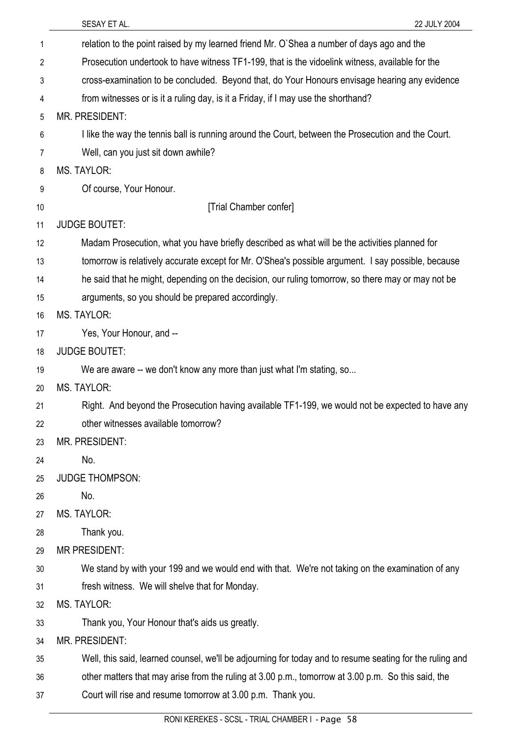relation to the point raised by my learned friend Mr. O`Shea a number of days ago and the Prosecution undertook to have witness TF1-199, that is the vidoelink witness, available for the cross-examination to be concluded. Beyond that, do Your Honours envisage hearing any evidence from witnesses or is it a ruling day, is it a Friday, if I may use the shorthand?

MR. PRESIDENT:

I like the way the tennis ball is running around the Court, between the Prosecution and the Court. Well, can you just sit down awhile?

MS. TAYLOR:

Of course, Your Honour.

[Trial Chamber confer]

JUDGE BOUTET:

Madam Prosecution, what you have briefly described as what will be the activities planned for tomorrow is relatively accurate except for Mr. O'Shea's possible argument. I say possible, because he said that he might, depending on the decision, our ruling tomorrow, so there may or may not be arguments, so you should be prepared accordingly.

MS. TAYLOR:

Yes, Your Honour, and --

JUDGE BOUTET:

We are aware -- we don't know any more than just what I'm stating, so...

MS. TAYLOR:

Right. And beyond the Prosecution having available TF1-199, we would not be expected to have any other witnesses available tomorrow?

MR. PRESIDENT:

No.

JUDGE THOMPSON:

No.

MS. TAYLOR:

Thank you.

MR PRESIDENT:

We stand by with your 199 and we would end with that. We're not taking on the examination of any fresh witness. We will shelve that for Monday.

MS. TAYLOR:

Thank you, Your Honour that's aids us greatly.

MR. PRESIDENT:

Well, this said, learned counsel, we'll be adjourning for today and to resume seating for the ruling and other matters that may arise from the ruling at 3.00 p.m., tomorrow at 3.00 p.m. So this said, the Court will rise and resume tomorrow at 3.00 p.m. Thank you.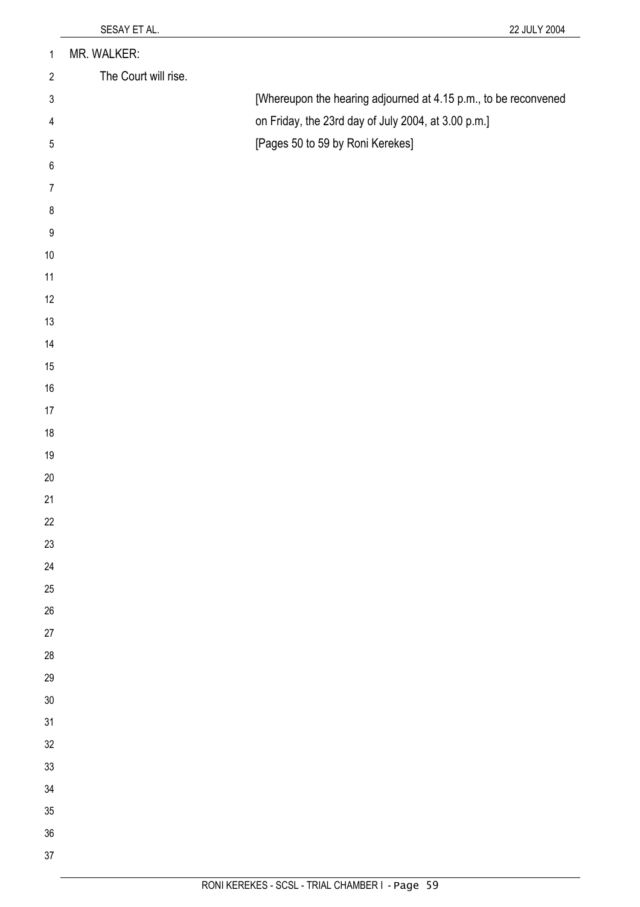MR. WALKER:

The Court will rise.

[Whereupon the hearing adjourned at 4.15 p.m., to be reconvened on Friday, the 23rd day of July 2004, at 3.00 p.m.]

[Pages 50 to 59 by Roni Kerekes]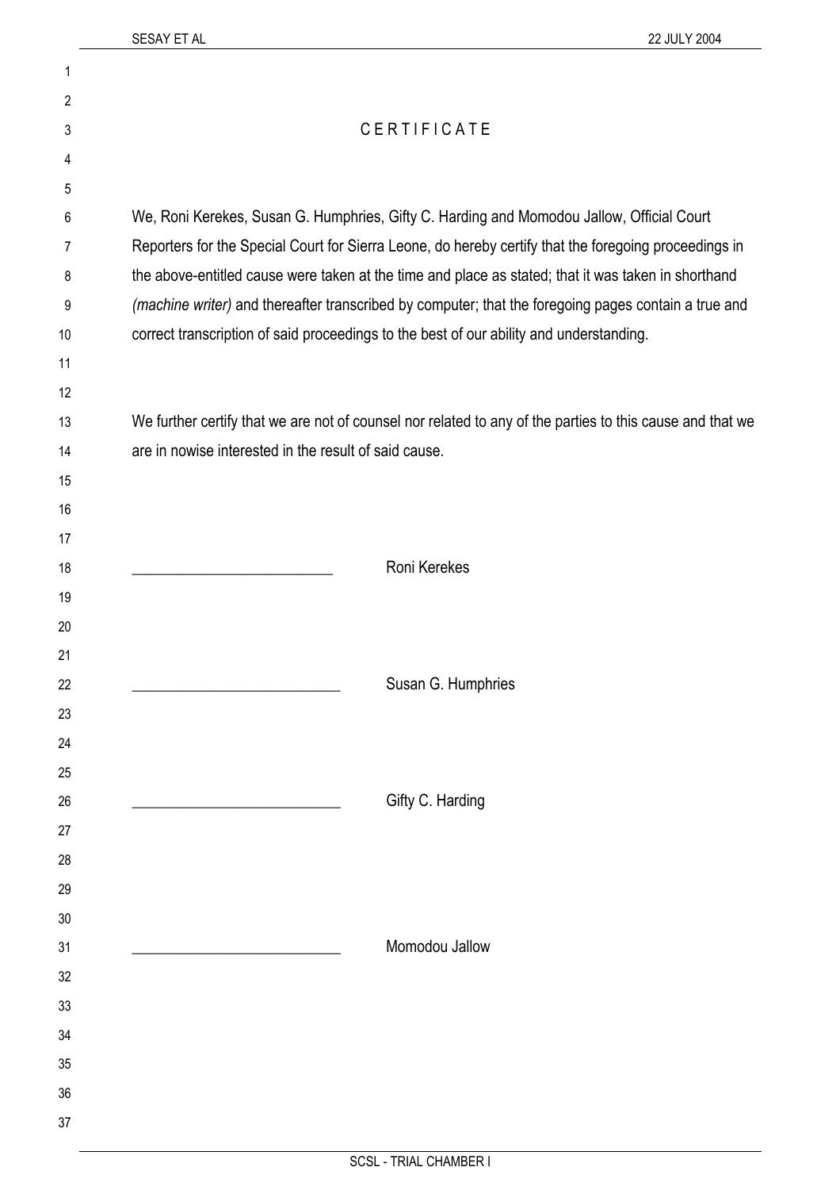# C E R T I F I C A T E

We, Roni Kerekes, Susan G. Humphries, Gifty C. Harding and Momodou Jallow, Official Court Reporters for the Special Court for Sierra Leone, do hereby certify that the foregoing proceedings in the above-entitled cause were taken at the time and place as stated; that it was taken in shorthand *(machine writer)* and thereafter transcribed by computer; that the foregoing pages contain a true and correct transcription of said proceedings to the best of our ability and understanding.

We further certify that we are not of counsel nor related to any of the parties to this cause and that we are in nowise interested in the result of said cause.

\_\_\_\_\_\_\_\_\_\_\_\_\_\_\_\_\_\_\_\_\_\_\_\_\_\_ Roni Kerekes

\_\_\_\_\_\_\_\_\_\_\_\_\_\_\_\_\_\_\_\_\_\_\_\_\_\_ Susan G. Humphries

\_\_\_\_\_\_\_\_\_\_\_\_\_\_\_\_\_\_\_\_\_\_\_\_\_\_ Gifty C. Harding

\_\_\_\_\_\_\_\_\_\_\_\_\_\_\_\_\_\_\_\_\_\_\_\_\_\_ Momodou Jallow